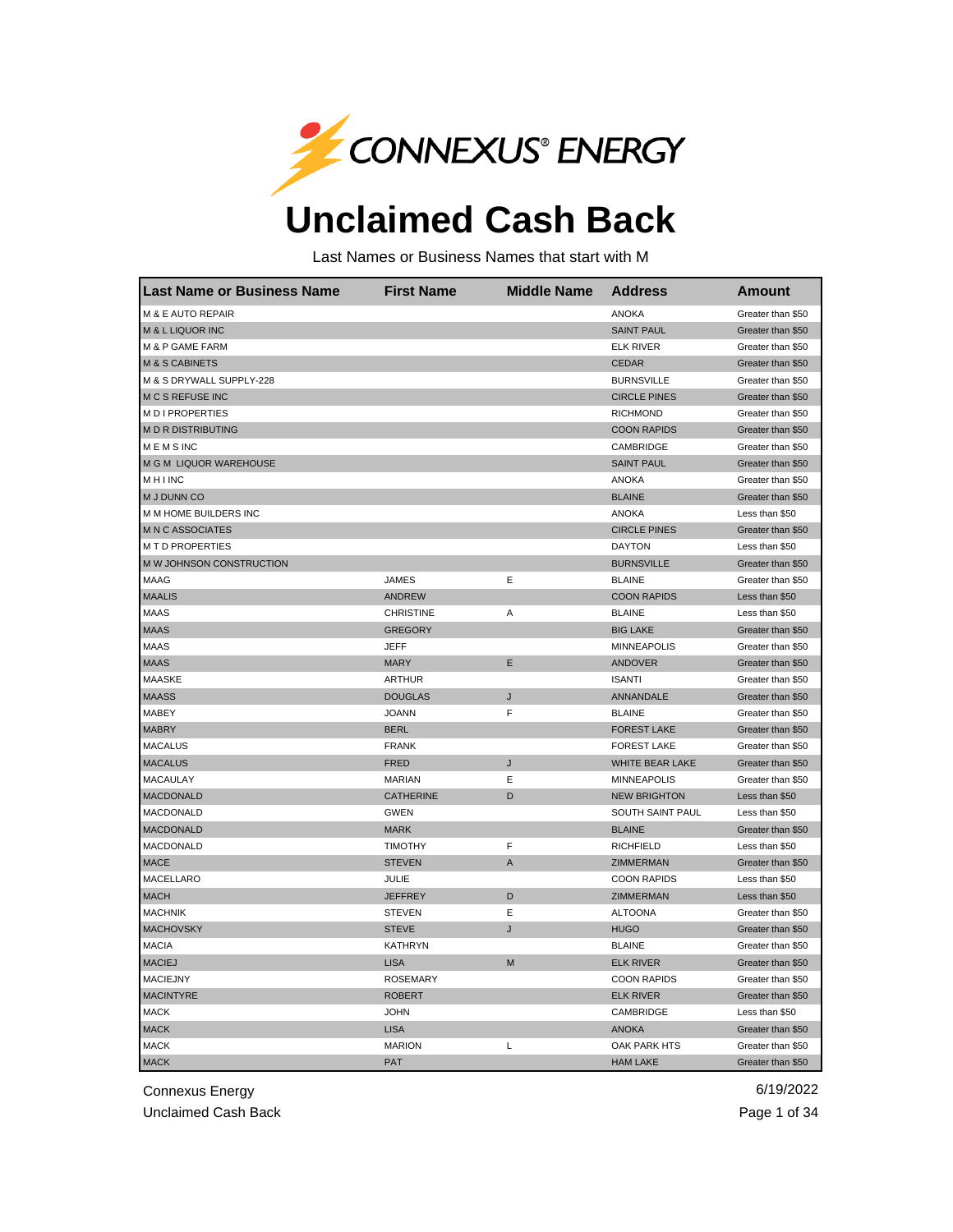CONNEXUS® ENERGY

# Unclaimed Cash Back

Last Names or Business Names that start with M

| Last Name or Business Name | First Name | Middle Name | Address | Amount |
|---|---|---|---|---|
| M & E AUTO REPAIR | | | ANOKA | Greater than $50 |
| M & L LIQUOR INC | | | SAINT PAUL | Greater than $50 |
| M & P GAME FARM | | | ELK RIVER | Greater than $50 |
| M & S CABINETS | | | CEDAR | Greater than $50 |
| M & S DRYWALL SUPPLY-228 | | | BURNSVILLE | Greater than $50 |
| M C S REFUSE INC | | | CIRCLE PINES | Greater than $50 |
| M D I PROPERTIES | | | RICHMOND | Greater than $50 |
| M D R DISTRIBUTING | | | COON RAPIDS | Greater than $50 |
| M E M S INC | | | CAMBRIDGE | Greater than $50 |
| M G M LIQUOR WAREHOUSE | | | SAINT PAUL | Greater than $50 |
| M H I INC | | | ANOKA | Greater than $50 |
| M J DUNN CO | | | BLAINE | Greater than $50 |
| M M HOME BUILDERS INC | | | ANOKA | Less than $50 |
| M N C ASSOCIATES | | | CIRCLE PINES | Greater than $50 |
| M T D PROPERTIES | | | DAYTON | Less than $50 |
| M W JOHNSON CONSTRUCTION | | | BURNSVILLE | Greater than $50 |
| MAAG | JAMES | E | BLAINE | Greater than $50 |
| MAALIS | ANDREW | | COON RAPIDS | Less than $50 |
| MAAS | CHRISTINE | A | BLAINE | Less than $50 |
| MAAS | GREGORY | | BIG LAKE | Greater than $50 |
| MAAS | JEFF | | MINNEAPOLIS | Greater than $50 |
| MAAS | MARY | E | ANDOVER | Greater than $50 |
| MAASKE | ARTHUR | | ISANTI | Greater than $50 |
| MAASS | DOUGLAS | J | ANNANDALE | Greater than $50 |
| MABEY | JOANN | F | BLAINE | Greater than $50 |
| MABRY | BERL | | FOREST LAKE | Greater than $50 |
| MACALUS | FRANK | | FOREST LAKE | Greater than $50 |
| MACALUS | FRED | J | WHITE BEAR LAKE | Greater than $50 |
| MACAULAY | MARIAN | E | MINNEAPOLIS | Greater than $50 |
| MACDONALD | CATHERINE | D | NEW BRIGHTON | Less than $50 |
| MACDONALD | GWEN | | SOUTH SAINT PAUL | Less than $50 |
| MACDONALD | MARK | | BLAINE | Greater than $50 |
| MACDONALD | TIMOTHY | F | RICHFIELD | Less than $50 |
| MACE | STEVEN | A | ZIMMERMAN | Greater than $50 |
| MACELLARO | JULIE | | COON RAPIDS | Less than $50 |
| MACH | JEFFREY | D | ZIMMERMAN | Less than $50 |
| MACHNIK | STEVEN | E | ALTOONA | Greater than $50 |
| MACHOVSKY | STEVE | J | HUGO | Greater than $50 |
| MACIA | KATHRYN | | BLAINE | Greater than $50 |
| MACIEJ | LISA | M | ELK RIVER | Greater than $50 |
| MACIEJNY | ROSEMARY | | COON RAPIDS | Greater than $50 |
| MACINTYRE | ROBERT | | ELK RIVER | Greater than $50 |
| MACK | JOHN | | CAMBRIDGE | Less than $50 |
| MACK | LISA | | ANOKA | Greater than $50 |
| MACK | MARION | L | OAK PARK HTS | Greater than $50 |
| MACK | PAT | | HAM LAKE | Greater than $50 |

Connexus Energy
Unclaimed Cash Back
6/19/2022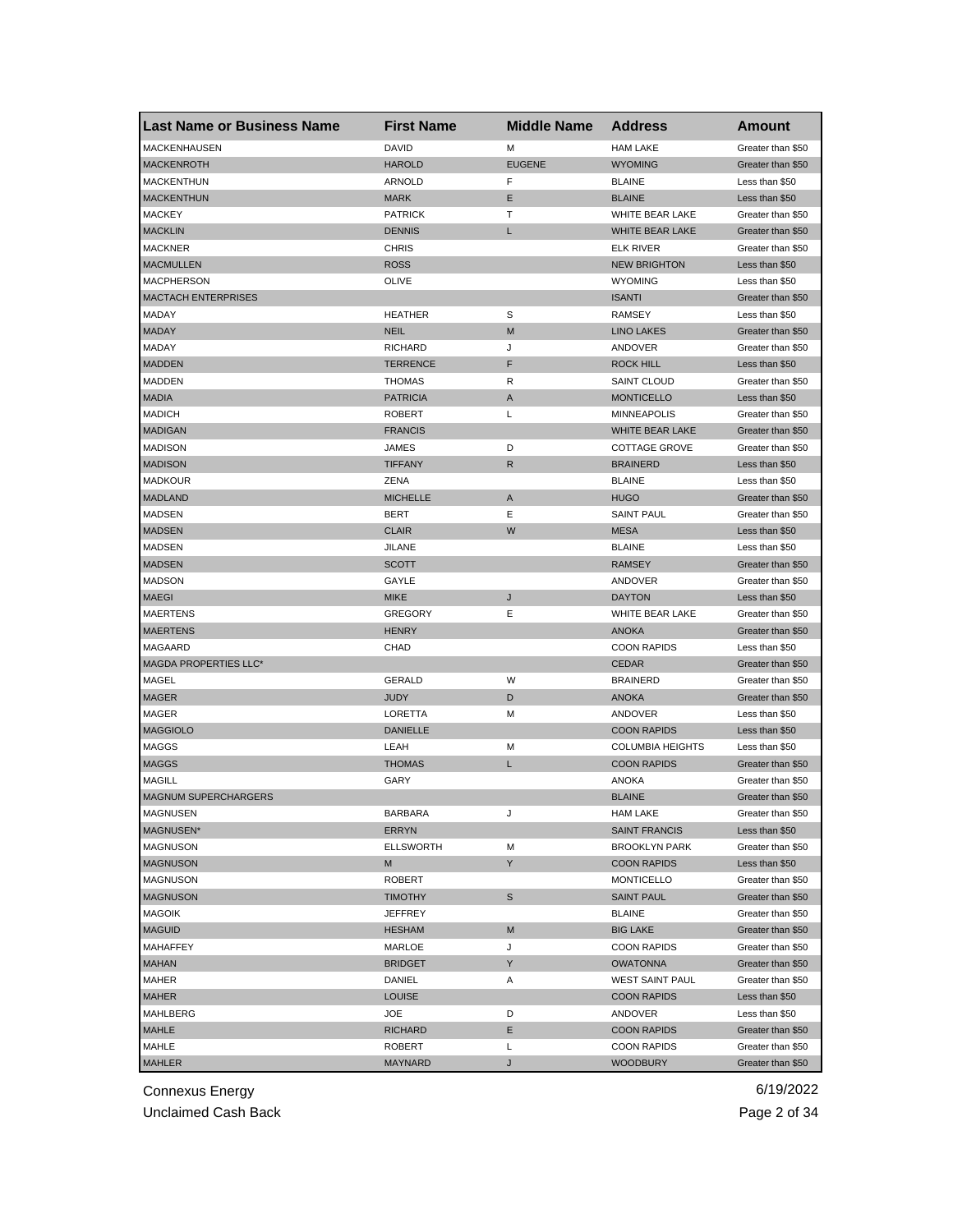| Last Name or Business Name | First Name | Middle Name | Address | Amount |
|---|---|---|---|---|
| MACKENHAUSEN | DAVID | M | HAM LAKE | Greater than $50 |
| MACKENROTH | HAROLD | EUGENE | WYOMING | Greater than $50 |
| MACKENTHUN | ARNOLD | F | BLAINE | Less than $50 |
| MACKENTHUN | MARK | E | BLAINE | Less than $50 |
| MACKEY | PATRICK | T | WHITE BEAR LAKE | Greater than $50 |
| MACKLIN | DENNIS | L | WHITE BEAR LAKE | Greater than $50 |
| MACKNER | CHRIS | | ELK RIVER | Greater than $50 |
| MACMULLEN | ROSS | | NEW BRIGHTON | Less than $50 |
| MACPHERSON | OLIVE | | WYOMING | Less than $50 |
| MACTACH ENTERPRISES | | | ISANTI | Greater than $50 |
| MADAY | HEATHER | S | RAMSEY | Less than $50 |
| MADAY | NEIL | M | LINO LAKES | Greater than $50 |
| MADAY | RICHARD | J | ANDOVER | Greater than $50 |
| MADDEN | TERRENCE | F | ROCK HILL | Less than $50 |
| MADDEN | THOMAS | R | SAINT CLOUD | Greater than $50 |
| MADIA | PATRICIA | A | MONTICELLO | Less than $50 |
| MADICH | ROBERT | L | MINNEAPOLIS | Greater than $50 |
| MADIGAN | FRANCIS | | WHITE BEAR LAKE | Greater than $50 |
| MADISON | JAMES | D | COTTAGE GROVE | Greater than $50 |
| MADISON | TIFFANY | R | BRAINERD | Less than $50 |
| MADKOUR | ZENA | | BLAINE | Less than $50 |
| MADLAND | MICHELLE | A | HUGO | Greater than $50 |
| MADSEN | BERT | E | SAINT PAUL | Greater than $50 |
| MADSEN | CLAIR | W | MESA | Less than $50 |
| MADSEN | JILANE | | BLAINE | Less than $50 |
| MADSEN | SCOTT | | RAMSEY | Greater than $50 |
| MADSON | GAYLE | | ANDOVER | Greater than $50 |
| MAEGI | MIKE | J | DAYTON | Less than $50 |
| MAERTENS | GREGORY | E | WHITE BEAR LAKE | Greater than $50 |
| MAERTENS | HENRY | | ANOKA | Greater than $50 |
| MAGAARD | CHAD | | COON RAPIDS | Less than $50 |
| MAGDA PROPERTIES LLC* | | | CEDAR | Greater than $50 |
| MAGEL | GERALD | W | BRAINERD | Greater than $50 |
| MAGER | JUDY | D | ANOKA | Greater than $50 |
| MAGER | LORETTA | M | ANDOVER | Less than $50 |
| MAGGIOLO | DANIELLE | | COON RAPIDS | Less than $50 |
| MAGGS | LEAH | M | COLUMBIA HEIGHTS | Less than $50 |
| MAGGS | THOMAS | L | COON RAPIDS | Greater than $50 |
| MAGILL | GARY | | ANOKA | Greater than $50 |
| MAGNUM SUPERCHARGERS | | | BLAINE | Greater than $50 |
| MAGNUSEN | BARBARA | J | HAM LAKE | Greater than $50 |
| MAGNUSEN* | ERRYN | | SAINT FRANCIS | Less than $50 |
| MAGNUSON | ELLSWORTH | M | BROOKLYN PARK | Greater than $50 |
| MAGNUSON | M | Y | COON RAPIDS | Less than $50 |
| MAGNUSON | ROBERT | | MONTICELLO | Greater than $50 |
| MAGNUSON | TIMOTHY | S | SAINT PAUL | Greater than $50 |
| MAGOIK | JEFFREY | | BLAINE | Greater than $50 |
| MAGUID | HESHAM | M | BIG LAKE | Greater than $50 |
| MAHAFFEY | MARLOE | J | COON RAPIDS | Greater than $50 |
| MAHAN | BRIDGET | Y | OWATONNA | Greater than $50 |
| MAHER | DANIEL | A | WEST SAINT PAUL | Greater than $50 |
| MAHER | LOUISE | | COON RAPIDS | Less than $50 |
| MAHLBERG | JOE | D | ANDOVER | Less than $50 |
| MAHLE | RICHARD | E | COON RAPIDS | Greater than $50 |
| MAHLE | ROBERT | L | COON RAPIDS | Greater than $50 |
| MAHLER | MAYNARD | J | WOODBURY | Greater than $50 |

Connexus Energy 6/19/2022

Unclaimed Cash Back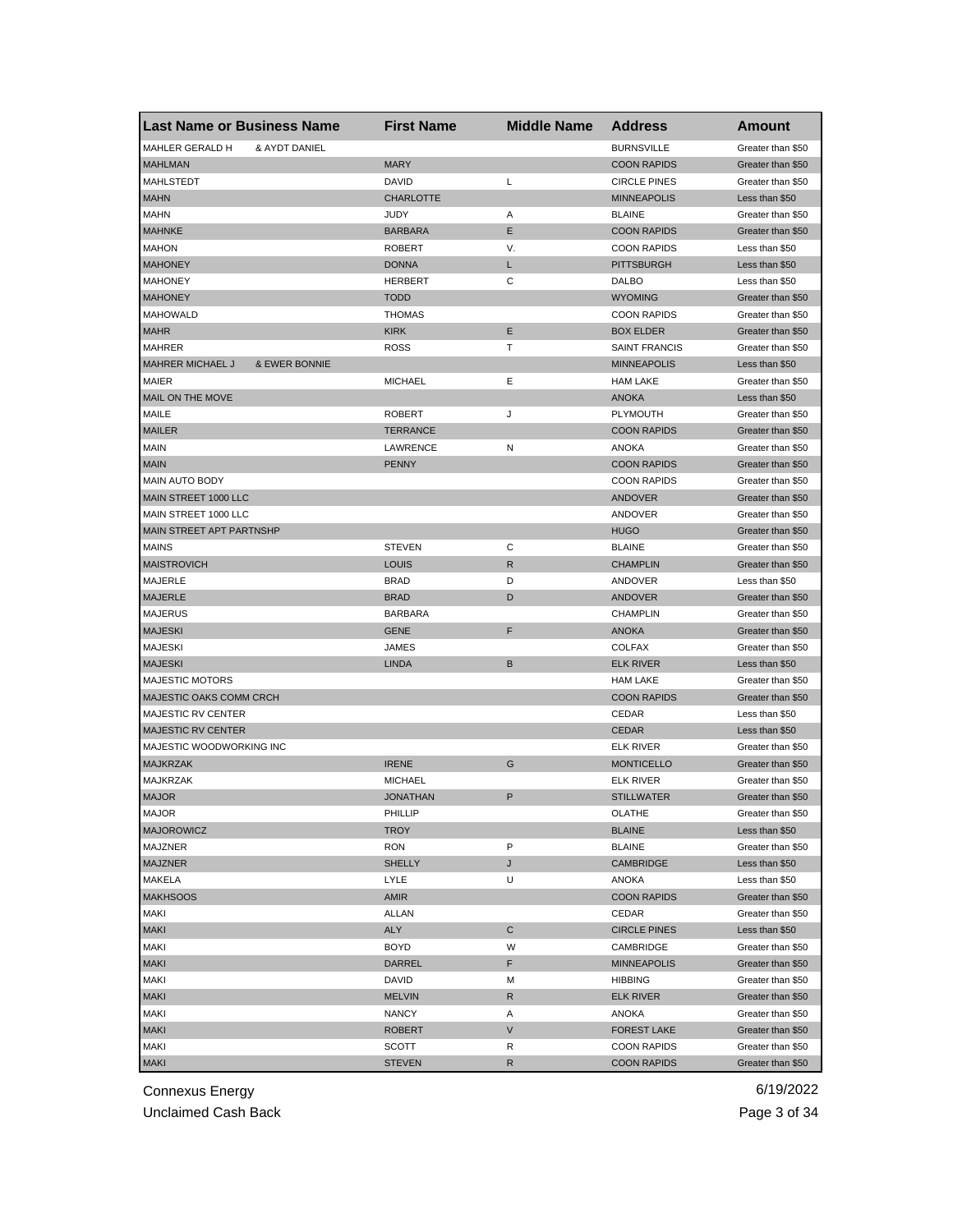| Last Name or Business Name | First Name | Middle Name | Address | Amount |
|---|---|---|---|---|
| MAHLER GERALD H & AYDT DANIEL | | | BURNSVILLE | Greater than $50 |
| MAHLMAN | MARY | | COON RAPIDS | Greater than $50 |
| MAHLSTEDT | DAVID | L | CIRCLE PINES | Greater than $50 |
| MAHN | CHARLOTTE | | MINNEAPOLIS | Less than $50 |
| MAHN | JUDY | A | BLAINE | Greater than $50 |
| MAHNKE | BARBARA | E | COON RAPIDS | Greater than $50 |
| MAHON | ROBERT | V. | COON RAPIDS | Less than $50 |
| MAHONEY | DONNA | L | PITTSBURGH | Less than $50 |
| MAHONEY | HERBERT | C | DALBO | Less than $50 |
| MAHONEY | TODD | | WYOMING | Greater than $50 |
| MAHOWALD | THOMAS | | COON RAPIDS | Greater than $50 |
| MAHR | KIRK | E | BOX ELDER | Greater than $50 |
| MAHRER | ROSS | T | SAINT FRANCIS | Greater than $50 |
| MAHRER MICHAEL J & EWER BONNIE | | | MINNEAPOLIS | Less than $50 |
| MAIER | MICHAEL | E | HAM LAKE | Greater than $50 |
| MAIL ON THE MOVE | | | ANOKA | Less than $50 |
| MAILE | ROBERT | J | PLYMOUTH | Greater than $50 |
| MAILER | TERRANCE | | COON RAPIDS | Greater than $50 |
| MAIN | LAWRENCE | N | ANOKA | Greater than $50 |
| MAIN | PENNY | | COON RAPIDS | Greater than $50 |
| MAIN AUTO BODY | | | COON RAPIDS | Greater than $50 |
| MAIN STREET 1000 LLC | | | ANDOVER | Greater than $50 |
| MAIN STREET 1000 LLC | | | ANDOVER | Greater than $50 |
| MAIN STREET APT PARTNSHP | | | HUGO | Greater than $50 |
| MAINS | STEVEN | C | BLAINE | Greater than $50 |
| MAISTROVICH | LOUIS | R | CHAMPLIN | Greater than $50 |
| MAJERLE | BRAD | D | ANDOVER | Less than $50 |
| MAJERLE | BRAD | D | ANDOVER | Greater than $50 |
| MAJERUS | BARBARA | | CHAMPLIN | Greater than $50 |
| MAJESKI | GENE | F | ANOKA | Greater than $50 |
| MAJESKI | JAMES | | COLFAX | Greater than $50 |
| MAJESKI | LINDA | B | ELK RIVER | Less than $50 |
| MAJESTIC MOTORS | | | HAM LAKE | Greater than $50 |
| MAJESTIC OAKS COMM CRCH | | | COON RAPIDS | Greater than $50 |
| MAJESTIC RV CENTER | | | CEDAR | Less than $50 |
| MAJESTIC RV CENTER | | | CEDAR | Less than $50 |
| MAJESTIC WOODWORKING INC | | | ELK RIVER | Greater than $50 |
| MAJKRZAK | IRENE | G | MONTICELLO | Greater than $50 |
| MAJKRZAK | MICHAEL | | ELK RIVER | Greater than $50 |
| MAJOR | JONATHAN | P | STILLWATER | Greater than $50 |
| MAJOR | PHILLIP | | OLATHE | Greater than $50 |
| MAJOROWICZ | TROY | | BLAINE | Less than $50 |
| MAJZNER | RON | P | BLAINE | Greater than $50 |
| MAJZNER | SHELLY | J | CAMBRIDGE | Less than $50 |
| MAKELA | LYLE | U | ANOKA | Less than $50 |
| MAKHSOOS | AMIR | | COON RAPIDS | Greater than $50 |
| MAKI | ALLAN | | CEDAR | Greater than $50 |
| MAKI | ALY | C | CIRCLE PINES | Less than $50 |
| MAKI | BOYD | W | CAMBRIDGE | Greater than $50 |
| MAKI | DARREL | F | MINNEAPOLIS | Greater than $50 |
| MAKI | DAVID | M | HIBBING | Greater than $50 |
| MAKI | MELVIN | R | ELK RIVER | Greater than $50 |
| MAKI | NANCY | A | ANOKA | Greater than $50 |
| MAKI | ROBERT | V | FOREST LAKE | Greater than $50 |
| MAKI | SCOTT | R | COON RAPIDS | Greater than $50 |
| MAKI | STEVEN | R | COON RAPIDS | Greater than $50 |

Connexus Energy
Unclaimed Cash Back

6/19/2022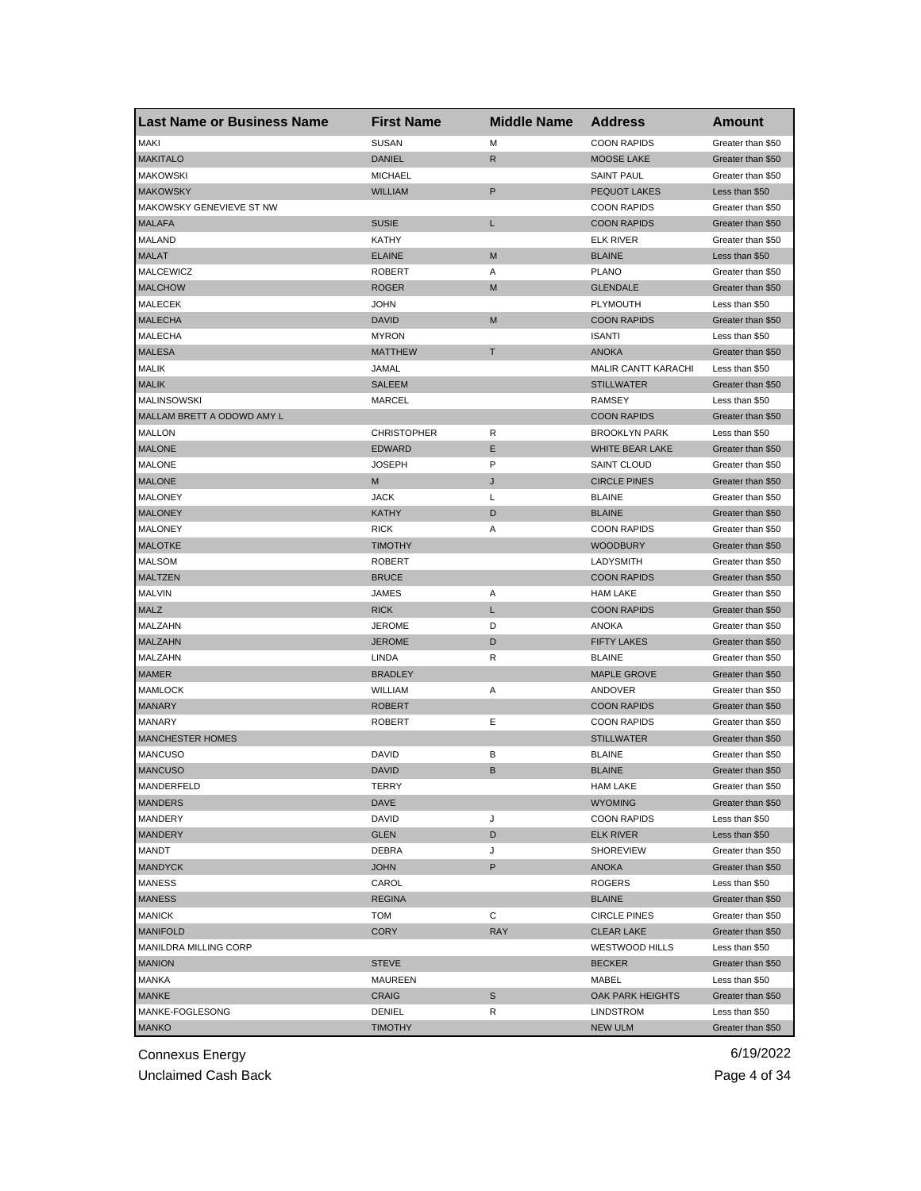| Last Name or Business Name | First Name | Middle Name | Address | Amount |
| --- | --- | --- | --- | --- |
| MAKI | SUSAN | M | COON RAPIDS | Greater than $50 |
| MAKITALO | DANIEL | R | MOOSE LAKE | Greater than $50 |
| MAKOWSKI | MICHAEL | | SAINT PAUL | Greater than $50 |
| MAKOWSKY | WILLIAM | P | PEQUOT LAKES | Less than $50 |
| MAKOWSKY GENEVIEVE ST NW | | | COON RAPIDS | Greater than $50 |
| MALAFA | SUSIE | L | COON RAPIDS | Greater than $50 |
| MALAND | KATHY | | ELK RIVER | Greater than $50 |
| MALAT | ELAINE | M | BLAINE | Less than $50 |
| MALCEWICZ | ROBERT | A | PLANO | Greater than $50 |
| MALCHOW | ROGER | M | GLENDALE | Greater than $50 |
| MALECEK | JOHN | | PLYMOUTH | Less than $50 |
| MALECHA | DAVID | M | COON RAPIDS | Greater than $50 |
| MALECHA | MYRON | | ISANTI | Less than $50 |
| MALESA | MATTHEW | T | ANOKA | Greater than $50 |
| MALIK | JAMAL | | MALIR CANTT KARACHI | Less than $50 |
| MALIK | SALEEM | | STILLWATER | Greater than $50 |
| MALINSOWSKI | MARCEL | | RAMSEY | Less than $50 |
| MALLAM BRETT A ODOWD AMY L | | | COON RAPIDS | Greater than $50 |
| MALLON | CHRISTOPHER | R | BROOKLYN PARK | Less than $50 |
| MALONE | EDWARD | E | WHITE BEAR LAKE | Greater than $50 |
| MALONE | JOSEPH | P | SAINT CLOUD | Greater than $50 |
| MALONE | M | J | CIRCLE PINES | Greater than $50 |
| MALONEY | JACK | L | BLAINE | Greater than $50 |
| MALONEY | KATHY | D | BLAINE | Greater than $50 |
| MALONEY | RICK | A | COON RAPIDS | Greater than $50 |
| MALOTKE | TIMOTHY | | WOODBURY | Greater than $50 |
| MALSOM | ROBERT | | LADYSMITH | Greater than $50 |
| MALTZEN | BRUCE | | COON RAPIDS | Greater than $50 |
| MALVIN | JAMES | A | HAM LAKE | Greater than $50 |
| MALZ | RICK | L | COON RAPIDS | Greater than $50 |
| MALZAHN | JEROME | D | ANOKA | Greater than $50 |
| MALZAHN | JEROME | D | FIFTY LAKES | Greater than $50 |
| MALZAHN | LINDA | R | BLAINE | Greater than $50 |
| MAMER | BRADLEY | | MAPLE GROVE | Greater than $50 |
| MAMLOCK | WILLIAM | A | ANDOVER | Greater than $50 |
| MANARY | ROBERT | | COON RAPIDS | Greater than $50 |
| MANARY | ROBERT | E | COON RAPIDS | Greater than $50 |
| MANCHESTER HOMES | | | STILLWATER | Greater than $50 |
| MANCUSO | DAVID | B | BLAINE | Greater than $50 |
| MANCUSO | DAVID | B | BLAINE | Greater than $50 |
| MANDERFELD | TERRY | | HAM LAKE | Greater than $50 |
| MANDERS | DAVE | | WYOMING | Greater than $50 |
| MANDERY | DAVID | J | COON RAPIDS | Less than $50 |
| MANDERY | GLEN | D | ELK RIVER | Less than $50 |
| MANDT | DEBRA | J | SHOREVIEW | Greater than $50 |
| MANDYCK | JOHN | P | ANOKA | Greater than $50 |
| MANESS | CAROL | | ROGERS | Less than $50 |
| MANESS | REGINA | | BLAINE | Greater than $50 |
| MANICK | TOM | C | CIRCLE PINES | Greater than $50 |
| MANIFOLD | CORY | RAY | CLEAR LAKE | Greater than $50 |
| MANILDRA MILLING CORP | | | WESTWOOD HILLS | Less than $50 |
| MANION | STEVE | | BECKER | Greater than $50 |
| MANKA | MAUREEN | | MABEL | Less than $50 |
| MANKE | CRAIG | S | OAK PARK HEIGHTS | Greater than $50 |
| MANKE-FOGLESONG | DENIEL | R | LINDSTROM | Less than $50 |
| MANKO | TIMOTHY | | NEW ULM | Greater than $50 |

Connexus Energy 6/19/2022

Unclaimed Cash Back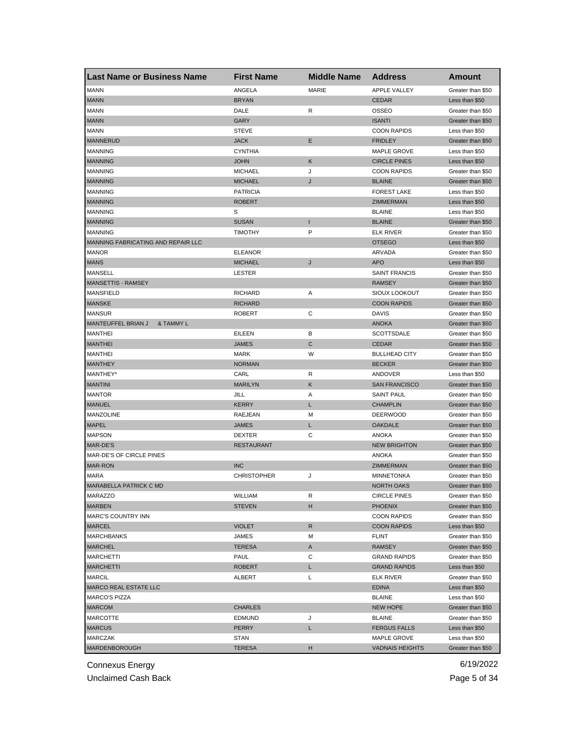| Last Name or Business Name | First Name | Middle Name | Address | Amount |
|---|---|---|---|---|
| MANN | ANGELA | MARIE | APPLE VALLEY | Greater than $50 |
| MANN | BRYAN | | CEDAR | Less than $50 |
| MANN | DALE | R | OSSEO | Greater than $50 |
| MANN | GARY | | ISANTI | Greater than $50 |
| MANN | STEVE | | COON RAPIDS | Less than $50 |
| MANNERUD | JACK | E | FRIDLEY | Greater than $50 |
| MANNING | CYNTHIA | | MAPLE GROVE | Less than $50 |
| MANNING | JOHN | K | CIRCLE PINES | Less than $50 |
| MANNING | MICHAEL | J | COON RAPIDS | Greater than $50 |
| MANNING | MICHAEL | J | BLAINE | Greater than $50 |
| MANNING | PATRICIA | | FOREST LAKE | Less than $50 |
| MANNING | ROBERT | | ZIMMERMAN | Less than $50 |
| MANNING | S | | BLAINE | Less than $50 |
| MANNING | SUSAN | I | BLAINE | Greater than $50 |
| MANNING | TIMOTHY | P | ELK RIVER | Greater than $50 |
| MANNING FABRICATING AND REPAIR LLC | | | OTSEGO | Less than $50 |
| MANOR | ELEANOR | | ARVADA | Greater than $50 |
| MANS | MICHAEL | J | APO | Less than $50 |
| MANSELL | LESTER | | SAINT FRANCIS | Greater than $50 |
| MANSETTIS - RAMSEY | | | RAMSEY | Greater than $50 |
| MANSFIELD | RICHARD | A | SIOUX LOOKOUT | Greater than $50 |
| MANSKE | RICHARD | | COON RAPIDS | Greater than $50 |
| MANSUR | ROBERT | C | DAVIS | Greater than $50 |
| MANTEUFFEL BRIAN J & TAMMY L | | | ANOKA | Greater than $50 |
| MANTHEI | EILEEN | B | SCOTTSDALE | Greater than $50 |
| MANTHEI | JAMES | C | CEDAR | Greater than $50 |
| MANTHEI | MARK | W | BULLHEAD CITY | Greater than $50 |
| MANTHEY | NORMAN | | BECKER | Greater than $50 |
| MANTHEY* | CARL | R | ANDOVER | Less than $50 |
| MANTINI | MARILYN | K | SAN FRANCISCO | Greater than $50 |
| MANTOR | JILL | A | SAINT PAUL | Greater than $50 |
| MANUEL | KERRY | L | CHAMPLIN | Greater than $50 |
| MANZOLINE | RAEJEAN | M | DEERWOOD | Greater than $50 |
| MAPEL | JAMES | L | OAKDALE | Greater than $50 |
| MAPSON | DEXTER | C | ANOKA | Greater than $50 |
| MAR-DE'S | RESTAURANT | | NEW BRIGHTON | Greater than $50 |
| MAR-DE'S OF CIRCLE PINES | | | ANOKA | Greater than $50 |
| MAR-RON | INC | | ZIMMERMAN | Greater than $50 |
| MARA | CHRISTOPHER | J | MINNETONKA | Greater than $50 |
| MARABELLA PATRICK C MD | | | NORTH OAKS | Greater than $50 |
| MARAZZO | WILLIAM | R | CIRCLE PINES | Greater than $50 |
| MARBEN | STEVEN | H | PHOENIX | Greater than $50 |
| MARC'S COUNTRY INN | | | COON RAPIDS | Greater than $50 |
| MARCEL | VIOLET | R | COON RAPIDS | Less than $50 |
| MARCHBANKS | JAMES | M | FLINT | Greater than $50 |
| MARCHEL | TERESA | A | RAMSEY | Greater than $50 |
| MARCHETTI | PAUL | C | GRAND RAPIDS | Greater than $50 |
| MARCHETTI | ROBERT | L | GRAND RAPIDS | Less than $50 |
| MARCIL | ALBERT | L | ELK RIVER | Greater than $50 |
| MARCO REAL ESTATE LLC | | | EDINA | Less than $50 |
| MARCO'S PIZZA | | | BLAINE | Less than $50 |
| MARCOM | CHARLES | | NEW HOPE | Greater than $50 |
| MARCOTTE | EDMUND | J | BLAINE | Greater than $50 |
| MARCUS | PERRY | L | FERGUS FALLS | Less than $50 |
| MARCZAK | STAN | | MAPLE GROVE | Less than $50 |
| MARDENBOROUGH | TERESA | H | VADNAIS HEIGHTS | Greater than $50 |

Connexus Energy
Unclaimed Cash Back

6/19/2022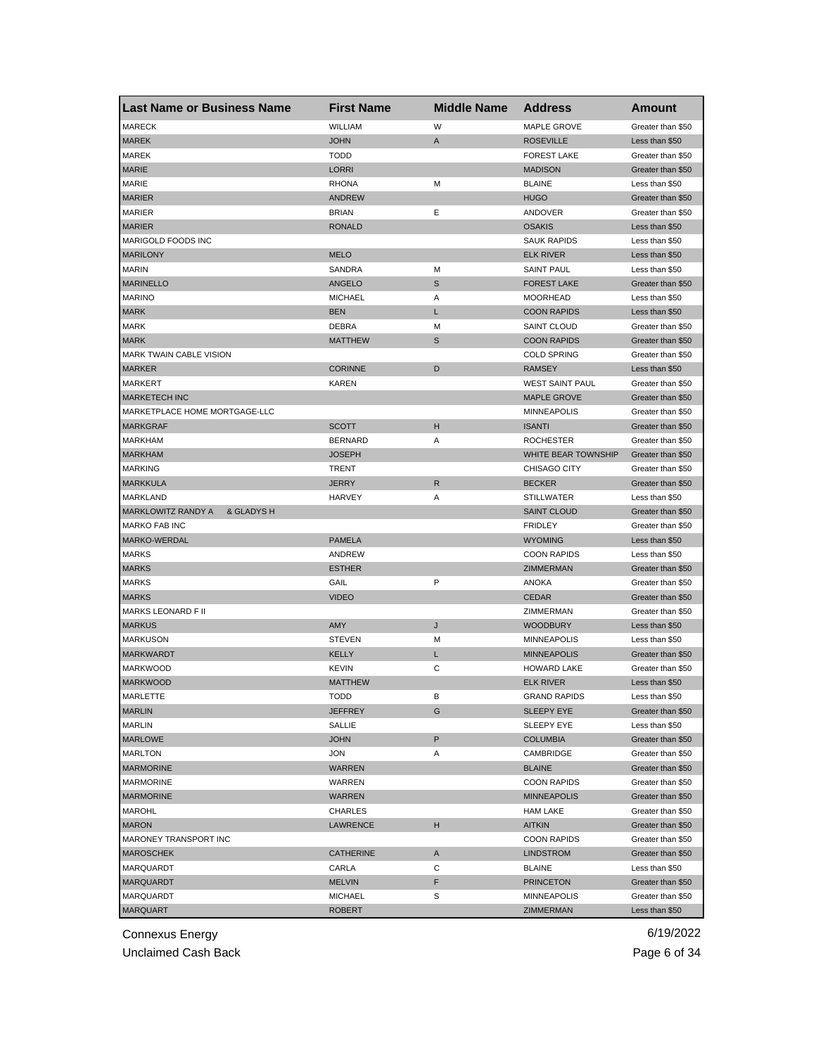| Last Name or Business Name | First Name | Middle Name | Address | Amount |
|---|---|---|---|---|
| MARECK | WILLIAM | W | MAPLE GROVE | Greater than $50 |
| MAREK | JOHN | A | ROSEVILLE | Less than $50 |
| MAREK | TODD | | FOREST LAKE | Greater than $50 |
| MARIE | LORRI | | MADISON | Greater than $50 |
| MARIE | RHONA | M | BLAINE | Less than $50 |
| MARIER | ANDREW | | HUGO | Greater than $50 |
| MARIER | BRIAN | E | ANDOVER | Greater than $50 |
| MARIER | RONALD | | OSAKIS | Less than $50 |
| MARIGOLD FOODS INC | | | SAUK RAPIDS | Less than $50 |
| MARILONY | MELO | | ELK RIVER | Less than $50 |
| MARIN | SANDRA | M | SAINT PAUL | Less than $50 |
| MARINELLO | ANGELO | S | FOREST LAKE | Greater than $50 |
| MARINO | MICHAEL | A | MOORHEAD | Less than $50 |
| MARK | BEN | L | COON RAPIDS | Less than $50 |
| MARK | DEBRA | M | SAINT CLOUD | Greater than $50 |
| MARK | MATTHEW | S | COON RAPIDS | Greater than $50 |
| MARK TWAIN CABLE VISION | | | COLD SPRING | Greater than $50 |
| MARKER | CORINNE | D | RAMSEY | Less than $50 |
| MARKERT | KAREN | | WEST SAINT PAUL | Greater than $50 |
| MARKETECH INC | | | MAPLE GROVE | Greater than $50 |
| MARKETPLACE HOME MORTGAGE-LLC | | | MINNEAPOLIS | Greater than $50 |
| MARKGRAF | SCOTT | H | ISANTI | Greater than $50 |
| MARKHAM | BERNARD | A | ROCHESTER | Greater than $50 |
| MARKHAM | JOSEPH | | WHITE BEAR TOWNSHIP | Greater than $50 |
| MARKING | TRENT | | CHISAGO CITY | Greater than $50 |
| MARKKULA | JERRY | R | BECKER | Greater than $50 |
| MARKLAND | HARVEY | A | STILLWATER | Less than $50 |
| MARKLOWITZ RANDY A & GLADYS H | | | SAINT CLOUD | Greater than $50 |
| MARKO FAB INC | | | FRIDLEY | Greater than $50 |
| MARKO-WERDAL | PAMELA | | WYOMING | Less than $50 |
| MARKS | ANDREW | | COON RAPIDS | Less than $50 |
| MARKS | ESTHER | | ZIMMERMAN | Greater than $50 |
| MARKS | GAIL | P | ANOKA | Greater than $50 |
| MARKS | VIDEO | | CEDAR | Greater than $50 |
| MARKS LEONARD F II | | | ZIMMERMAN | Greater than $50 |
| MARKUS | AMY | J | WOODBURY | Less than $50 |
| MARKUSON | STEVEN | M | MINNEAPOLIS | Less than $50 |
| MARKWARDT | KELLY | L | MINNEAPOLIS | Greater than $50 |
| MARKWOOD | KEVIN | C | HOWARD LAKE | Greater than $50 |
| MARKWOOD | MATTHEW | | ELK RIVER | Less than $50 |
| MARLETTE | TODD | B | GRAND RAPIDS | Less than $50 |
| MARLIN | JEFFREY | G | SLEEPY EYE | Greater than $50 |
| MARLIN | SALLIE | | SLEEPY EYE | Less than $50 |
| MARLOWE | JOHN | P | COLUMBIA | Greater than $50 |
| MARLTON | JON | A | CAMBRIDGE | Greater than $50 |
| MARMORINE | WARREN | | BLAINE | Greater than $50 |
| MARMORINE | WARREN | | COON RAPIDS | Greater than $50 |
| MARMORINE | WARREN | | MINNEAPOLIS | Greater than $50 |
| MAROHL | CHARLES | | HAM LAKE | Greater than $50 |
| MARON | LAWRENCE | H | AITKIN | Greater than $50 |
| MARONEY TRANSPORT INC | | | COON RAPIDS | Greater than $50 |
| MAROSCHEK | CATHERINE | A | LINDSTROM | Greater than $50 |
| MARQUARDT | CARLA | C | BLAINE | Less than $50 |
| MARQUARDT | MELVIN | F | PRINCETON | Greater than $50 |
| MARQUARDT | MICHAEL | S | MINNEAPOLIS | Greater than $50 |
| MARQUART | ROBERT | | ZIMMERMAN | Less than $50 |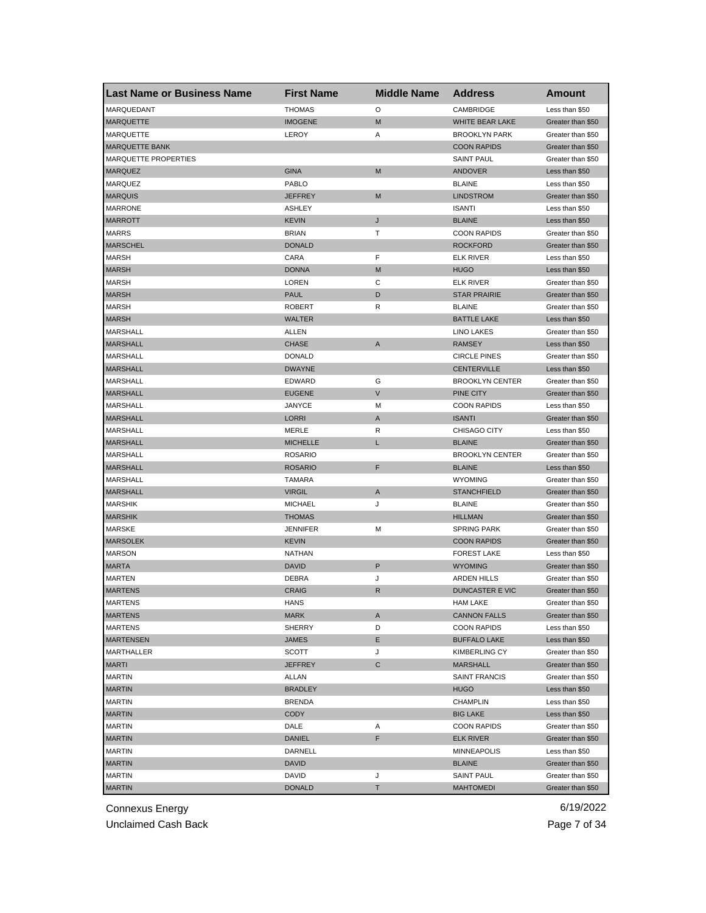| Last Name or Business Name | First Name | Middle Name | Address | Amount |
|---|---|---|---|---|
| MARQUEDANT | THOMAS | O | CAMBRIDGE | Less than $50 |
| MARQUETTE | IMOGENE | M | WHITE BEAR LAKE | Greater than $50 |
| MARQUETTE | LEROY | A | BROOKLYN PARK | Greater than $50 |
| MARQUETTE BANK | | | COON RAPIDS | Greater than $50 |
| MARQUETTE PROPERTIES | | | SAINT PAUL | Greater than $50 |
| MARQUEZ | GINA | M | ANDOVER | Less than $50 |
| MARQUEZ | PABLO | | BLAINE | Less than $50 |
| MARQUIS | JEFFREY | M | LINDSTROM | Greater than $50 |
| MARRONE | ASHLEY | | ISANTI | Less than $50 |
| MARROTT | KEVIN | J | BLAINE | Less than $50 |
| MARRS | BRIAN | T | COON RAPIDS | Greater than $50 |
| MARSCHEL | DONALD | | ROCKFORD | Greater than $50 |
| MARSH | CARA | F | ELK RIVER | Less than $50 |
| MARSH | DONNA | M | HUGO | Less than $50 |
| MARSH | LOREN | C | ELK RIVER | Greater than $50 |
| MARSH | PAUL | D | STAR PRAIRIE | Greater than $50 |
| MARSH | ROBERT | R | BLAINE | Greater than $50 |
| MARSH | WALTER | | BATTLE LAKE | Less than $50 |
| MARSHALL | ALLEN | | LINO LAKES | Greater than $50 |
| MARSHALL | CHASE | A | RAMSEY | Less than $50 |
| MARSHALL | DONALD | | CIRCLE PINES | Greater than $50 |
| MARSHALL | DWAYNE | | CENTERVILLE | Less than $50 |
| MARSHALL | EDWARD | G | BROOKLYN CENTER | Greater than $50 |
| MARSHALL | EUGENE | V | PINE CITY | Greater than $50 |
| MARSHALL | JANYCE | M | COON RAPIDS | Less than $50 |
| MARSHALL | LORRI | A | ISANTI | Greater than $50 |
| MARSHALL | MERLE | R | CHISAGO CITY | Less than $50 |
| MARSHALL | MICHELLE | L | BLAINE | Greater than $50 |
| MARSHALL | ROSARIO | | BROOKLYN CENTER | Greater than $50 |
| MARSHALL | ROSARIO | F | BLAINE | Less than $50 |
| MARSHALL | TAMARA | | WYOMING | Greater than $50 |
| MARSHALL | VIRGIL | A | STANCHFIELD | Greater than $50 |
| MARSHIK | MICHAEL | J | BLAINE | Greater than $50 |
| MARSHIK | THOMAS | | HILLMAN | Greater than $50 |
| MARSKE | JENNIFER | M | SPRING PARK | Greater than $50 |
| MARSOLEK | KEVIN | | COON RAPIDS | Greater than $50 |
| MARSON | NATHAN | | FOREST LAKE | Less than $50 |
| MARTA | DAVID | P | WYOMING | Greater than $50 |
| MARTEN | DEBRA | J | ARDEN HILLS | Greater than $50 |
| MARTENS | CRAIG | R | DUNCASTER E VIC | Greater than $50 |
| MARTENS | HANS | | HAM LAKE | Greater than $50 |
| MARTENS | MARK | A | CANNON FALLS | Greater than $50 |
| MARTENS | SHERRY | D | COON RAPIDS | Less than $50 |
| MARTENSEN | JAMES | E | BUFFALO LAKE | Less than $50 |
| MARTHALLER | SCOTT | J | KIMBERLING CY | Greater than $50 |
| MARTI | JEFFREY | C | MARSHALL | Greater than $50 |
| MARTIN | ALLAN | | SAINT FRANCIS | Greater than $50 |
| MARTIN | BRADLEY | | HUGO | Less than $50 |
| MARTIN | BRENDA | | CHAMPLIN | Less than $50 |
| MARTIN | CODY | | BIG LAKE | Less than $50 |
| MARTIN | DALE | A | COON RAPIDS | Greater than $50 |
| MARTIN | DANIEL | F | ELK RIVER | Greater than $50 |
| MARTIN | DARNELL | | MINNEAPOLIS | Less than $50 |
| MARTIN | DAVID | | BLAINE | Greater than $50 |
| MARTIN | DAVID | J | SAINT PAUL | Greater than $50 |
| MARTIN | DONALD | T | MAHTOMEDI | Greater than $50 |

Connexus Energy
Unclaimed Cash Back

6/19/2022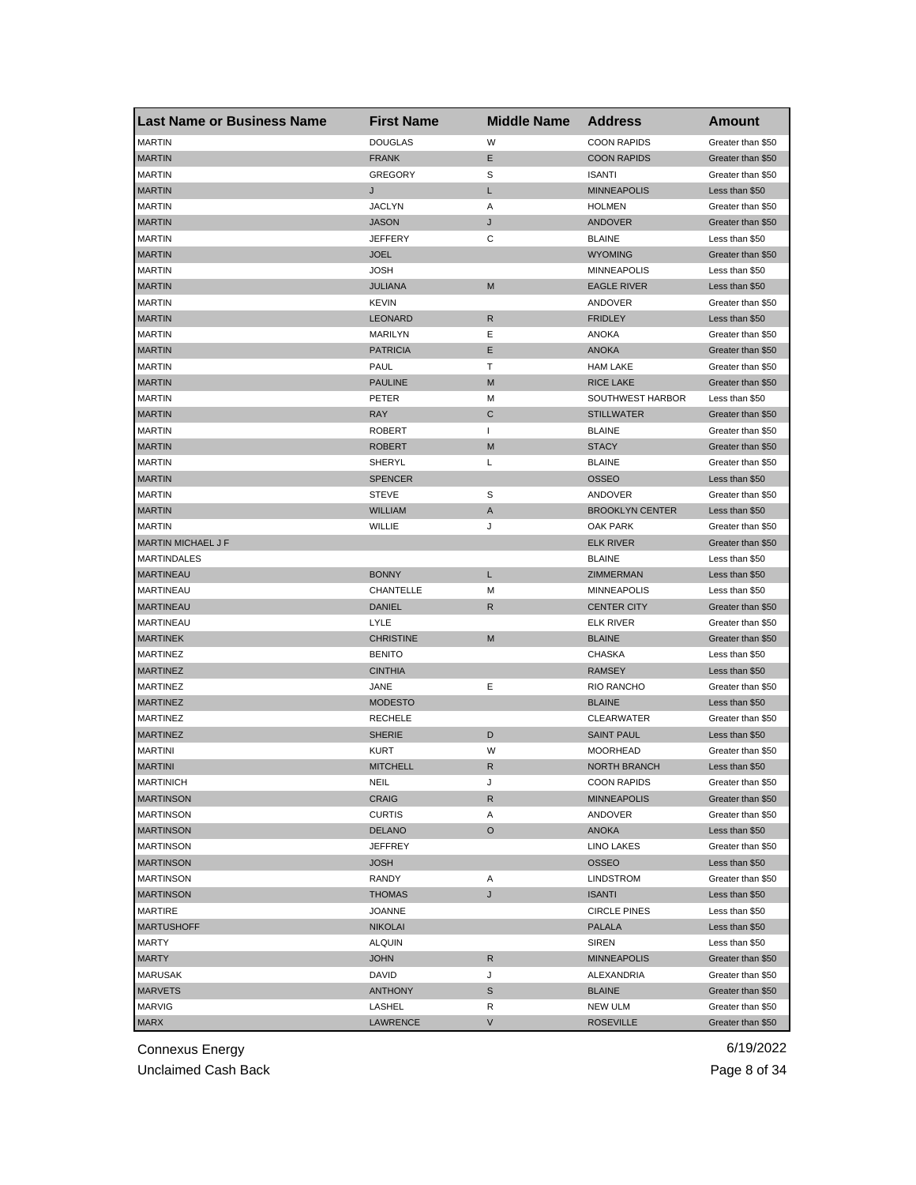| Last Name or Business Name | First Name | Middle Name | Address | Amount |
|---|---|---|---|---|
| MARTIN | DOUGLAS | W | COON RAPIDS | Greater than $50 |
| MARTIN | FRANK | E | COON RAPIDS | Greater than $50 |
| MARTIN | GREGORY | S | ISANTI | Greater than $50 |
| MARTIN | J | L | MINNEAPOLIS | Less than $50 |
| MARTIN | JACLYN | A | HOLMEN | Greater than $50 |
| MARTIN | JASON | J | ANDOVER | Greater than $50 |
| MARTIN | JEFFERY | C | BLAINE | Less than $50 |
| MARTIN | JOEL | | WYOMING | Greater than $50 |
| MARTIN | JOSH | | MINNEAPOLIS | Less than $50 |
| MARTIN | JULIANA | M | EAGLE RIVER | Less than $50 |
| MARTIN | KEVIN | | ANDOVER | Greater than $50 |
| MARTIN | LEONARD | R | FRIDLEY | Less than $50 |
| MARTIN | MARILYN | E | ANOKA | Greater than $50 |
| MARTIN | PATRICIA | E | ANOKA | Greater than $50 |
| MARTIN | PAUL | T | HAM LAKE | Greater than $50 |
| MARTIN | PAULINE | M | RICE LAKE | Greater than $50 |
| MARTIN | PETER | M | SOUTHWEST HARBOR | Less than $50 |
| MARTIN | RAY | C | STILLWATER | Greater than $50 |
| MARTIN | ROBERT | I | BLAINE | Greater than $50 |
| MARTIN | ROBERT | M | STACY | Greater than $50 |
| MARTIN | SHERYL | L | BLAINE | Greater than $50 |
| MARTIN | SPENCER | | OSSEO | Less than $50 |
| MARTIN | STEVE | S | ANDOVER | Greater than $50 |
| MARTIN | WILLIAM | A | BROOKLYN CENTER | Less than $50 |
| MARTIN | WILLIE | J | OAK PARK | Greater than $50 |
| MARTIN MICHAEL J F | | | ELK RIVER | Greater than $50 |
| MARTINDALES | | | BLAINE | Less than $50 |
| MARTINEAU | BONNY | L | ZIMMERMAN | Less than $50 |
| MARTINEAU | CHANTELLE | M | MINNEAPOLIS | Less than $50 |
| MARTINEAU | DANIEL | R | CENTER CITY | Greater than $50 |
| MARTINEAU | LYLE | | ELK RIVER | Greater than $50 |
| MARTINEK | CHRISTINE | M | BLAINE | Greater than $50 |
| MARTINEZ | BENITO | | CHASKA | Less than $50 |
| MARTINEZ | CINTHIA | | RAMSEY | Less than $50 |
| MARTINEZ | JANE | E | RIO RANCHO | Greater than $50 |
| MARTINEZ | MODESTO | | BLAINE | Less than $50 |
| MARTINEZ | RECHELE | | CLEARWATER | Greater than $50 |
| MARTINEZ | SHERIE | D | SAINT PAUL | Less than $50 |
| MARTINI | KURT | W | MOORHEAD | Greater than $50 |
| MARTINI | MITCHELL | R | NORTH BRANCH | Less than $50 |
| MARTINICH | NEIL | J | COON RAPIDS | Greater than $50 |
| MARTINSON | CRAIG | R | MINNEAPOLIS | Greater than $50 |
| MARTINSON | CURTIS | A | ANDOVER | Greater than $50 |
| MARTINSON | DELANO | O | ANOKA | Less than $50 |
| MARTINSON | JEFFREY | | LINO LAKES | Greater than $50 |
| MARTINSON | JOSH | | OSSEO | Less than $50 |
| MARTINSON | RANDY | A | LINDSTROM | Greater than $50 |
| MARTINSON | THOMAS | J | ISANTI | Less than $50 |
| MARTIRE | JOANNE | | CIRCLE PINES | Less than $50 |
| MARTUSHOFF | NIKOLAI | | PALALA | Less than $50 |
| MARTY | ALQUIN | | SIREN | Less than $50 |
| MARTY | JOHN | R | MINNEAPOLIS | Greater than $50 |
| MARUSAK | DAVID | J | ALEXANDRIA | Greater than $50 |
| MARVETS | ANTHONY | S | BLAINE | Greater than $50 |
| MARVIG | LASHEL | R | NEW ULM | Greater than $50 |
| MARX | LAWRENCE | V | ROSEVILLE | Greater than $50 |

Connexus Energy 6/19/2022

Unclaimed Cash Back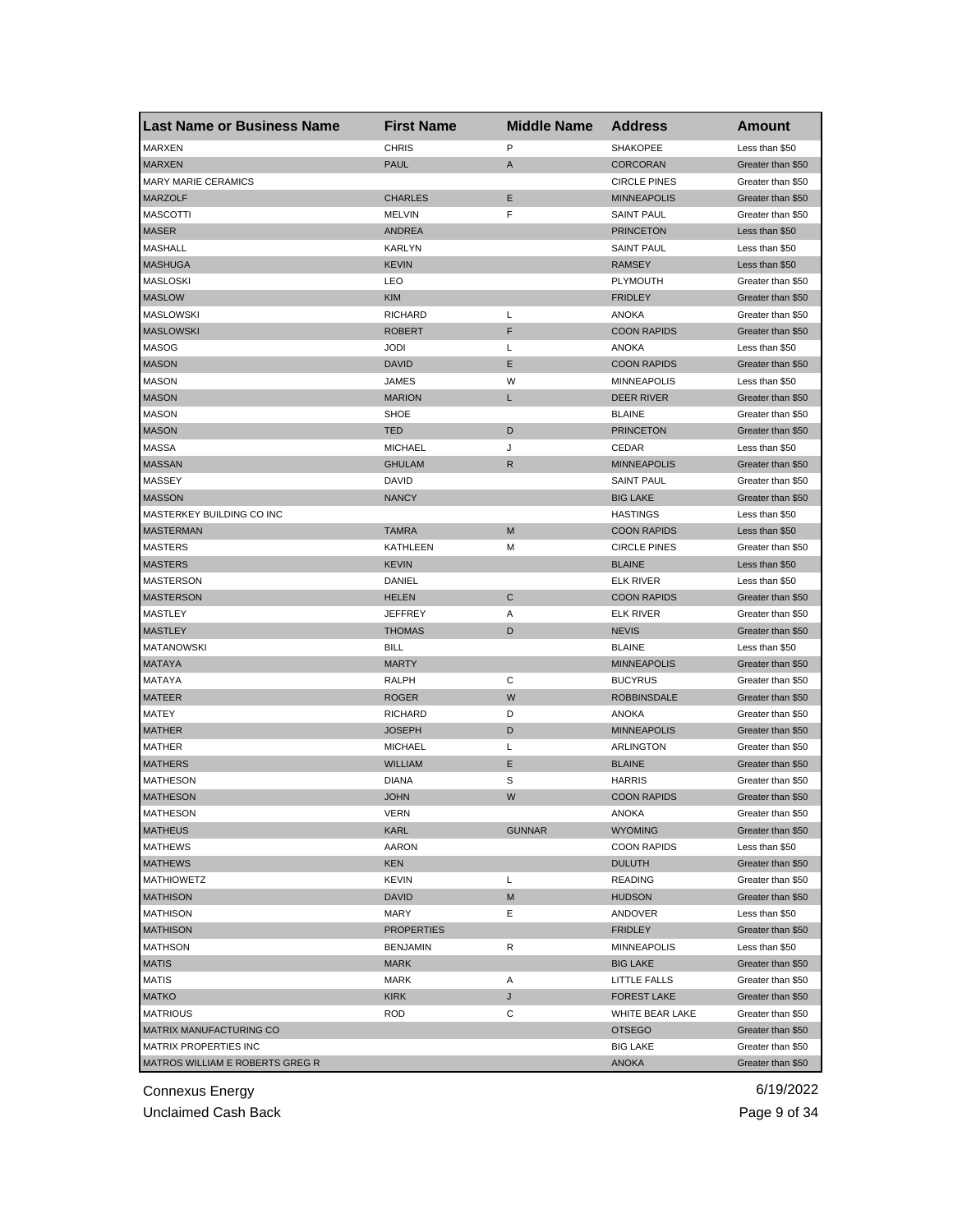| Last Name or Business Name | First Name | Middle Name | Address | Amount |
|---|---|---|---|---|
| MARXEN | CHRIS | P | SHAKOPEE | Less than $50 |
| MARXEN | PAUL | A | CORCORAN | Greater than $50 |
| MARY MARIE CERAMICS | | | CIRCLE PINES | Greater than $50 |
| MARZOLF | CHARLES | E | MINNEAPOLIS | Greater than $50 |
| MASCOTTI | MELVIN | F | SAINT PAUL | Greater than $50 |
| MASER | ANDREA | | PRINCETON | Less than $50 |
| MASHALL | KARLYN | | SAINT PAUL | Less than $50 |
| MASHUGA | KEVIN | | RAMSEY | Less than $50 |
| MASLOSKI | LEO | | PLYMOUTH | Greater than $50 |
| MASLOW | KIM | | FRIDLEY | Greater than $50 |
| MASLOWSKI | RICHARD | L | ANOKA | Greater than $50 |
| MASLOWSKI | ROBERT | F | COON RAPIDS | Greater than $50 |
| MASOG | JODI | L | ANOKA | Less than $50 |
| MASON | DAVID | E | COON RAPIDS | Greater than $50 |
| MASON | JAMES | W | MINNEAPOLIS | Less than $50 |
| MASON | MARION | L | DEER RIVER | Greater than $50 |
| MASON | SHOE | | BLAINE | Greater than $50 |
| MASON | TED | D | PRINCETON | Greater than $50 |
| MASSA | MICHAEL | J | CEDAR | Less than $50 |
| MASSAN | GHULAM | R | MINNEAPOLIS | Greater than $50 |
| MASSEY | DAVID | | SAINT PAUL | Greater than $50 |
| MASSON | NANCY | | BIG LAKE | Greater than $50 |
| MASTERKEY BUILDING CO INC | | | HASTINGS | Less than $50 |
| MASTERMAN | TAMRA | M | COON RAPIDS | Less than $50 |
| MASTERS | KATHLEEN | M | CIRCLE PINES | Greater than $50 |
| MASTERS | KEVIN | | BLAINE | Less than $50 |
| MASTERSON | DANIEL | | ELK RIVER | Less than $50 |
| MASTERSON | HELEN | C | COON RAPIDS | Greater than $50 |
| MASTLEY | JEFFREY | A | ELK RIVER | Greater than $50 |
| MASTLEY | THOMAS | D | NEVIS | Greater than $50 |
| MATANOWSKI | BILL | | BLAINE | Less than $50 |
| MATAYA | MARTY | | MINNEAPOLIS | Greater than $50 |
| MATAYA | RALPH | C | BUCYRUS | Greater than $50 |
| MATEER | ROGER | W | ROBBINSDALE | Greater than $50 |
| MATEY | RICHARD | D | ANOKA | Greater than $50 |
| MATHER | JOSEPH | D | MINNEAPOLIS | Greater than $50 |
| MATHER | MICHAEL | L | ARLINGTON | Greater than $50 |
| MATHERS | WILLIAM | E | BLAINE | Greater than $50 |
| MATHESON | DIANA | S | HARRIS | Greater than $50 |
| MATHESON | JOHN | W | COON RAPIDS | Greater than $50 |
| MATHESON | VERN | | ANOKA | Greater than $50 |
| MATHEUS | KARL | GUNNAR | WYOMING | Greater than $50 |
| MATHEWS | AARON | | COON RAPIDS | Less than $50 |
| MATHEWS | KEN | | DULUTH | Greater than $50 |
| MATHIOWETZ | KEVIN | L | READING | Greater than $50 |
| MATHISON | DAVID | M | HUDSON | Greater than $50 |
| MATHISON | MARY | E | ANDOVER | Less than $50 |
| MATHISON | PROPERTIES | | FRIDLEY | Greater than $50 |
| MATHSON | BENJAMIN | R | MINNEAPOLIS | Less than $50 |
| MATIS | MARK | | BIG LAKE | Greater than $50 |
| MATIS | MARK | A | LITTLE FALLS | Greater than $50 |
| MATKO | KIRK | J | FOREST LAKE | Greater than $50 |
| MATRIOUS | ROD | C | WHITE BEAR LAKE | Greater than $50 |
| MATRIX MANUFACTURING CO | | | OTSEGO | Greater than $50 |
| MATRIX PROPERTIES INC | | | BIG LAKE | Greater than $50 |
| MATROS WILLIAM E ROBERTS GREG R | | | ANOKA | Greater than $50 |

Connexus Energy

Unclaimed Cash Back

6/19/2022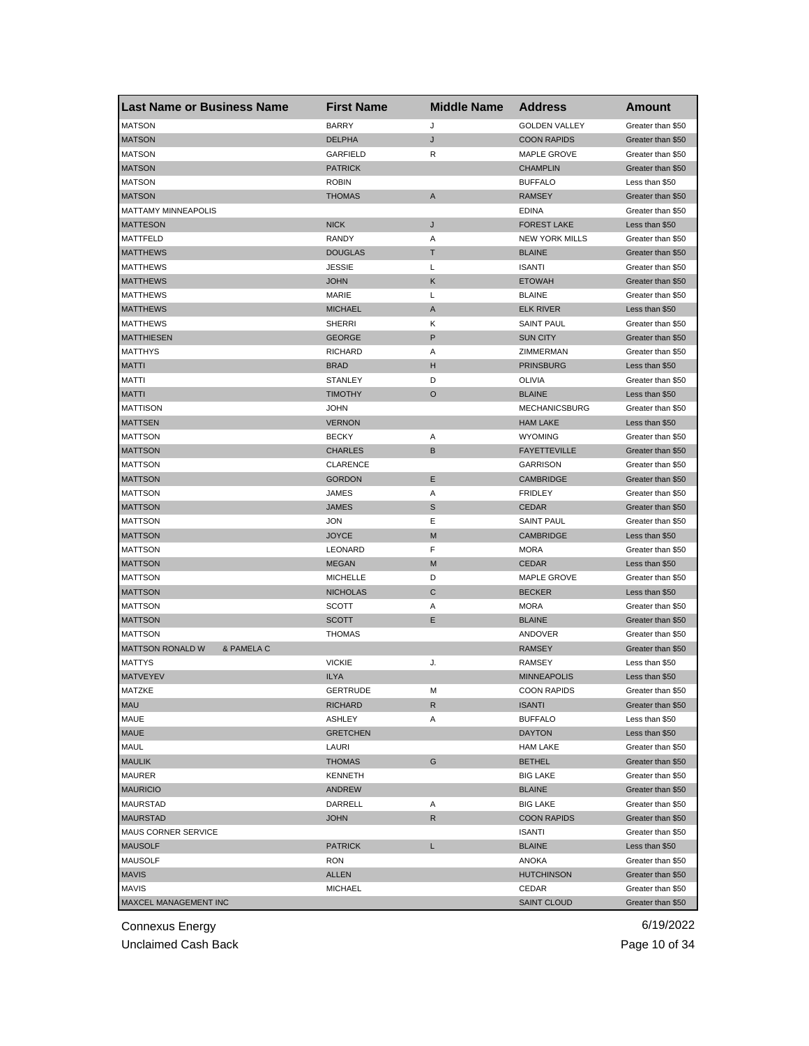| Last Name or Business Name | First Name | Middle Name | Address | Amount |
|---|---|---|---|---|
| MATSON | BARRY | J | GOLDEN VALLEY | Greater than $50 |
| MATSON | DELPHA | J | COON RAPIDS | Greater than $50 |
| MATSON | GARFIELD | R | MAPLE GROVE | Greater than $50 |
| MATSON | PATRICK | | CHAMPLIN | Greater than $50 |
| MATSON | ROBIN | | BUFFALO | Less than $50 |
| MATSON | THOMAS | A | RAMSEY | Greater than $50 |
| MATTAMY MINNEAPOLIS | | | EDINA | Greater than $50 |
| MATTESON | NICK | J | FOREST LAKE | Less than $50 |
| MATTFELD | RANDY | A | NEW YORK MILLS | Greater than $50 |
| MATTHEWS | DOUGLAS | T | BLAINE | Greater than $50 |
| MATTHEWS | JESSIE | L | ISANTI | Greater than $50 |
| MATTHEWS | JOHN | K | ETOWAH | Greater than $50 |
| MATTHEWS | MARIE | L | BLAINE | Greater than $50 |
| MATTHEWS | MICHAEL | A | ELK RIVER | Less than $50 |
| MATTHEWS | SHERRI | K | SAINT PAUL | Greater than $50 |
| MATTHIESEN | GEORGE | P | SUN CITY | Greater than $50 |
| MATTHYS | RICHARD | A | ZIMMERMAN | Greater than $50 |
| MATTI | BRAD | H | PRINSBURG | Less than $50 |
| MATTI | STANLEY | D | OLIVIA | Greater than $50 |
| MATTI | TIMOTHY | O | BLAINE | Less than $50 |
| MATTISON | JOHN | | MECHANICSBURG | Greater than $50 |
| MATTSEN | VERNON | | HAM LAKE | Less than $50 |
| MATTSON | BECKY | A | WYOMING | Greater than $50 |
| MATTSON | CHARLES | B | FAYETTEVILLE | Greater than $50 |
| MATTSON | CLARENCE | | GARRISON | Greater than $50 |
| MATTSON | GORDON | E | CAMBRIDGE | Greater than $50 |
| MATTSON | JAMES | A | FRIDLEY | Greater than $50 |
| MATTSON | JAMES | S | CEDAR | Greater than $50 |
| MATTSON | JON | E | SAINT PAUL | Greater than $50 |
| MATTSON | JOYCE | M | CAMBRIDGE | Less than $50 |
| MATTSON | LEONARD | F | MORA | Greater than $50 |
| MATTSON | MEGAN | M | CEDAR | Less than $50 |
| MATTSON | MICHELLE | D | MAPLE GROVE | Greater than $50 |
| MATTSON | NICHOLAS | C | BECKER | Less than $50 |
| MATTSON | SCOTT | A | MORA | Greater than $50 |
| MATTSON | SCOTT | E | BLAINE | Greater than $50 |
| MATTSON | THOMAS | | ANDOVER | Greater than $50 |
| MATTSON RONALD W & PAMELA C | | | RAMSEY | Greater than $50 |
| MATTYS | VICKIE | J. | RAMSEY | Less than $50 |
| MATVEYEV | ILYA | | MINNEAPOLIS | Less than $50 |
| MATZKE | GERTRUDE | M | COON RAPIDS | Greater than $50 |
| MAU | RICHARD | R | ISANTI | Greater than $50 |
| MAUE | ASHLEY | A | BUFFALO | Less than $50 |
| MAUE | GRETCHEN | | DAYTON | Less than $50 |
| MAUL | LAURI | | HAM LAKE | Greater than $50 |
| MAULIK | THOMAS | G | BETHEL | Greater than $50 |
| MAURER | KENNETH | | BIG LAKE | Greater than $50 |
| MAURICIO | ANDREW | | BLAINE | Greater than $50 |
| MAURSTAD | DARRELL | A | BIG LAKE | Greater than $50 |
| MAURSTAD | JOHN | R | COON RAPIDS | Greater than $50 |
| MAUS CORNER SERVICE | | | ISANTI | Greater than $50 |
| MAUSOLF | PATRICK | L | BLAINE | Less than $50 |
| MAUSOLF | RON | | ANOKA | Greater than $50 |
| MAVIS | ALLEN | | HUTCHINSON | Greater than $50 |
| MAVIS | MICHAEL | | CEDAR | Greater than $50 |
| MAXCEL MANAGEMENT INC | | | SAINT CLOUD | Greater than $50 |

Connexus Energy 6/19/2022

Unclaimed Cash Back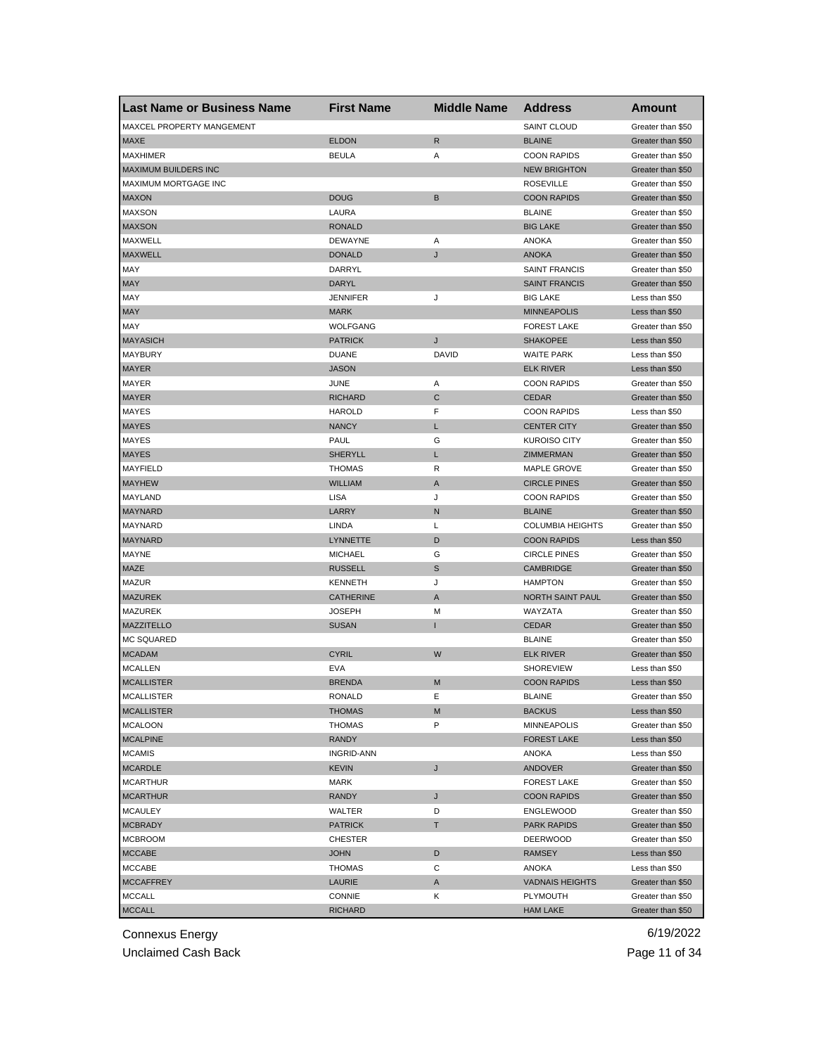| Last Name or Business Name | First Name | Middle Name | Address | Amount |
| --- | --- | --- | --- | --- |
| MAXCEL PROPERTY MANGEMENT | | | SAINT CLOUD | Greater than $50 |
| MAXE | ELDON | R | BLAINE | Greater than $50 |
| MAXHIMER | BEULA | A | COON RAPIDS | Greater than $50 |
| MAXIMUM BUILDERS INC | | | NEW BRIGHTON | Greater than $50 |
| MAXIMUM MORTGAGE INC | | | ROSEVILLE | Greater than $50 |
| MAXON | DOUG | B | COON RAPIDS | Greater than $50 |
| MAXSON | LAURA | | BLAINE | Greater than $50 |
| MAXSON | RONALD | | BIG LAKE | Greater than $50 |
| MAXWELL | DEWAYNE | A | ANOKA | Greater than $50 |
| MAXWELL | DONALD | J | ANOKA | Greater than $50 |
| MAY | DARRYL | | SAINT FRANCIS | Greater than $50 |
| MAY | DARYL | | SAINT FRANCIS | Greater than $50 |
| MAY | JENNIFER | J | BIG LAKE | Less than $50 |
| MAY | MARK | | MINNEAPOLIS | Less than $50 |
| MAY | WOLFGANG | | FOREST LAKE | Greater than $50 |
| MAYASICH | PATRICK | J | SHAKOPEE | Less than $50 |
| MAYBURY | DUANE | DAVID | WAITE PARK | Less than $50 |
| MAYER | JASON | | ELK RIVER | Less than $50 |
| MAYER | JUNE | A | COON RAPIDS | Greater than $50 |
| MAYER | RICHARD | C | CEDAR | Greater than $50 |
| MAYES | HAROLD | F | COON RAPIDS | Less than $50 |
| MAYES | NANCY | L | CENTER CITY | Greater than $50 |
| MAYES | PAUL | G | KUROISO CITY | Greater than $50 |
| MAYES | SHERYLL | L | ZIMMERMAN | Greater than $50 |
| MAYFIELD | THOMAS | R | MAPLE GROVE | Greater than $50 |
| MAYHEW | WILLIAM | A | CIRCLE PINES | Greater than $50 |
| MAYLAND | LISA | J | COON RAPIDS | Greater than $50 |
| MAYNARD | LARRY | N | BLAINE | Greater than $50 |
| MAYNARD | LINDA | L | COLUMBIA HEIGHTS | Greater than $50 |
| MAYNARD | LYNNETTE | D | COON RAPIDS | Less than $50 |
| MAYNE | MICHAEL | G | CIRCLE PINES | Greater than $50 |
| MAZE | RUSSELL | S | CAMBRIDGE | Greater than $50 |
| MAZUR | KENNETH | J | HAMPTON | Greater than $50 |
| MAZUREK | CATHERINE | A | NORTH SAINT PAUL | Greater than $50 |
| MAZUREK | JOSEPH | M | WAYZATA | Greater than $50 |
| MAZZITELLO | SUSAN | I | CEDAR | Greater than $50 |
| MC SQUARED | | | BLAINE | Greater than $50 |
| MCADAM | CYRIL | W | ELK RIVER | Greater than $50 |
| MCALLEN | EVA | | SHOREVIEW | Less than $50 |
| MCALLISTER | BRENDA | M | COON RAPIDS | Less than $50 |
| MCALLISTER | RONALD | E | BLAINE | Greater than $50 |
| MCALLISTER | THOMAS | M | BACKUS | Less than $50 |
| MCALOON | THOMAS | P | MINNEAPOLIS | Greater than $50 |
| MCALPINE | RANDY | | FOREST LAKE | Less than $50 |
| MCAMIS | INGRID-ANN | | ANOKA | Less than $50 |
| MCARDLE | KEVIN | J | ANDOVER | Greater than $50 |
| MCARTHUR | MARK | | FOREST LAKE | Greater than $50 |
| MCARTHUR | RANDY | J | COON RAPIDS | Greater than $50 |
| MCAULEY | WALTER | D | ENGLEWOOD | Greater than $50 |
| MCBRADY | PATRICK | T | PARK RAPIDS | Greater than $50 |
| MCBROOM | CHESTER | | DEERWOOD | Greater than $50 |
| MCCABE | JOHN | D | RAMSEY | Less than $50 |
| MCCABE | THOMAS | C | ANOKA | Less than $50 |
| MCCAFFREY | LAURIE | A | VADNAIS HEIGHTS | Greater than $50 |
| MCCALL | CONNIE | K | PLYMOUTH | Greater than $50 |
| MCCALL | RICHARD | | HAM LAKE | Greater than $50 |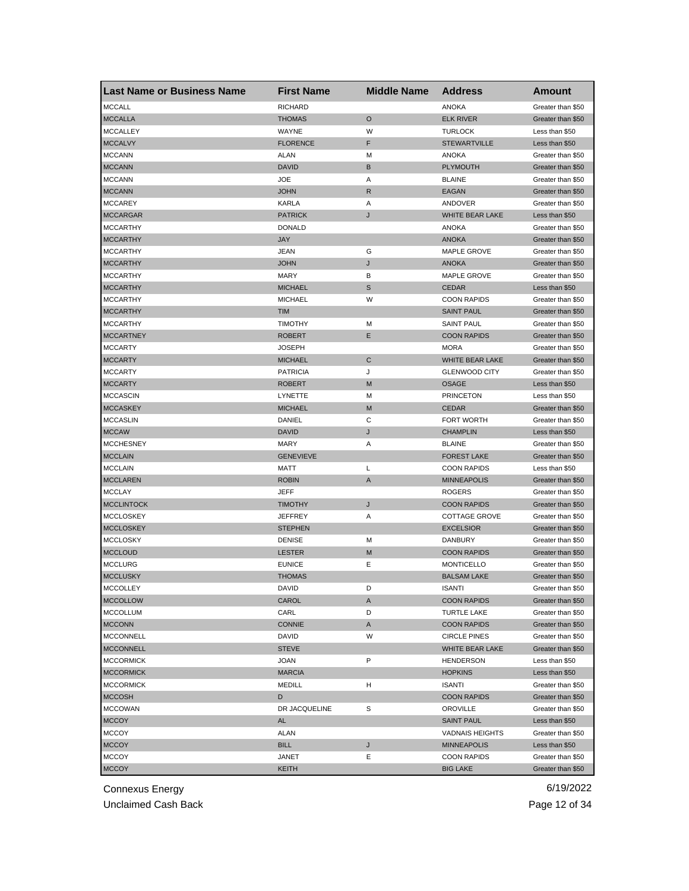| Last Name or Business Name | First Name | Middle Name | Address | Amount |
|---|---|---|---|---|
| MCCALL | RICHARD | | ANOKA | Greater than $50 |
| MCCALLA | THOMAS | O | ELK RIVER | Greater than $50 |
| MCCALLEY | WAYNE | W | TURLOCK | Less than $50 |
| MCCALVY | FLORENCE | F | STEWARTVILLE | Less than $50 |
| MCCANN | ALAN | M | ANOKA | Greater than $50 |
| MCCANN | DAVID | B | PLYMOUTH | Greater than $50 |
| MCCANN | JOE | A | BLAINE | Greater than $50 |
| MCCANN | JOHN | R | EAGAN | Greater than $50 |
| MCCAREY | KARLA | A | ANDOVER | Greater than $50 |
| MCCARGAR | PATRICK | J | WHITE BEAR LAKE | Less than $50 |
| MCCARTHY | DONALD | | ANOKA | Greater than $50 |
| MCCARTHY | JAY | | ANOKA | Greater than $50 |
| MCCARTHY | JEAN | G | MAPLE GROVE | Greater than $50 |
| MCCARTHY | JOHN | J | ANOKA | Greater than $50 |
| MCCARTHY | MARY | B | MAPLE GROVE | Greater than $50 |
| MCCARTHY | MICHAEL | S | CEDAR | Less than $50 |
| MCCARTHY | MICHAEL | W | COON RAPIDS | Greater than $50 |
| MCCARTHY | TIM | | SAINT PAUL | Greater than $50 |
| MCCARTHY | TIMOTHY | M | SAINT PAUL | Greater than $50 |
| MCCARTNEY | ROBERT | E | COON RAPIDS | Greater than $50 |
| MCCARTY | JOSEPH | | MORA | Greater than $50 |
| MCCARTY | MICHAEL | C | WHITE BEAR LAKE | Greater than $50 |
| MCCARTY | PATRICIA | J | GLENWOOD CITY | Greater than $50 |
| MCCARTY | ROBERT | M | OSAGE | Less than $50 |
| MCCASCIN | LYNETTE | M | PRINCETON | Less than $50 |
| MCCASKEY | MICHAEL | M | CEDAR | Greater than $50 |
| MCCASLIN | DANIEL | C | FORT WORTH | Greater than $50 |
| MCCAW | DAVID | J | CHAMPLIN | Less than $50 |
| MCCHESNEY | MARY | A | BLAINE | Greater than $50 |
| MCCLAIN | GENEVIEVE | | FOREST LAKE | Greater than $50 |
| MCCLAIN | MATT | L | COON RAPIDS | Less than $50 |
| MCCLAREN | ROBIN | A | MINNEAPOLIS | Greater than $50 |
| MCCLAY | JEFF | | ROGERS | Greater than $50 |
| MCCLINTOCK | TIMOTHY | J | COON RAPIDS | Greater than $50 |
| MCCLOSKEY | JEFFREY | A | COTTAGE GROVE | Greater than $50 |
| MCCLOSKEY | STEPHEN | | EXCELSIOR | Greater than $50 |
| MCCLOSKY | DENISE | M | DANBURY | Greater than $50 |
| MCCLOUD | LESTER | M | COON RAPIDS | Greater than $50 |
| MCCLURG | EUNICE | E | MONTICELLO | Greater than $50 |
| MCCLUSKY | THOMAS | | BALSAM LAKE | Greater than $50 |
| MCCOLLEY | DAVID | D | ISANTI | Greater than $50 |
| MCCOLLOW | CAROL | A | COON RAPIDS | Greater than $50 |
| MCCOLLUM | CARL | D | TURTLE LAKE | Greater than $50 |
| MCCONN | CONNIE | A | COON RAPIDS | Greater than $50 |
| MCCONNELL | DAVID | W | CIRCLE PINES | Greater than $50 |
| MCCONNELL | STEVE | | WHITE BEAR LAKE | Greater than $50 |
| MCCORMICK | JOAN | P | HENDERSON | Less than $50 |
| MCCORMICK | MARCIA | | HOPKINS | Less than $50 |
| MCCORMICK | MEDILL | H | ISANTI | Greater than $50 |
| MCCOSH | D | | COON RAPIDS | Greater than $50 |
| MCCOWAN | DR JACQUELINE | S | OROVILLE | Greater than $50 |
| MCCOY | AL | | SAINT PAUL | Less than $50 |
| MCCOY | ALAN | | VADNAIS HEIGHTS | Greater than $50 |
| MCCOY | BILL | J | MINNEAPOLIS | Less than $50 |
| MCCOY | JANET | E | COON RAPIDS | Greater than $50 |
| MCCOY | KEITH | | BIG LAKE | Greater than $50 |

Connexus Energy 6/19/2022

Unclaimed Cash Back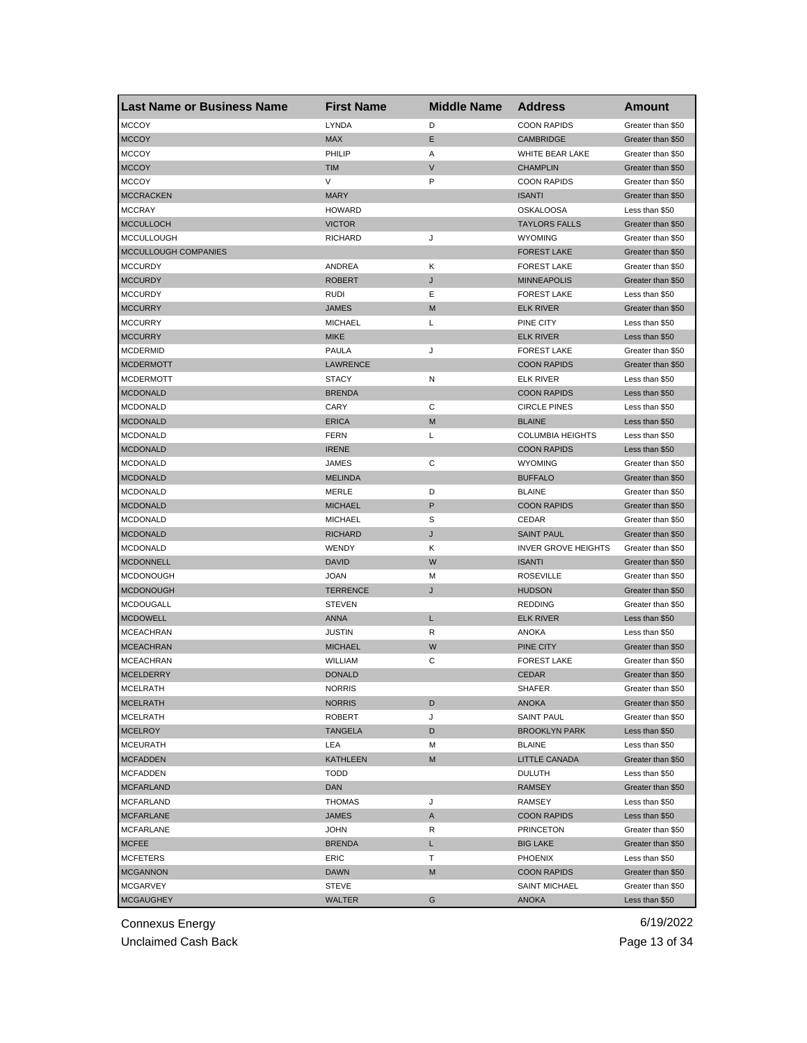| Last Name or Business Name | First Name | Middle Name | Address | Amount |
|---|---|---|---|---|
| MCCOY | LYNDA | D | COON RAPIDS | Greater than $50 |
| MCCOY | MAX | E | CAMBRIDGE | Greater than $50 |
| MCCOY | PHILIP | A | WHITE BEAR LAKE | Greater than $50 |
| MCCOY | TIM | V | CHAMPLIN | Greater than $50 |
| MCCOY | V | P | COON RAPIDS | Greater than $50 |
| MCCRACKEN | MARY | | ISANTI | Greater than $50 |
| MCCRAY | HOWARD | | OSKALOOSA | Less than $50 |
| MCCULLOCH | VICTOR | | TAYLORS FALLS | Greater than $50 |
| MCCULLOUGH | RICHARD | J | WYOMING | Greater than $50 |
| MCCULLOUGH COMPANIES | | | FOREST LAKE | Greater than $50 |
| MCCURDY | ANDREA | K | FOREST LAKE | Greater than $50 |
| MCCURDY | ROBERT | J | MINNEAPOLIS | Greater than $50 |
| MCCURDY | RUDI | E | FOREST LAKE | Less than $50 |
| MCCURRY | JAMES | M | ELK RIVER | Greater than $50 |
| MCCURRY | MICHAEL | L | PINE CITY | Less than $50 |
| MCCURRY | MIKE | | ELK RIVER | Less than $50 |
| MCDERMID | PAULA | J | FOREST LAKE | Greater than $50 |
| MCDERMOTT | LAWRENCE | | COON RAPIDS | Greater than $50 |
| MCDERMOTT | STACY | N | ELK RIVER | Less than $50 |
| MCDONALD | BRENDA | | COON RAPIDS | Less than $50 |
| MCDONALD | CARY | C | CIRCLE PINES | Less than $50 |
| MCDONALD | ERICA | M | BLAINE | Less than $50 |
| MCDONALD | FERN | L | COLUMBIA HEIGHTS | Less than $50 |
| MCDONALD | IRENE | | COON RAPIDS | Less than $50 |
| MCDONALD | JAMES | C | WYOMING | Greater than $50 |
| MCDONALD | MELINDA | | BUFFALO | Greater than $50 |
| MCDONALD | MERLE | D | BLAINE | Greater than $50 |
| MCDONALD | MICHAEL | P | COON RAPIDS | Greater than $50 |
| MCDONALD | MICHAEL | S | CEDAR | Greater than $50 |
| MCDONALD | RICHARD | J | SAINT PAUL | Greater than $50 |
| MCDONALD | WENDY | K | INVER GROVE HEIGHTS | Greater than $50 |
| MCDONNELL | DAVID | W | ISANTI | Greater than $50 |
| MCDONOUGH | JOAN | M | ROSEVILLE | Greater than $50 |
| MCDONOUGH | TERRENCE | J | HUDSON | Greater than $50 |
| MCDOUGALL | STEVEN | | REDDING | Greater than $50 |
| MCDOWELL | ANNA | L | ELK RIVER | Less than $50 |
| MCEACHRAN | JUSTIN | R | ANOKA | Less than $50 |
| MCEACHRAN | MICHAEL | W | PINE CITY | Greater than $50 |
| MCEACHRAN | WILLIAM | C | FOREST LAKE | Greater than $50 |
| MCELDERRY | DONALD | | CEDAR | Greater than $50 |
| MCELRATH | NORRIS | | SHAFER | Greater than $50 |
| MCELRATH | NORRIS | D | ANOKA | Greater than $50 |
| MCELRATH | ROBERT | J | SAINT PAUL | Greater than $50 |
| MCELROY | TANGELA | D | BROOKLYN PARK | Less than $50 |
| MCEURATH | LEA | M | BLAINE | Less than $50 |
| MCFADDEN | KATHLEEN | M | LITTLE CANADA | Greater than $50 |
| MCFADDEN | TODD | | DULUTH | Less than $50 |
| MCFARLAND | DAN | | RAMSEY | Greater than $50 |
| MCFARLAND | THOMAS | J | RAMSEY | Less than $50 |
| MCFARLANE | JAMES | A | COON RAPIDS | Less than $50 |
| MCFARLANE | JOHN | R | PRINCETON | Greater than $50 |
| MCFEE | BRENDA | L | BIG LAKE | Greater than $50 |
| MCFETERS | ERIC | T | PHOENIX | Less than $50 |
| MCGANNON | DAWN | M | COON RAPIDS | Greater than $50 |
| MCGARVEY | STEVE | | SAINT MICHAEL | Greater than $50 |
| MCGAUGHEY | WALTER | G | ANOKA | Less than $50 |

Connexus Energy 6/19/2022
Unclaimed Cash Back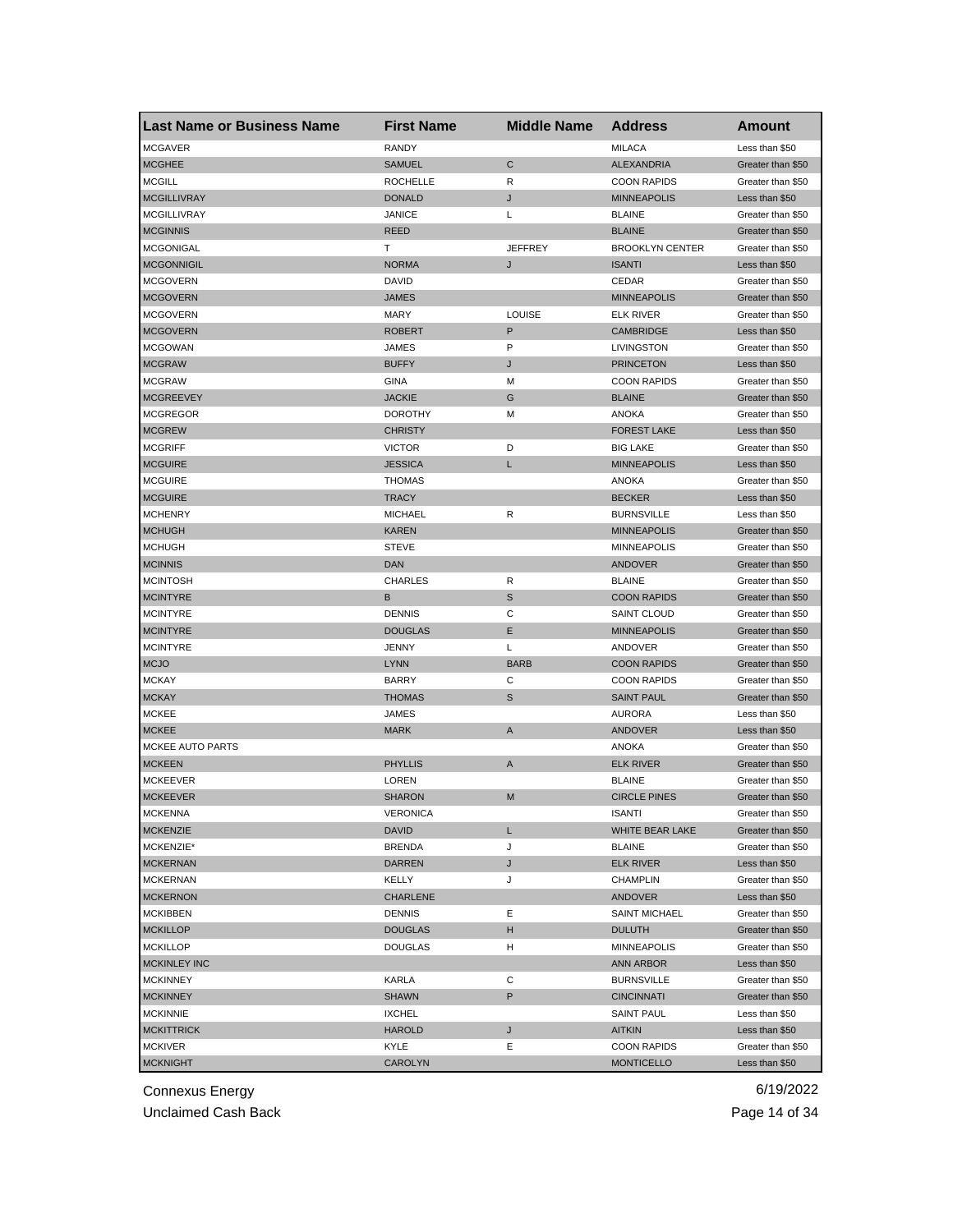| Last Name or Business Name | First Name | Middle Name | Address | Amount |
|---|---|---|---|---|
| MCGAVER | RANDY | | MILACA | Less than $50 |
| MCGHEE | SAMUEL | C | ALEXANDRIA | Greater than $50 |
| MCGILL | ROCHELLE | R | COON RAPIDS | Greater than $50 |
| MCGILLIVRAY | DONALD | J | MINNEAPOLIS | Less than $50 |
| MCGILLIVRAY | JANICE | L | BLAINE | Greater than $50 |
| MCGINNIS | REED | | BLAINE | Greater than $50 |
| MCGONIGAL | T | JEFFREY | BROOKLYN CENTER | Greater than $50 |
| MCGONNIGIL | NORMA | J | ISANTI | Less than $50 |
| MCGOVERN | DAVID | | CEDAR | Greater than $50 |
| MCGOVERN | JAMES | | MINNEAPOLIS | Greater than $50 |
| MCGOVERN | MARY | LOUISE | ELK RIVER | Greater than $50 |
| MCGOVERN | ROBERT | P | CAMBRIDGE | Less than $50 |
| MCGOWAN | JAMES | P | LIVINGSTON | Greater than $50 |
| MCGRAW | BUFFY | J | PRINCETON | Less than $50 |
| MCGRAW | GINA | M | COON RAPIDS | Greater than $50 |
| MCGREEVEY | JACKIE | G | BLAINE | Greater than $50 |
| MCGREGOR | DOROTHY | M | ANOKA | Greater than $50 |
| MCGREW | CHRISTY | | FOREST LAKE | Less than $50 |
| MCGRIFF | VICTOR | D | BIG LAKE | Greater than $50 |
| MCGUIRE | JESSICA | L | MINNEAPOLIS | Less than $50 |
| MCGUIRE | THOMAS | | ANOKA | Greater than $50 |
| MCGUIRE | TRACY | | BECKER | Less than $50 |
| MCHENRY | MICHAEL | R | BURNSVILLE | Less than $50 |
| MCHUGH | KAREN | | MINNEAPOLIS | Greater than $50 |
| MCHUGH | STEVE | | MINNEAPOLIS | Greater than $50 |
| MCINNIS | DAN | | ANDOVER | Greater than $50 |
| MCINTOSH | CHARLES | R | BLAINE | Greater than $50 |
| MCINTYRE | B | S | COON RAPIDS | Greater than $50 |
| MCINTYRE | DENNIS | C | SAINT CLOUD | Greater than $50 |
| MCINTYRE | DOUGLAS | E | MINNEAPOLIS | Greater than $50 |
| MCINTYRE | JENNY | L | ANDOVER | Greater than $50 |
| MCJO | LYNN | BARB | COON RAPIDS | Greater than $50 |
| MCKAY | BARRY | C | COON RAPIDS | Greater than $50 |
| MCKAY | THOMAS | S | SAINT PAUL | Greater than $50 |
| MCKEE | JAMES | | AURORA | Less than $50 |
| MCKEE | MARK | A | ANDOVER | Less than $50 |
| MCKEE AUTO PARTS | | | ANOKA | Greater than $50 |
| MCKEEN | PHYLLIS | A | ELK RIVER | Greater than $50 |
| MCKEEVER | LOREN | | BLAINE | Greater than $50 |
| MCKEEVER | SHARON | M | CIRCLE PINES | Greater than $50 |
| MCKENNA | VERONICA | | ISANTI | Greater than $50 |
| MCKENZIE | DAVID | L | WHITE BEAR LAKE | Greater than $50 |
| MCKENZIE* | BRENDA | J | BLAINE | Greater than $50 |
| MCKERNAN | DARREN | J | ELK RIVER | Less than $50 |
| MCKERNAN | KELLY | J | CHAMPLIN | Greater than $50 |
| MCKERNON | CHARLENE | | ANDOVER | Less than $50 |
| MCKIBBEN | DENNIS | E | SAINT MICHAEL | Greater than $50 |
| MCKILLOP | DOUGLAS | H | DULUTH | Greater than $50 |
| MCKILLOP | DOUGLAS | H | MINNEAPOLIS | Greater than $50 |
| MCKINLEY INC | | | ANN ARBOR | Less than $50 |
| MCKINNEY | KARLA | C | BURNSVILLE | Greater than $50 |
| MCKINNEY | SHAWN | P | CINCINNATI | Greater than $50 |
| MCKINNIE | IXCHEL | | SAINT PAUL | Less than $50 |
| MCKITTRICK | HAROLD | J | AITKIN | Less than $50 |
| MCKIVER | KYLE | E | COON RAPIDS | Greater than $50 |
| MCKNIGHT | CAROLYN | | MONTICELLO | Less than $50 |

Connexus Energy
Unclaimed Cash Back
6/19/2022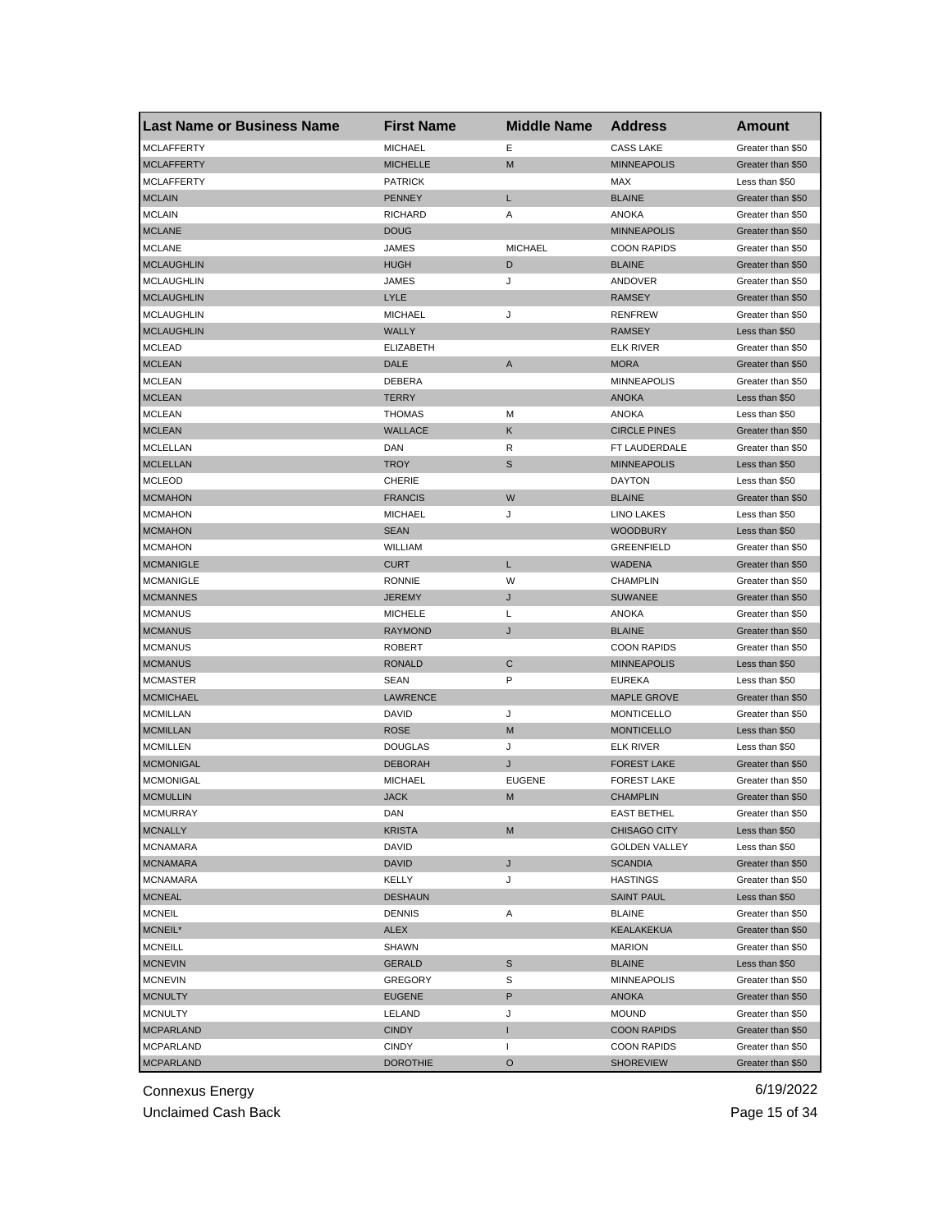| Last Name or Business Name | First Name | Middle Name | Address | Amount |
| --- | --- | --- | --- | --- |
| MCLAFFERTY | MICHAEL | E | CASS LAKE | Greater than $50 |
| MCLAFFERTY | MICHELLE | M | MINNEAPOLIS | Greater than $50 |
| MCLAFFERTY | PATRICK | | MAX | Less than $50 |
| MCLAIN | PENNEY | L | BLAINE | Greater than $50 |
| MCLAIN | RICHARD | A | ANOKA | Greater than $50 |
| MCLANE | DOUG | | MINNEAPOLIS | Greater than $50 |
| MCLANE | JAMES | MICHAEL | COON RAPIDS | Greater than $50 |
| MCLAUGHLIN | HUGH | D | BLAINE | Greater than $50 |
| MCLAUGHLIN | JAMES | J | ANDOVER | Greater than $50 |
| MCLAUGHLIN | LYLE | | RAMSEY | Greater than $50 |
| MCLAUGHLIN | MICHAEL | J | RENFREW | Greater than $50 |
| MCLAUGHLIN | WALLY | | RAMSEY | Less than $50 |
| MCLEAD | ELIZABETH | | ELK RIVER | Greater than $50 |
| MCLEAN | DALE | A | MORA | Greater than $50 |
| MCLEAN | DEBERA | | MINNEAPOLIS | Greater than $50 |
| MCLEAN | TERRY | | ANOKA | Less than $50 |
| MCLEAN | THOMAS | M | ANOKA | Less than $50 |
| MCLEAN | WALLACE | K | CIRCLE PINES | Greater than $50 |
| MCLELLAN | DAN | R | FT LAUDERDALE | Greater than $50 |
| MCLELLAN | TROY | S | MINNEAPOLIS | Less than $50 |
| MCLEOD | CHERIE | | DAYTON | Less than $50 |
| MCMAHON | FRANCIS | W | BLAINE | Greater than $50 |
| MCMAHON | MICHAEL | J | LINO LAKES | Less than $50 |
| MCMAHON | SEAN | | WOODBURY | Less than $50 |
| MCMAHON | WILLIAM | | GREENFIELD | Greater than $50 |
| MCMANIGLE | CURT | L | WADENA | Greater than $50 |
| MCMANIGLE | RONNIE | W | CHAMPLIN | Greater than $50 |
| MCMANNES | JEREMY | J | SUWANEE | Greater than $50 |
| MCMANUS | MICHELE | L | ANOKA | Greater than $50 |
| MCMANUS | RAYMOND | J | BLAINE | Greater than $50 |
| MCMANUS | ROBERT | | COON RAPIDS | Greater than $50 |
| MCMANUS | RONALD | C | MINNEAPOLIS | Less than $50 |
| MCMASTER | SEAN | P | EUREKA | Less than $50 |
| MCMICHAEL | LAWRENCE | | MAPLE GROVE | Greater than $50 |
| MCMILLAN | DAVID | J | MONTICELLO | Greater than $50 |
| MCMILLAN | ROSE | M | MONTICELLO | Less than $50 |
| MCMILLEN | DOUGLAS | J | ELK RIVER | Less than $50 |
| MCMONIGAL | DEBORAH | J | FOREST LAKE | Greater than $50 |
| MCMONIGAL | MICHAEL | EUGENE | FOREST LAKE | Greater than $50 |
| MCMULLIN | JACK | M | CHAMPLIN | Greater than $50 |
| MCMURRAY | DAN | | EAST BETHEL | Greater than $50 |
| MCNALLY | KRISTA | M | CHISAGO CITY | Less than $50 |
| MCNAMARA | DAVID | | GOLDEN VALLEY | Less than $50 |
| MCNAMARA | DAVID | J | SCANDIA | Greater than $50 |
| MCNAMARA | KELLY | J | HASTINGS | Greater than $50 |
| MCNEAL | DESHAUN | | SAINT PAUL | Less than $50 |
| MCNEIL | DENNIS | A | BLAINE | Greater than $50 |
| MCNEIL* | ALEX | | KEALAKEKUA | Greater than $50 |
| MCNEILL | SHAWN | | MARION | Greater than $50 |
| MCNEVIN | GERALD | S | BLAINE | Less than $50 |
| MCNEVIN | GREGORY | S | MINNEAPOLIS | Greater than $50 |
| MCNULTY | EUGENE | P | ANOKA | Greater than $50 |
| MCNULTY | LELAND | J | MOUND | Greater than $50 |
| MCPARLAND | CINDY | I | COON RAPIDS | Greater than $50 |
| MCPARLAND | CINDY | I | COON RAPIDS | Greater than $50 |
| MCPARLAND | DOROTHIE | O | SHOREVIEW | Greater than $50 |

Connexus Energy 6/19/2022

Unclaimed Cash Back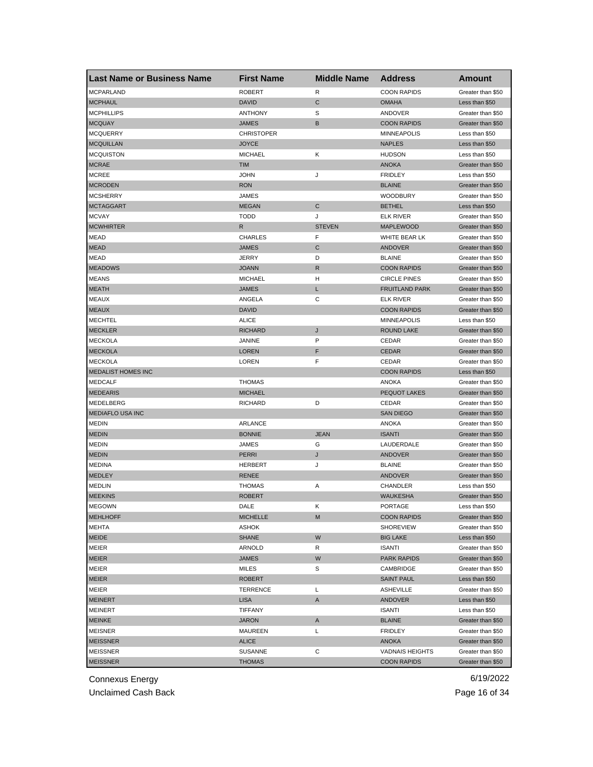| Last Name or Business Name | First Name | Middle Name | Address | Amount |
|---|---|---|---|---|
| MCPARLAND | ROBERT | R | COON RAPIDS | Greater than $50 |
| MCPHAUL | DAVID | C | OMAHA | Less than $50 |
| MCPHILLIPS | ANTHONY | S | ANDOVER | Greater than $50 |
| MCQUAY | JAMES | B | COON RAPIDS | Greater than $50 |
| MCQUERRY | CHRISTOPER | | MINNEAPOLIS | Less than $50 |
| MCQUILLAN | JOYCE | | NAPLES | Less than $50 |
| MCQUISTON | MICHAEL | K | HUDSON | Less than $50 |
| MCRAE | TIM | | ANOKA | Greater than $50 |
| MCREE | JOHN | J | FRIDLEY | Less than $50 |
| MCRODEN | RON | | BLAINE | Greater than $50 |
| MCSHERRY | JAMES | | WOODBURY | Greater than $50 |
| MCTAGGART | MEGAN | C | BETHEL | Less than $50 |
| MCVAY | TODD | J | ELK RIVER | Greater than $50 |
| MCWHIRTER | R | STEVEN | MAPLEWOOD | Greater than $50 |
| MEAD | CHARLES | F | WHITE BEAR LK | Greater than $50 |
| MEAD | JAMES | C | ANDOVER | Greater than $50 |
| MEAD | JERRY | D | BLAINE | Greater than $50 |
| MEADOWS | JOANN | R | COON RAPIDS | Greater than $50 |
| MEANS | MICHAEL | H | CIRCLE PINES | Greater than $50 |
| MEATH | JAMES | L | FRUITLAND PARK | Greater than $50 |
| MEAUX | ANGELA | C | ELK RIVER | Greater than $50 |
| MEAUX | DAVID | | COON RAPIDS | Greater than $50 |
| MECHTEL | ALICE | | MINNEAPOLIS | Less than $50 |
| MECKLER | RICHARD | J | ROUND LAKE | Greater than $50 |
| MECKOLA | JANINE | P | CEDAR | Greater than $50 |
| MECKOLA | LOREN | F | CEDAR | Greater than $50 |
| MECKOLA | LOREN | F | CEDAR | Greater than $50 |
| MEDALIST HOMES INC | | | COON RAPIDS | Less than $50 |
| MEDCALF | THOMAS | | ANOKA | Greater than $50 |
| MEDEARIS | MICHAEL | | PEQUOT LAKES | Greater than $50 |
| MEDELBERG | RICHARD | D | CEDAR | Greater than $50 |
| MEDIAFLO USA INC | | | SAN DIEGO | Greater than $50 |
| MEDIN | ARLANCE | | ANOKA | Greater than $50 |
| MEDIN | BONNIE | JEAN | ISANTI | Greater than $50 |
| MEDIN | JAMES | G | LAUDERDALE | Greater than $50 |
| MEDIN | PERRI | J | ANDOVER | Greater than $50 |
| MEDINA | HERBERT | J | BLAINE | Greater than $50 |
| MEDLEY | RENEE | | ANDOVER | Greater than $50 |
| MEDLIN | THOMAS | A | CHANDLER | Less than $50 |
| MEEKINS | ROBERT | | WAUKESHA | Greater than $50 |
| MEGOWN | DALE | K | PORTAGE | Less than $50 |
| MEHLHOFF | MICHELLE | M | COON RAPIDS | Greater than $50 |
| MEHTA | ASHOK | | SHOREVIEW | Greater than $50 |
| MEIDE | SHANE | W | BIG LAKE | Less than $50 |
| MEIER | ARNOLD | R | ISANTI | Greater than $50 |
| MEIER | JAMES | W | PARK RAPIDS | Greater than $50 |
| MEIER | MILES | S | CAMBRIDGE | Greater than $50 |
| MEIER | ROBERT | | SAINT PAUL | Less than $50 |
| MEIER | TERRENCE | L | ASHEVILLE | Greater than $50 |
| MEINERT | LISA | A | ANDOVER | Less than $50 |
| MEINERT | TIFFANY | | ISANTI | Less than $50 |
| MEINKE | JARON | A | BLAINE | Greater than $50 |
| MEISNER | MAUREEN | L | FRIDLEY | Greater than $50 |
| MEISSNER | ALICE | | ANOKA | Greater than $50 |
| MEISSNER | SUSANNE | C | VADNAIS HEIGHTS | Greater than $50 |
| MEISSNER | THOMAS | | COON RAPIDS | Greater than $50 |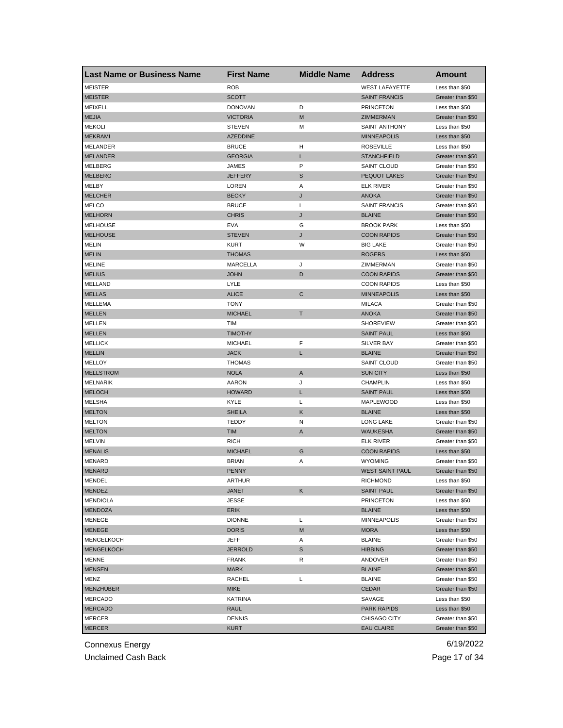| Last Name or Business Name | First Name | Middle Name | Address | Amount |
|---|---|---|---|---|
| MEISTER | ROB | | WEST LAFAYETTE | Less than $50 |
| MEISTER | SCOTT | | SAINT FRANCIS | Greater than $50 |
| MEIXELL | DONOVAN | D | PRINCETON | Less than $50 |
| MEJIA | VICTORIA | M | ZIMMERMAN | Greater than $50 |
| MEKOLI | STEVEN | M | SAINT ANTHONY | Less than $50 |
| MEKRAMI | AZEDDINE | | MINNEAPOLIS | Less than $50 |
| MELANDER | BRUCE | H | ROSEVILLE | Less than $50 |
| MELANDER | GEORGIA | L | STANCHFIELD | Greater than $50 |
| MELBERG | JAMES | P | SAINT CLOUD | Greater than $50 |
| MELBERG | JEFFERY | S | PEQUOT LAKES | Greater than $50 |
| MELBY | LOREN | A | ELK RIVER | Greater than $50 |
| MELCHER | BECKY | J | ANOKA | Greater than $50 |
| MELCO | BRUCE | L | SAINT FRANCIS | Greater than $50 |
| MELHORN | CHRIS | J | BLAINE | Greater than $50 |
| MELHOUSE | EVA | G | BROOK PARK | Less than $50 |
| MELHOUSE | STEVEN | J | COON RAPIDS | Greater than $50 |
| MELIN | KURT | W | BIG LAKE | Greater than $50 |
| MELIN | THOMAS | | ROGERS | Less than $50 |
| MELINE | MARCELLA | J | ZIMMERMAN | Greater than $50 |
| MELIUS | JOHN | D | COON RAPIDS | Greater than $50 |
| MELLAND | LYLE | | COON RAPIDS | Less than $50 |
| MELLAS | ALICE | C | MINNEAPOLIS | Less than $50 |
| MELLEMA | TONY | | MILACA | Greater than $50 |
| MELLEN | MICHAEL | T | ANOKA | Greater than $50 |
| MELLEN | TIM | | SHOREVIEW | Greater than $50 |
| MELLEN | TIMOTHY | | SAINT PAUL | Less than $50 |
| MELLICK | MICHAEL | F | SILVER BAY | Greater than $50 |
| MELLIN | JACK | L | BLAINE | Greater than $50 |
| MELLOY | THOMAS | | SAINT CLOUD | Greater than $50 |
| MELLSTROM | NOLA | A | SUN CITY | Less than $50 |
| MELNARIK | AARON | J | CHAMPLIN | Less than $50 |
| MELOCH | HOWARD | L | SAINT PAUL | Less than $50 |
| MELSHA | KYLE | L | MAPLEWOOD | Less than $50 |
| MELTON | SHEILA | K | BLAINE | Less than $50 |
| MELTON | TEDDY | N | LONG LAKE | Greater than $50 |
| MELTON | TIM | A | WAUKESHA | Greater than $50 |
| MELVIN | RICH | | ELK RIVER | Greater than $50 |
| MENALIS | MICHAEL | G | COON RAPIDS | Less than $50 |
| MENARD | BRIAN | A | WYOMING | Greater than $50 |
| MENARD | PENNY | | WEST SAINT PAUL | Greater than $50 |
| MENDEL | ARTHUR | | RICHMOND | Less than $50 |
| MENDEZ | JANET | K | SAINT PAUL | Greater than $50 |
| MENDIOLA | JESSE | | PRINCETON | Less than $50 |
| MENDOZA | ERIK | | BLAINE | Less than $50 |
| MENEGE | DIONNE | L | MINNEAPOLIS | Greater than $50 |
| MENEGE | DORIS | M | MORA | Less than $50 |
| MENGELKOCH | JEFF | A | BLAINE | Greater than $50 |
| MENGELKOCH | JERROLD | S | HIBBING | Greater than $50 |
| MENNE | FRANK | R | ANDOVER | Greater than $50 |
| MENSEN | MARK | | BLAINE | Greater than $50 |
| MENZ | RACHEL | L | BLAINE | Greater than $50 |
| MENZHUBER | MIKE | | CEDAR | Greater than $50 |
| MERCADO | KATRINA | | SAVAGE | Less than $50 |
| MERCADO | RAUL | | PARK RAPIDS | Less than $50 |
| MERCER | DENNIS | | CHISAGO CITY | Greater than $50 |
| MERCER | KURT | | EAU CLAIRE | Greater than $50 |

Connexus Energy
Unclaimed Cash Back

6/19/2022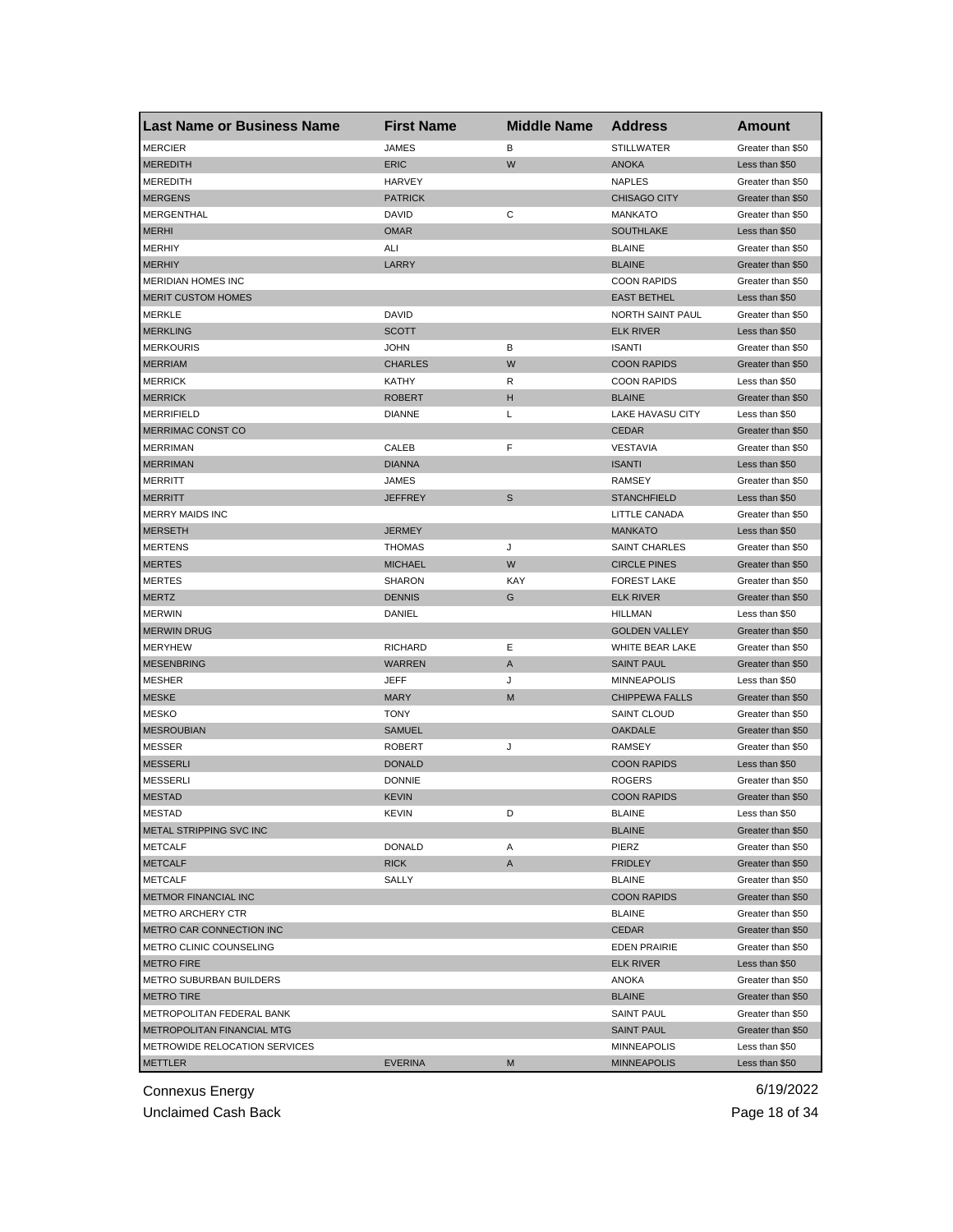| Last Name or Business Name | First Name | Middle Name | Address | Amount |
|---|---|---|---|---|
| MERCIER | JAMES | B | STILLWATER | Greater than $50 |
| MEREDITH | ERIC | W | ANOKA | Less than $50 |
| MEREDITH | HARVEY | | NAPLES | Greater than $50 |
| MERGENS | PATRICK | | CHISAGO CITY | Greater than $50 |
| MERGENTHAL | DAVID | C | MANKATO | Greater than $50 |
| MERHI | OMAR | | SOUTHLAKE | Less than $50 |
| MERHIY | ALI | | BLAINE | Greater than $50 |
| MERHIY | LARRY | | BLAINE | Greater than $50 |
| MERIDIAN HOMES INC | | | COON RAPIDS | Greater than $50 |
| MERIT CUSTOM HOMES | | | EAST BETHEL | Less than $50 |
| MERKLE | DAVID | | NORTH SAINT PAUL | Greater than $50 |
| MERKLING | SCOTT | | ELK RIVER | Less than $50 |
| MERKOURIS | JOHN | B | ISANTI | Greater than $50 |
| MERRIAM | CHARLES | W | COON RAPIDS | Greater than $50 |
| MERRICK | KATHY | R | COON RAPIDS | Less than $50 |
| MERRICK | ROBERT | H | BLAINE | Greater than $50 |
| MERRIFIELD | DIANNE | L | LAKE HAVASU CITY | Less than $50 |
| MERRIMAC CONST CO | | | CEDAR | Greater than $50 |
| MERRIMAN | CALEB | F | VESTAVIA | Greater than $50 |
| MERRIMAN | DIANNA | | ISANTI | Less than $50 |
| MERRITT | JAMES | | RAMSEY | Greater than $50 |
| MERRITT | JEFFREY | S | STANCHFIELD | Less than $50 |
| MERRY MAIDS INC | | | LITTLE CANADA | Greater than $50 |
| MERSETH | JERMEY | | MANKATO | Less than $50 |
| MERTENS | THOMAS | J | SAINT CHARLES | Greater than $50 |
| MERTES | MICHAEL | W | CIRCLE PINES | Greater than $50 |
| MERTES | SHARON | KAY | FOREST LAKE | Greater than $50 |
| MERTZ | DENNIS | G | ELK RIVER | Greater than $50 |
| MERWIN | DANIEL | | HILLMAN | Less than $50 |
| MERWIN DRUG | | | GOLDEN VALLEY | Greater than $50 |
| MERYHEW | RICHARD | E | WHITE BEAR LAKE | Greater than $50 |
| MESENBRING | WARREN | A | SAINT PAUL | Greater than $50 |
| MESHER | JEFF | J | MINNEAPOLIS | Less than $50 |
| MESKE | MARY | M | CHIPPEWA FALLS | Greater than $50 |
| MESKO | TONY | | SAINT CLOUD | Greater than $50 |
| MESROUBIAN | SAMUEL | | OAKDALE | Greater than $50 |
| MESSER | ROBERT | J | RAMSEY | Greater than $50 |
| MESSERLI | DONALD | | COON RAPIDS | Less than $50 |
| MESSERLI | DONNIE | | ROGERS | Greater than $50 |
| MESTAD | KEVIN | | COON RAPIDS | Greater than $50 |
| MESTAD | KEVIN | D | BLAINE | Less than $50 |
| METAL STRIPPING SVC INC | | | BLAINE | Greater than $50 |
| METCALF | DONALD | A | PIERZ | Greater than $50 |
| METCALF | RICK | A | FRIDLEY | Greater than $50 |
| METCALF | SALLY | | BLAINE | Greater than $50 |
| METMOR FINANCIAL INC | | | COON RAPIDS | Greater than $50 |
| METRO ARCHERY CTR | | | BLAINE | Greater than $50 |
| METRO CAR CONNECTION INC | | | CEDAR | Greater than $50 |
| METRO CLINIC COUNSELING | | | EDEN PRAIRIE | Greater than $50 |
| METRO FIRE | | | ELK RIVER | Less than $50 |
| METRO SUBURBAN BUILDERS | | | ANOKA | Greater than $50 |
| METRO TIRE | | | BLAINE | Greater than $50 |
| METROPOLITAN FEDERAL BANK | | | SAINT PAUL | Greater than $50 |
| METROPOLITAN FINANCIAL MTG | | | SAINT PAUL | Greater than $50 |
| METROWIDE RELOCATION SERVICES | | | MINNEAPOLIS | Less than $50 |
| METTLER | EVERINA | M | MINNEAPOLIS | Less than $50 |

Connexus Energy
Unclaimed Cash Back
6/19/2022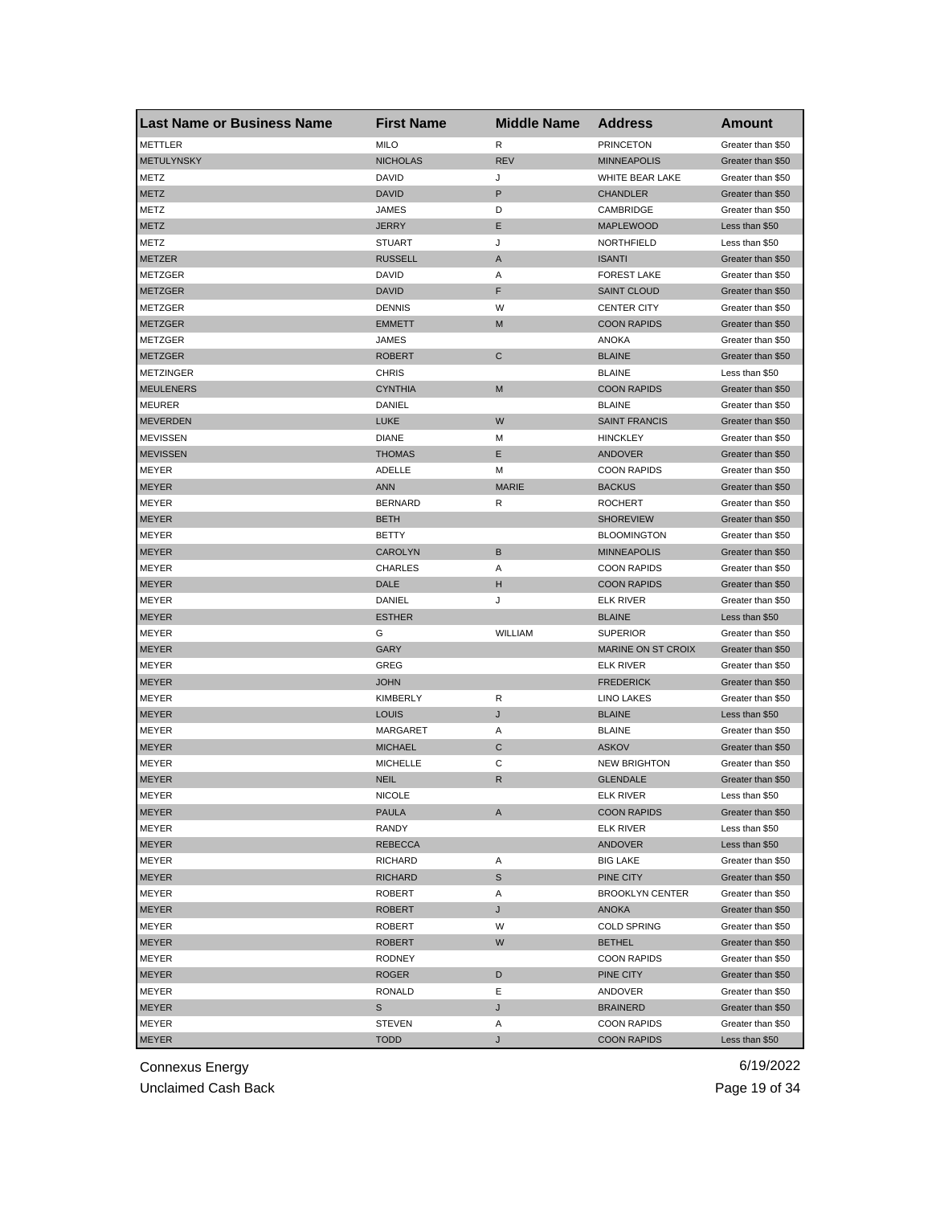| Last Name or Business Name | First Name | Middle Name | Address | Amount |
|---|---|---|---|---|
| METTLER | MILO | R | PRINCETON | Greater than $50 |
| METULYNSKY | NICHOLAS | REV | MINNEAPOLIS | Greater than $50 |
| METZ | DAVID | J | WHITE BEAR LAKE | Greater than $50 |
| METZ | DAVID | P | CHANDLER | Greater than $50 |
| METZ | JAMES | D | CAMBRIDGE | Greater than $50 |
| METZ | JERRY | E | MAPLEWOOD | Less than $50 |
| METZ | STUART | J | NORTHFIELD | Less than $50 |
| METZER | RUSSELL | A | ISANTI | Greater than $50 |
| METZGER | DAVID | A | FOREST LAKE | Greater than $50 |
| METZGER | DAVID | F | SAINT CLOUD | Greater than $50 |
| METZGER | DENNIS | W | CENTER CITY | Greater than $50 |
| METZGER | EMMETT | M | COON RAPIDS | Greater than $50 |
| METZGER | JAMES | | ANOKA | Greater than $50 |
| METZGER | ROBERT | C | BLAINE | Greater than $50 |
| METZINGER | CHRIS | | BLAINE | Less than $50 |
| MEULENERS | CYNTHIA | M | COON RAPIDS | Greater than $50 |
| MEURER | DANIEL | | BLAINE | Greater than $50 |
| MEVERDEN | LUKE | W | SAINT FRANCIS | Greater than $50 |
| MEVISSEN | DIANE | M | HINCKLEY | Greater than $50 |
| MEVISSEN | THOMAS | E | ANDOVER | Greater than $50 |
| MEYER | ADELLE | M | COON RAPIDS | Greater than $50 |
| MEYER | ANN | MARIE | BACKUS | Greater than $50 |
| MEYER | BERNARD | R | ROCHERT | Greater than $50 |
| MEYER | BETH | | SHOREVIEW | Greater than $50 |
| MEYER | BETTY | | BLOOMINGTON | Greater than $50 |
| MEYER | CAROLYN | B | MINNEAPOLIS | Greater than $50 |
| MEYER | CHARLES | A | COON RAPIDS | Greater than $50 |
| MEYER | DALE | H | COON RAPIDS | Greater than $50 |
| MEYER | DANIEL | J | ELK RIVER | Greater than $50 |
| MEYER | ESTHER | | BLAINE | Less than $50 |
| MEYER | G | WILLIAM | SUPERIOR | Greater than $50 |
| MEYER | GARY | | MARINE ON ST CROIX | Greater than $50 |
| MEYER | GREG | | ELK RIVER | Greater than $50 |
| MEYER | JOHN | | FREDERICK | Greater than $50 |
| MEYER | KIMBERLY | R | LINO LAKES | Greater than $50 |
| MEYER | LOUIS | J | BLAINE | Less than $50 |
| MEYER | MARGARET | A | BLAINE | Greater than $50 |
| MEYER | MICHAEL | C | ASKOV | Greater than $50 |
| MEYER | MICHELLE | C | NEW BRIGHTON | Greater than $50 |
| MEYER | NEIL | R | GLENDALE | Greater than $50 |
| MEYER | NICOLE | | ELK RIVER | Less than $50 |
| MEYER | PAULA | A | COON RAPIDS | Greater than $50 |
| MEYER | RANDY | | ELK RIVER | Less than $50 |
| MEYER | REBECCA | | ANDOVER | Less than $50 |
| MEYER | RICHARD | A | BIG LAKE | Greater than $50 |
| MEYER | RICHARD | S | PINE CITY | Greater than $50 |
| MEYER | ROBERT | A | BROOKLYN CENTER | Greater than $50 |
| MEYER | ROBERT | J | ANOKA | Greater than $50 |
| MEYER | ROBERT | W | COLD SPRING | Greater than $50 |
| MEYER | ROBERT | W | BETHEL | Greater than $50 |
| MEYER | RODNEY | | COON RAPIDS | Greater than $50 |
| MEYER | ROGER | D | PINE CITY | Greater than $50 |
| MEYER | RONALD | E | ANDOVER | Greater than $50 |
| MEYER | S | J | BRAINERD | Greater than $50 |
| MEYER | STEVEN | A | COON RAPIDS | Greater than $50 |
| MEYER | TODD | J | COON RAPIDS | Less than $50 |

Connexus Energy
Unclaimed Cash Back
6/19/2022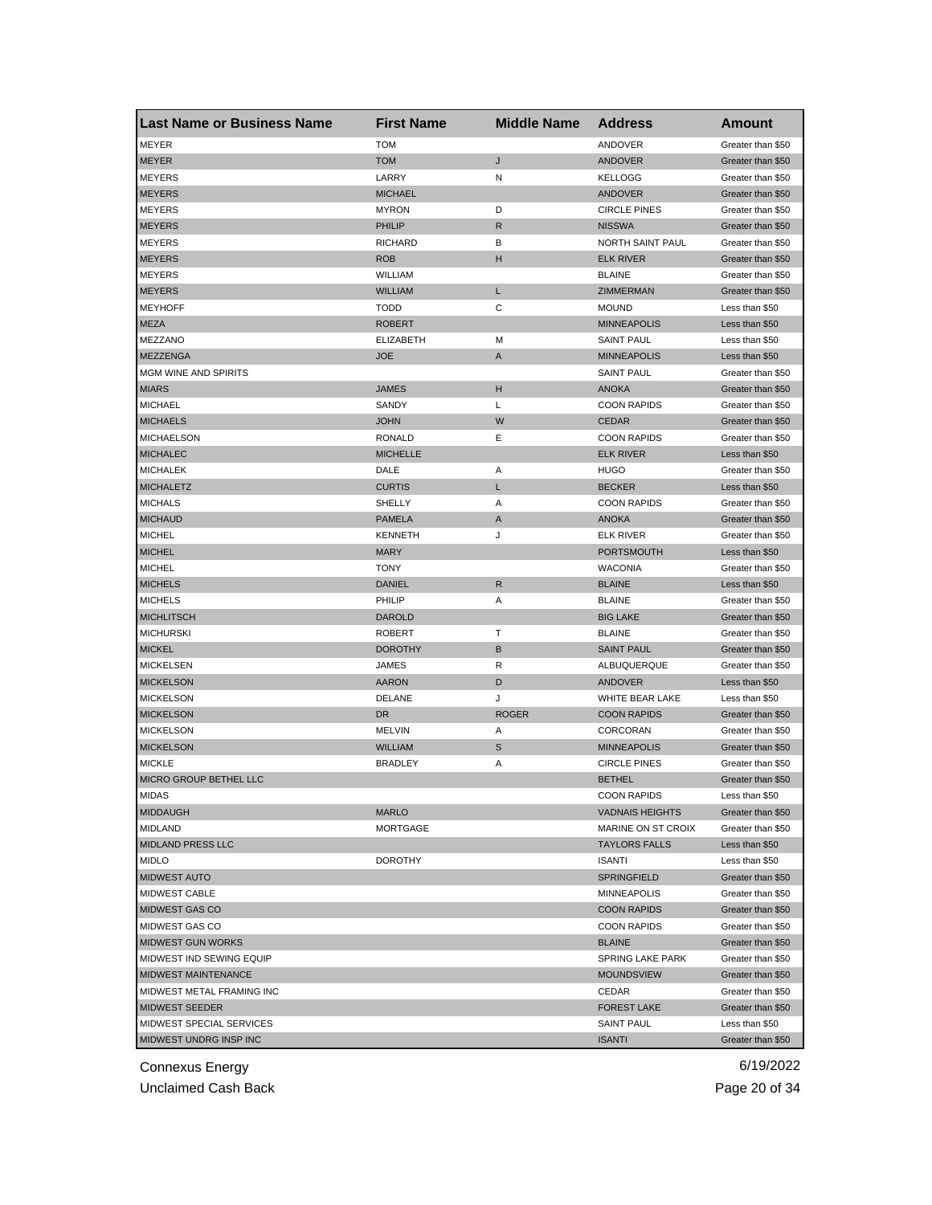| Last Name or Business Name | First Name | Middle Name | Address | Amount |
|---|---|---|---|---|
| MEYER | TOM | | ANDOVER | Greater than $50 |
| MEYER | TOM | J | ANDOVER | Greater than $50 |
| MEYERS | LARRY | N | KELLOGG | Greater than $50 |
| MEYERS | MICHAEL | | ANDOVER | Greater than $50 |
| MEYERS | MYRON | D | CIRCLE PINES | Greater than $50 |
| MEYERS | PHILIP | R | NISSWA | Greater than $50 |
| MEYERS | RICHARD | B | NORTH SAINT PAUL | Greater than $50 |
| MEYERS | ROB | H | ELK RIVER | Greater than $50 |
| MEYERS | WILLIAM | | BLAINE | Greater than $50 |
| MEYERS | WILLIAM | L | ZIMMERMAN | Greater than $50 |
| MEYHOFF | TODD | C | MOUND | Less than $50 |
| MEZA | ROBERT | | MINNEAPOLIS | Less than $50 |
| MEZZANO | ELIZABETH | M | SAINT PAUL | Less than $50 |
| MEZZENGA | JOE | A | MINNEAPOLIS | Less than $50 |
| MGM WINE AND SPIRITS | | | SAINT PAUL | Greater than $50 |
| MIARS | JAMES | H | ANOKA | Greater than $50 |
| MICHAEL | SANDY | L | COON RAPIDS | Greater than $50 |
| MICHAELS | JOHN | W | CEDAR | Greater than $50 |
| MICHAELSON | RONALD | E | COON RAPIDS | Greater than $50 |
| MICHALEC | MICHELLE | | ELK RIVER | Less than $50 |
| MICHALEK | DALE | A | HUGO | Greater than $50 |
| MICHALETZ | CURTIS | L | BECKER | Less than $50 |
| MICHALS | SHELLY | A | COON RAPIDS | Greater than $50 |
| MICHAUD | PAMELA | A | ANOKA | Greater than $50 |
| MICHEL | KENNETH | J | ELK RIVER | Greater than $50 |
| MICHEL | MARY | | PORTSMOUTH | Less than $50 |
| MICHEL | TONY | | WACONIA | Greater than $50 |
| MICHELS | DANIEL | R | BLAINE | Less than $50 |
| MICHELS | PHILIP | A | BLAINE | Greater than $50 |
| MICHLITSCH | DAROLD | | BIG LAKE | Greater than $50 |
| MICHURSKI | ROBERT | T | BLAINE | Greater than $50 |
| MICKEL | DOROTHY | B | SAINT PAUL | Greater than $50 |
| MICKELSEN | JAMES | R | ALBUQUERQUE | Greater than $50 |
| MICKELSON | AARON | D | ANDOVER | Less than $50 |
| MICKELSON | DELANE | J | WHITE BEAR LAKE | Less than $50 |
| MICKELSON | DR | ROGER | COON RAPIDS | Greater than $50 |
| MICKELSON | MELVIN | A | CORCORAN | Greater than $50 |
| MICKELSON | WILLIAM | S | MINNEAPOLIS | Greater than $50 |
| MICKLE | BRADLEY | A | CIRCLE PINES | Greater than $50 |
| MICRO GROUP BETHEL LLC | | | BETHEL | Greater than $50 |
| MIDAS | | | COON RAPIDS | Less than $50 |
| MIDDAUGH | MARLO | | VADNAIS HEIGHTS | Greater than $50 |
| MIDLAND | MORTGAGE | | MARINE ON ST CROIX | Greater than $50 |
| MIDLAND PRESS LLC | | | TAYLORS FALLS | Less than $50 |
| MIDLO | DOROTHY | | ISANTI | Less than $50 |
| MIDWEST AUTO | | | SPRINGFIELD | Greater than $50 |
| MIDWEST CABLE | | | MINNEAPOLIS | Greater than $50 |
| MIDWEST GAS CO | | | COON RAPIDS | Greater than $50 |
| MIDWEST GAS CO | | | COON RAPIDS | Greater than $50 |
| MIDWEST GUN WORKS | | | BLAINE | Greater than $50 |
| MIDWEST IND SEWING EQUIP | | | SPRING LAKE PARK | Greater than $50 |
| MIDWEST MAINTENANCE | | | MOUNDSVIEW | Greater than $50 |
| MIDWEST METAL FRAMING INC | | | CEDAR | Greater than $50 |
| MIDWEST SEEDER | | | FOREST LAKE | Greater than $50 |
| MIDWEST SPECIAL SERVICES | | | SAINT PAUL | Less than $50 |
| MIDWEST UNDRG INSP INC | | | ISANTI | Greater than $50 |

Connexus Energy
Unclaimed Cash Back
6/19/2022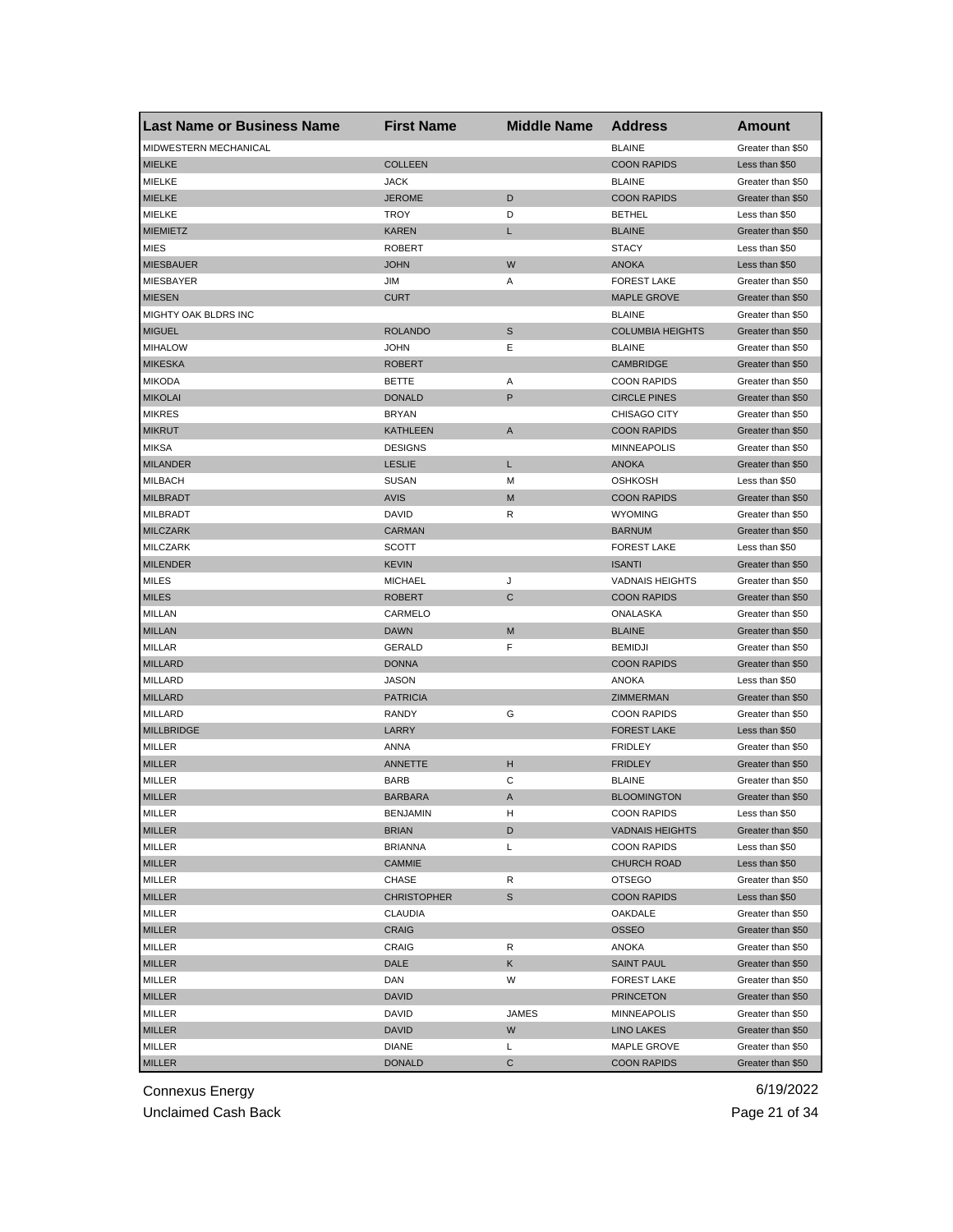| Last Name or Business Name | First Name | Middle Name | Address | Amount |
|---|---|---|---|---|
| MIDWESTERN MECHANICAL | | | BLAINE | Greater than $50 |
| MIELKE | COLLEEN | | COON RAPIDS | Less than $50 |
| MIELKE | JACK | | BLAINE | Greater than $50 |
| MIELKE | JEROME | D | COON RAPIDS | Greater than $50 |
| MIELKE | TROY | D | BETHEL | Less than $50 |
| MIEMIETZ | KAREN | L | BLAINE | Greater than $50 |
| MIES | ROBERT | | STACY | Less than $50 |
| MIESBAUER | JOHN | W | ANOKA | Less than $50 |
| MIESBAYER | JIM | A | FOREST LAKE | Greater than $50 |
| MIESEN | CURT | | MAPLE GROVE | Greater than $50 |
| MIGHTY OAK BLDRS INC | | | BLAINE | Greater than $50 |
| MIGUEL | ROLANDO | S | COLUMBIA HEIGHTS | Greater than $50 |
| MIHALOW | JOHN | E | BLAINE | Greater than $50 |
| MIKESKA | ROBERT | | CAMBRIDGE | Greater than $50 |
| MIKODA | BETTE | A | COON RAPIDS | Greater than $50 |
| MIKOLAI | DONALD | P | CIRCLE PINES | Greater than $50 |
| MIKRES | BRYAN | | CHISAGO CITY | Greater than $50 |
| MIKRUT | KATHLEEN | A | COON RAPIDS | Greater than $50 |
| MIKSA | DESIGNS | | MINNEAPOLIS | Greater than $50 |
| MILANDER | LESLIE | L | ANOKA | Greater than $50 |
| MILBACH | SUSAN | M | OSHKOSH | Less than $50 |
| MILBRADT | AVIS | M | COON RAPIDS | Greater than $50 |
| MILBRADT | DAVID | R | WYOMING | Greater than $50 |
| MILCZARK | CARMAN | | BARNUM | Greater than $50 |
| MILCZARK | SCOTT | | FOREST LAKE | Less than $50 |
| MILENDER | KEVIN | | ISANTI | Greater than $50 |
| MILES | MICHAEL | J | VADNAIS HEIGHTS | Greater than $50 |
| MILES | ROBERT | C | COON RAPIDS | Greater than $50 |
| MILLAN | CARMELO | | ONALASKA | Greater than $50 |
| MILLAN | DAWN | M | BLAINE | Greater than $50 |
| MILLAR | GERALD | F | BEMIDJI | Greater than $50 |
| MILLARD | DONNA | | COON RAPIDS | Greater than $50 |
| MILLARD | JASON | | ANOKA | Less than $50 |
| MILLARD | PATRICIA | | ZIMMERMAN | Greater than $50 |
| MILLARD | RANDY | G | COON RAPIDS | Greater than $50 |
| MILLBRIDGE | LARRY | | FOREST LAKE | Less than $50 |
| MILLER | ANNA | | FRIDLEY | Greater than $50 |
| MILLER | ANNETTE | H | FRIDLEY | Greater than $50 |
| MILLER | BARB | C | BLAINE | Greater than $50 |
| MILLER | BARBARA | A | BLOOMINGTON | Greater than $50 |
| MILLER | BENJAMIN | H | COON RAPIDS | Less than $50 |
| MILLER | BRIAN | D | VADNAIS HEIGHTS | Greater than $50 |
| MILLER | BRIANNA | L | COON RAPIDS | Less than $50 |
| MILLER | CAMMIE | | CHURCH ROAD | Less than $50 |
| MILLER | CHASE | R | OTSEGO | Greater than $50 |
| MILLER | CHRISTOPHER | S | COON RAPIDS | Less than $50 |
| MILLER | CLAUDIA | | OAKDALE | Greater than $50 |
| MILLER | CRAIG | | OSSEO | Greater than $50 |
| MILLER | CRAIG | R | ANOKA | Greater than $50 |
| MILLER | DALE | K | SAINT PAUL | Greater than $50 |
| MILLER | DAN | W | FOREST LAKE | Greater than $50 |
| MILLER | DAVID | | PRINCETON | Greater than $50 |
| MILLER | DAVID | JAMES | MINNEAPOLIS | Greater than $50 |
| MILLER | DAVID | W | LINO LAKES | Greater than $50 |
| MILLER | DIANE | L | MAPLE GROVE | Greater than $50 |
| MILLER | DONALD | C | COON RAPIDS | Greater than $50 |

Connexus Energy

Unclaimed Cash Back

6/19/2022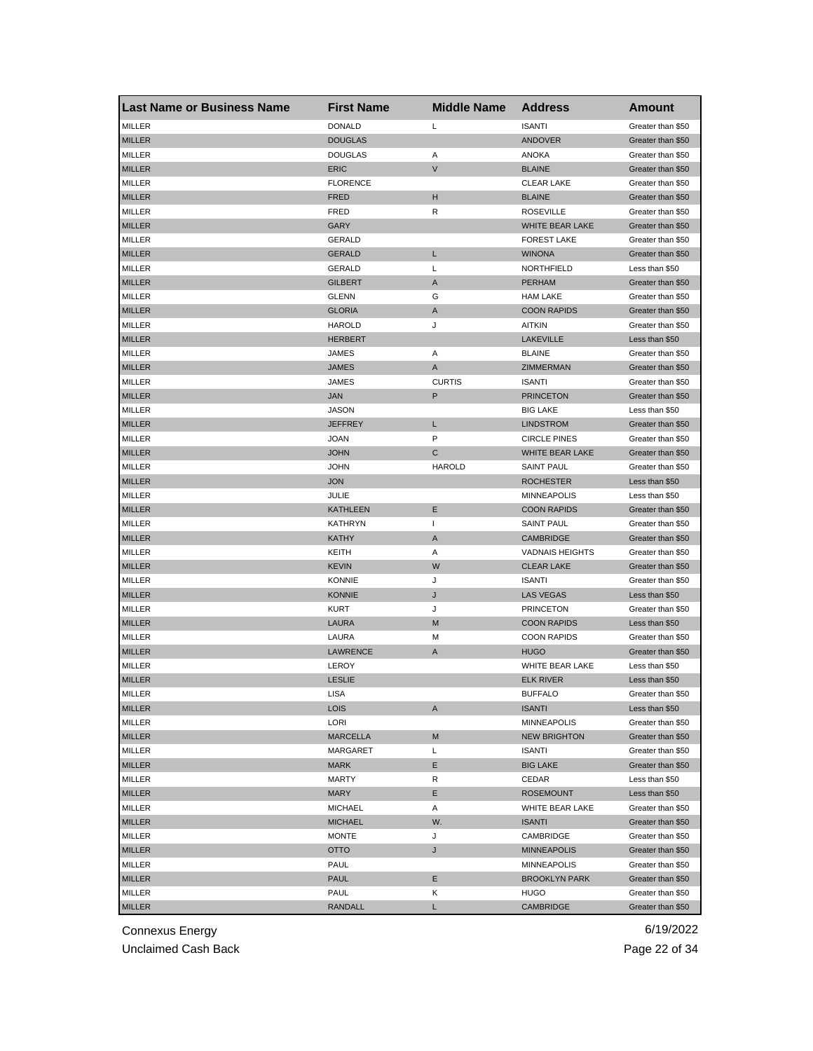| Last Name or Business Name | First Name | Middle Name | Address | Amount |
|---|---|---|---|---|
| MILLER | DONALD | L | ISANTI | Greater than $50 |
| MILLER | DOUGLAS | | ANDOVER | Greater than $50 |
| MILLER | DOUGLAS | A | ANOKA | Greater than $50 |
| MILLER | ERIC | V | BLAINE | Greater than $50 |
| MILLER | FLORENCE | | CLEAR LAKE | Greater than $50 |
| MILLER | FRED | H | BLAINE | Greater than $50 |
| MILLER | FRED | R | ROSEVILLE | Greater than $50 |
| MILLER | GARY | | WHITE BEAR LAKE | Greater than $50 |
| MILLER | GERALD | | FOREST LAKE | Greater than $50 |
| MILLER | GERALD | L | WINONA | Greater than $50 |
| MILLER | GERALD | L | NORTHFIELD | Less than $50 |
| MILLER | GILBERT | A | PERHAM | Greater than $50 |
| MILLER | GLENN | G | HAM LAKE | Greater than $50 |
| MILLER | GLORIA | A | COON RAPIDS | Greater than $50 |
| MILLER | HAROLD | J | AITKIN | Greater than $50 |
| MILLER | HERBERT | | LAKEVILLE | Less than $50 |
| MILLER | JAMES | A | BLAINE | Greater than $50 |
| MILLER | JAMES | A | ZIMMERMAN | Greater than $50 |
| MILLER | JAMES | CURTIS | ISANTI | Greater than $50 |
| MILLER | JAN | P | PRINCETON | Greater than $50 |
| MILLER | JASON | | BIG LAKE | Less than $50 |
| MILLER | JEFFREY | L | LINDSTROM | Greater than $50 |
| MILLER | JOAN | P | CIRCLE PINES | Greater than $50 |
| MILLER | JOHN | C | WHITE BEAR LAKE | Greater than $50 |
| MILLER | JOHN | HAROLD | SAINT PAUL | Greater than $50 |
| MILLER | JON | | ROCHESTER | Less than $50 |
| MILLER | JULIE | | MINNEAPOLIS | Less than $50 |
| MILLER | KATHLEEN | E | COON RAPIDS | Greater than $50 |
| MILLER | KATHRYN | I | SAINT PAUL | Greater than $50 |
| MILLER | KATHY | A | CAMBRIDGE | Greater than $50 |
| MILLER | KEITH | A | VADNAIS HEIGHTS | Greater than $50 |
| MILLER | KEVIN | W | CLEAR LAKE | Greater than $50 |
| MILLER | KONNIE | J | ISANTI | Greater than $50 |
| MILLER | KONNIE | J | LAS VEGAS | Less than $50 |
| MILLER | KURT | J | PRINCETON | Greater than $50 |
| MILLER | LAURA | M | COON RAPIDS | Less than $50 |
| MILLER | LAURA | M | COON RAPIDS | Greater than $50 |
| MILLER | LAWRENCE | A | HUGO | Greater than $50 |
| MILLER | LEROY | | WHITE BEAR LAKE | Less than $50 |
| MILLER | LESLIE | | ELK RIVER | Less than $50 |
| MILLER | LISA | | BUFFALO | Greater than $50 |
| MILLER | LOIS | A | ISANTI | Less than $50 |
| MILLER | LORI | | MINNEAPOLIS | Greater than $50 |
| MILLER | MARCELLA | M | NEW BRIGHTON | Greater than $50 |
| MILLER | MARGARET | L | ISANTI | Greater than $50 |
| MILLER | MARK | E | BIG LAKE | Greater than $50 |
| MILLER | MARTY | R | CEDAR | Less than $50 |
| MILLER | MARY | E | ROSEMOUNT | Less than $50 |
| MILLER | MICHAEL | A | WHITE BEAR LAKE | Greater than $50 |
| MILLER | MICHAEL | W. | ISANTI | Greater than $50 |
| MILLER | MONTE | J | CAMBRIDGE | Greater than $50 |
| MILLER | OTTO | J | MINNEAPOLIS | Greater than $50 |
| MILLER | PAUL | | MINNEAPOLIS | Greater than $50 |
| MILLER | PAUL | E | BROOKLYN PARK | Greater than $50 |
| MILLER | PAUL | K | HUGO | Greater than $50 |
| MILLER | RANDALL | L | CAMBRIDGE | Greater than $50 |

Connexus Energy
Unclaimed Cash Back
6/19/2022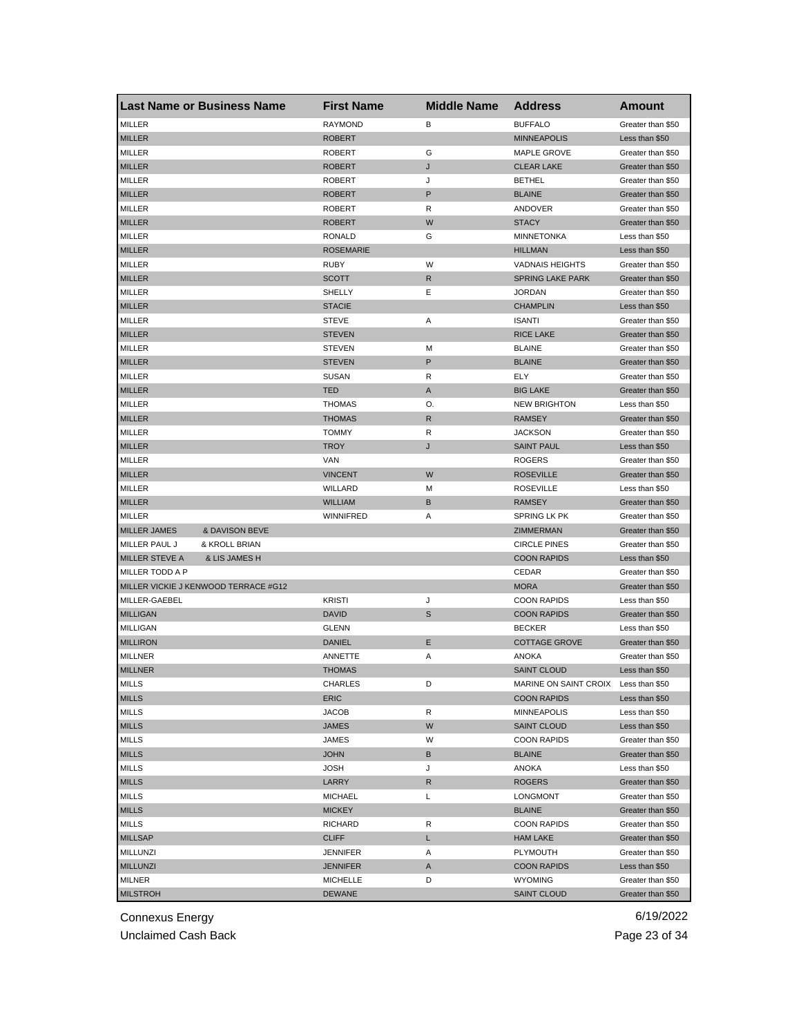| Last Name or Business Name | First Name | Middle Name | Address | Amount |
| --- | --- | --- | --- | --- |
| MILLER | RAYMOND | B | BUFFALO | Greater than $50 |
| MILLER | ROBERT | | MINNEAPOLIS | Less than $50 |
| MILLER | ROBERT | G | MAPLE GROVE | Greater than $50 |
| MILLER | ROBERT | J | CLEAR LAKE | Greater than $50 |
| MILLER | ROBERT | J | BETHEL | Greater than $50 |
| MILLER | ROBERT | P | BLAINE | Greater than $50 |
| MILLER | ROBERT | R | ANDOVER | Greater than $50 |
| MILLER | ROBERT | W | STACY | Greater than $50 |
| MILLER | RONALD | G | MINNETONKA | Less than $50 |
| MILLER | ROSEMARIE | | HILLMAN | Less than $50 |
| MILLER | RUBY | W | VADNAIS HEIGHTS | Greater than $50 |
| MILLER | SCOTT | R | SPRING LAKE PARK | Greater than $50 |
| MILLER | SHELLY | E | JORDAN | Greater than $50 |
| MILLER | STACIE | | CHAMPLIN | Less than $50 |
| MILLER | STEVE | A | ISANTI | Greater than $50 |
| MILLER | STEVEN | | RICE LAKE | Greater than $50 |
| MILLER | STEVEN | M | BLAINE | Greater than $50 |
| MILLER | STEVEN | P | BLAINE | Greater than $50 |
| MILLER | SUSAN | R | ELY | Greater than $50 |
| MILLER | TED | A | BIG LAKE | Greater than $50 |
| MILLER | THOMAS | O. | NEW BRIGHTON | Less than $50 |
| MILLER | THOMAS | R | RAMSEY | Greater than $50 |
| MILLER | TOMMY | R | JACKSON | Greater than $50 |
| MILLER | TROY | J | SAINT PAUL | Less than $50 |
| MILLER | VAN | | ROGERS | Greater than $50 |
| MILLER | VINCENT | W | ROSEVILLE | Greater than $50 |
| MILLER | WILLARD | M | ROSEVILLE | Less than $50 |
| MILLER | WILLIAM | B | RAMSEY | Greater than $50 |
| MILLER | WINNIFRED | A | SPRING LK PK | Greater than $50 |
| MILLER JAMES & DAVISON BEVE | | | ZIMMERMAN | Greater than $50 |
| MILLER PAUL J & KROLL BRIAN | | | CIRCLE PINES | Greater than $50 |
| MILLER STEVE A & LIS JAMES H | | | COON RAPIDS | Less than $50 |
| MILLER TODD A P | | | CEDAR | Greater than $50 |
| MILLER VICKIE J KENWOOD TERRACE #G12 | | | MORA | Greater than $50 |
| MILLER-GAEBEL | KRISTI | J | COON RAPIDS | Less than $50 |
| MILLIGAN | DAVID | S | COON RAPIDS | Greater than $50 |
| MILLIGAN | GLENN | | BECKER | Less than $50 |
| MILLIRON | DANIEL | E | COTTAGE GROVE | Greater than $50 |
| MILLNER | ANNETTE | A | ANOKA | Greater than $50 |
| MILLNER | THOMAS | | SAINT CLOUD | Less than $50 |
| MILLS | CHARLES | D | MARINE ON SAINT CROIX | Less than $50 |
| MILLS | ERIC | | COON RAPIDS | Less than $50 |
| MILLS | JACOB | R | MINNEAPOLIS | Less than $50 |
| MILLS | JAMES | W | SAINT CLOUD | Less than $50 |
| MILLS | JAMES | W | COON RAPIDS | Greater than $50 |
| MILLS | JOHN | B | BLAINE | Greater than $50 |
| MILLS | JOSH | J | ANOKA | Less than $50 |
| MILLS | LARRY | R | ROGERS | Greater than $50 |
| MILLS | MICHAEL | L | LONGMONT | Greater than $50 |
| MILLS | MICKEY | | BLAINE | Greater than $50 |
| MILLS | RICHARD | R | COON RAPIDS | Greater than $50 |
| MILLSAP | CLIFF | L | HAM LAKE | Greater than $50 |
| MILLUNZI | JENNIFER | A | PLYMOUTH | Greater than $50 |
| MILLUNZI | JENNIFER | A | COON RAPIDS | Less than $50 |
| MILNER | MICHELLE | D | WYOMING | Greater than $50 |
| MILSTROH | DEWANE | | SAINT CLOUD | Greater than $50 |

Connexus Energy 6/19/2022

Unclaimed Cash Back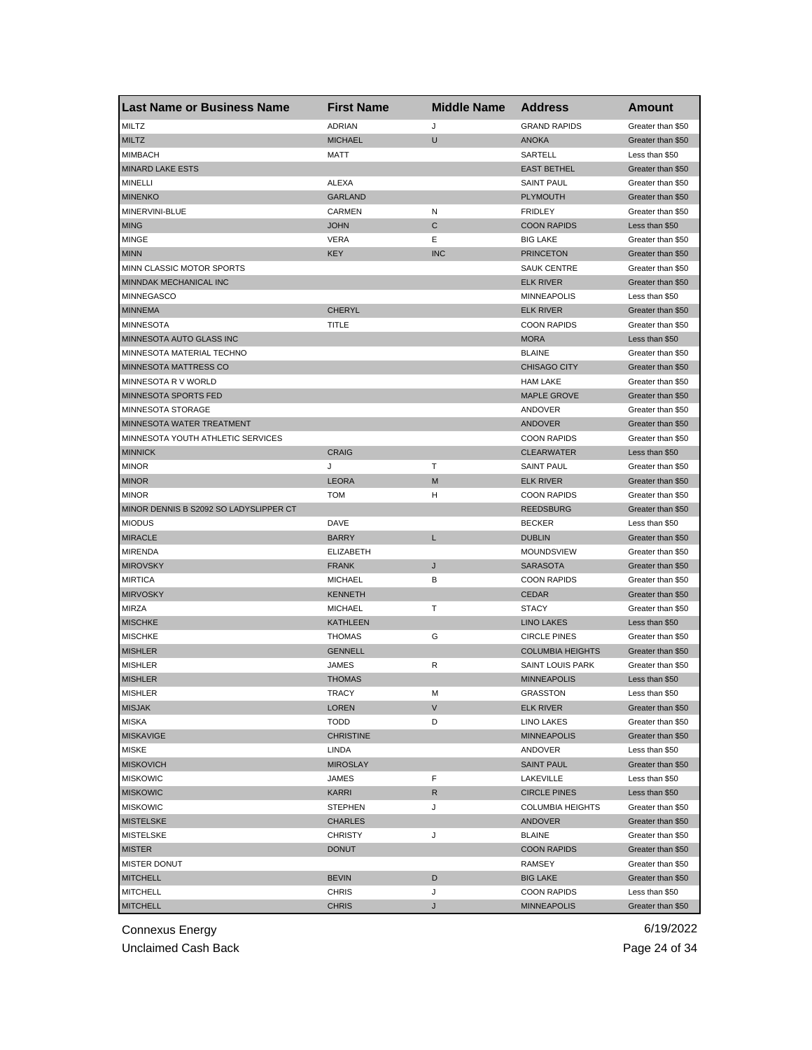| Last Name or Business Name | First Name | Middle Name | Address | Amount |
|---|---|---|---|---|
| MILTZ | ADRIAN | J | GRAND RAPIDS | Greater than $50 |
| MILTZ | MICHAEL | U | ANOKA | Greater than $50 |
| MIMBACH | MATT | | SARTELL | Less than $50 |
| MINARD LAKE ESTS | | | EAST BETHEL | Greater than $50 |
| MINELLI | ALEXA | | SAINT PAUL | Greater than $50 |
| MINENKO | GARLAND | | PLYMOUTH | Greater than $50 |
| MINERVINI-BLUE | CARMEN | N | FRIDLEY | Greater than $50 |
| MING | JOHN | C | COON RAPIDS | Less than $50 |
| MINGE | VERA | E | BIG LAKE | Greater than $50 |
| MINN | KEY | INC | PRINCETON | Greater than $50 |
| MINN CLASSIC MOTOR SPORTS | | | SAUK CENTRE | Greater than $50 |
| MINNDAK MECHANICAL INC | | | ELK RIVER | Greater than $50 |
| MINNEGASCO | | | MINNEAPOLIS | Less than $50 |
| MINNEMA | CHERYL | | ELK RIVER | Greater than $50 |
| MINNESOTA | TITLE | | COON RAPIDS | Greater than $50 |
| MINNESOTA AUTO GLASS INC | | | MORA | Less than $50 |
| MINNESOTA MATERIAL TECHNO | | | BLAINE | Greater than $50 |
| MINNESOTA MATTRESS CO | | | CHISAGO CITY | Greater than $50 |
| MINNESOTA R V WORLD | | | HAM LAKE | Greater than $50 |
| MINNESOTA SPORTS FED | | | MAPLE GROVE | Greater than $50 |
| MINNESOTA STORAGE | | | ANDOVER | Greater than $50 |
| MINNESOTA WATER TREATMENT | | | ANDOVER | Greater than $50 |
| MINNESOTA YOUTH ATHLETIC SERVICES | | | COON RAPIDS | Greater than $50 |
| MINNICK | CRAIG | | CLEARWATER | Less than $50 |
| MINOR | J | T | SAINT PAUL | Greater than $50 |
| MINOR | LEORA | M | ELK RIVER | Greater than $50 |
| MINOR | TOM | H | COON RAPIDS | Greater than $50 |
| MINOR DENNIS B S2092 SO LADYSLIPPER CT | | | REEDSBURG | Greater than $50 |
| MIODUS | DAVE | | BECKER | Less than $50 |
| MIRACLE | BARRY | L | DUBLIN | Greater than $50 |
| MIRENDA | ELIZABETH | | MOUNDSVIEW | Greater than $50 |
| MIROVSKY | FRANK | J | SARASOTA | Greater than $50 |
| MIRTICA | MICHAEL | B | COON RAPIDS | Greater than $50 |
| MIRVOSKY | KENNETH | | CEDAR | Greater than $50 |
| MIRZA | MICHAEL | T | STACY | Greater than $50 |
| MISCHKE | KATHLEEN | | LINO LAKES | Less than $50 |
| MISCHKE | THOMAS | G | CIRCLE PINES | Greater than $50 |
| MISHLER | GENNELL | | COLUMBIA HEIGHTS | Greater than $50 |
| MISHLER | JAMES | R | SAINT LOUIS PARK | Greater than $50 |
| MISHLER | THOMAS | | MINNEAPOLIS | Less than $50 |
| MISHLER | TRACY | M | GRASSTON | Less than $50 |
| MISJAK | LOREN | V | ELK RIVER | Greater than $50 |
| MISKA | TODD | D | LINO LAKES | Greater than $50 |
| MISKAVIGE | CHRISTINE | | MINNEAPOLIS | Greater than $50 |
| MISKE | LINDA | | ANDOVER | Less than $50 |
| MISKOVICH | MIROSLAY | | SAINT PAUL | Greater than $50 |
| MISKOWIC | JAMES | F | LAKEVILLE | Less than $50 |
| MISKOWIC | KARRI | R | CIRCLE PINES | Less than $50 |
| MISKOWIC | STEPHEN | J | COLUMBIA HEIGHTS | Greater than $50 |
| MISTELSKE | CHARLES | | ANDOVER | Greater than $50 |
| MISTELSKE | CHRISTY | J | BLAINE | Greater than $50 |
| MISTER | DONUT | | COON RAPIDS | Greater than $50 |
| MISTER DONUT | | | RAMSEY | Greater than $50 |
| MITCHELL | BEVIN | D | BIG LAKE | Greater than $50 |
| MITCHELL | CHRIS | J | COON RAPIDS | Less than $50 |
| MITCHELL | CHRIS | J | MINNEAPOLIS | Greater than $50 |

Connexus Energy 6/19/2022

Unclaimed Cash Back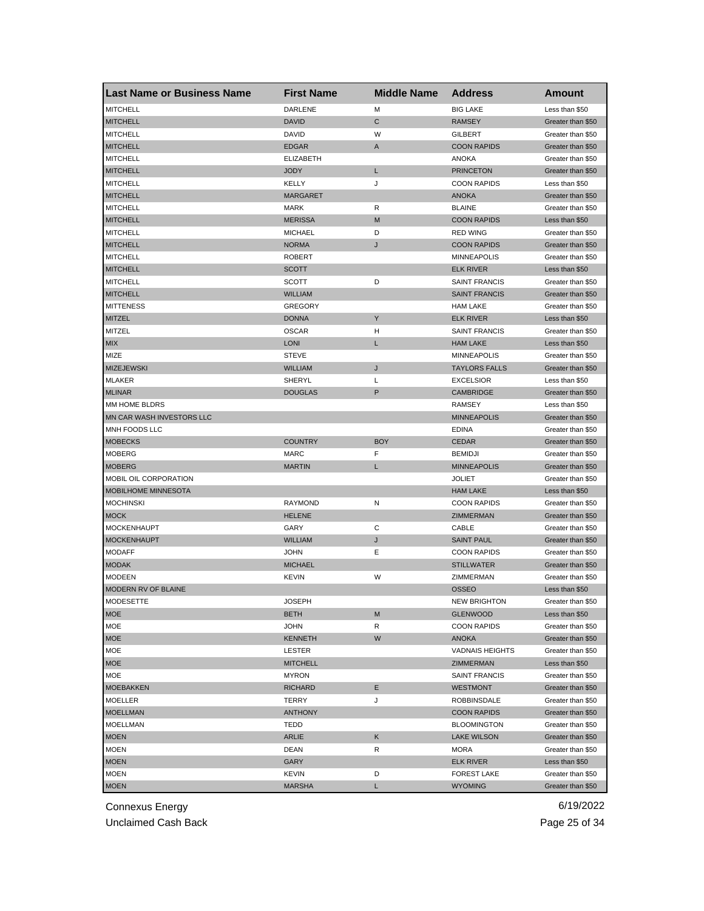| Last Name or Business Name | First Name | Middle Name | Address | Amount |
|---|---|---|---|---|
| MITCHELL | DARLENE | M | BIG LAKE | Less than $50 |
| MITCHELL | DAVID | C | RAMSEY | Greater than $50 |
| MITCHELL | DAVID | W | GILBERT | Greater than $50 |
| MITCHELL | EDGAR | A | COON RAPIDS | Greater than $50 |
| MITCHELL | ELIZABETH | | ANOKA | Greater than $50 |
| MITCHELL | JODY | L | PRINCETON | Greater than $50 |
| MITCHELL | KELLY | J | COON RAPIDS | Less than $50 |
| MITCHELL | MARGARET | | ANOKA | Greater than $50 |
| MITCHELL | MARK | R | BLAINE | Greater than $50 |
| MITCHELL | MERISSA | M | COON RAPIDS | Less than $50 |
| MITCHELL | MICHAEL | D | RED WING | Greater than $50 |
| MITCHELL | NORMA | J | COON RAPIDS | Greater than $50 |
| MITCHELL | ROBERT | | MINNEAPOLIS | Greater than $50 |
| MITCHELL | SCOTT | | ELK RIVER | Less than $50 |
| MITCHELL | SCOTT | D | SAINT FRANCIS | Greater than $50 |
| MITCHELL | WILLIAM | | SAINT FRANCIS | Greater than $50 |
| MITTENESS | GREGORY | | HAM LAKE | Greater than $50 |
| MITZEL | DONNA | Y | ELK RIVER | Less than $50 |
| MITZEL | OSCAR | H | SAINT FRANCIS | Greater than $50 |
| MIX | LONI | L | HAM LAKE | Less than $50 |
| MIZE | STEVE | | MINNEAPOLIS | Greater than $50 |
| MIZEJEWSKI | WILLIAM | J | TAYLORS FALLS | Greater than $50 |
| MLAKER | SHERYL | L | EXCELSIOR | Less than $50 |
| MLINAR | DOUGLAS | P | CAMBRIDGE | Greater than $50 |
| MM HOME BLDRS | | | RAMSEY | Less than $50 |
| MN CAR WASH INVESTORS LLC | | | MINNEAPOLIS | Greater than $50 |
| MNH FOODS LLC | | | EDINA | Greater than $50 |
| MOBECKS | COUNTRY | BOY | CEDAR | Greater than $50 |
| MOBERG | MARC | F | BEMIDJI | Greater than $50 |
| MOBERG | MARTIN | L | MINNEAPOLIS | Greater than $50 |
| MOBIL OIL CORPORATION | | | JOLIET | Greater than $50 |
| MOBILHOME MINNESOTA | | | HAM LAKE | Less than $50 |
| MOCHINSKI | RAYMOND | N | COON RAPIDS | Greater than $50 |
| MOCK | HELENE | | ZIMMERMAN | Greater than $50 |
| MOCKENHAUPT | GARY | C | CABLE | Greater than $50 |
| MOCKENHAUPT | WILLIAM | J | SAINT PAUL | Greater than $50 |
| MODAFF | JOHN | E | COON RAPIDS | Greater than $50 |
| MODAK | MICHAEL | | STILLWATER | Greater than $50 |
| MODEEN | KEVIN | W | ZIMMERMAN | Greater than $50 |
| MODERN RV OF BLAINE | | | OSSEO | Less than $50 |
| MODESETTE | JOSEPH | | NEW BRIGHTON | Greater than $50 |
| MOE | BETH | M | GLENWOOD | Less than $50 |
| MOE | JOHN | R | COON RAPIDS | Greater than $50 |
| MOE | KENNETH | W | ANOKA | Greater than $50 |
| MOE | LESTER | | VADNAIS HEIGHTS | Greater than $50 |
| MOE | MITCHELL | | ZIMMERMAN | Less than $50 |
| MOE | MYRON | | SAINT FRANCIS | Greater than $50 |
| MOEBAKKEN | RICHARD | E | WESTMONT | Greater than $50 |
| MOELLER | TERRY | J | ROBBINSDALE | Greater than $50 |
| MOELLMAN | ANTHONY | | COON RAPIDS | Greater than $50 |
| MOELLMAN | TEDD | | BLOOMINGTON | Greater than $50 |
| MOEN | ARLIE | K | LAKE WILSON | Greater than $50 |
| MOEN | DEAN | R | MORA | Greater than $50 |
| MOEN | GARY | | ELK RIVER | Less than $50 |
| MOEN | KEVIN | D | FOREST LAKE | Greater than $50 |
| MOEN | MARSHA | L | WYOMING | Greater than $50 |

Connexus Energy 6/19/2022

Unclaimed Cash Back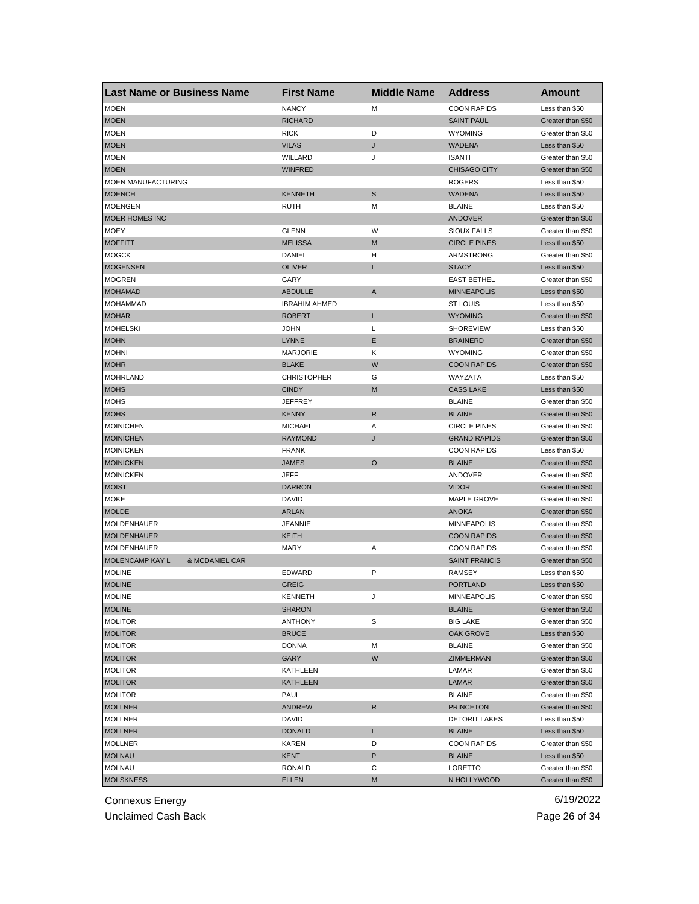| Last Name or Business Name | First Name | Middle Name | Address | Amount |
|---|---|---|---|---|
| MOEN | NANCY | M | COON RAPIDS | Less than $50 |
| MOEN | RICHARD | | SAINT PAUL | Greater than $50 |
| MOEN | RICK | D | WYOMING | Greater than $50 |
| MOEN | VILAS | J | WADENA | Less than $50 |
| MOEN | WILLARD | J | ISANTI | Greater than $50 |
| MOEN | WINFRED | | CHISAGO CITY | Greater than $50 |
| MOEN MANUFACTURING | | | ROGERS | Less than $50 |
| MOENCH | KENNETH | S | WADENA | Less than $50 |
| MOENGEN | RUTH | M | BLAINE | Less than $50 |
| MOER HOMES INC | | | ANDOVER | Greater than $50 |
| MOEY | GLENN | W | SIOUX FALLS | Greater than $50 |
| MOFFITT | MELISSA | M | CIRCLE PINES | Less than $50 |
| MOGCK | DANIEL | H | ARMSTRONG | Greater than $50 |
| MOGENSEN | OLIVER | L | STACY | Less than $50 |
| MOGREN | GARY | | EAST BETHEL | Greater than $50 |
| MOHAMAD | ABDULLE | A | MINNEAPOLIS | Less than $50 |
| MOHAMMAD | IBRAHIM AHMED | | ST LOUIS | Less than $50 |
| MOHAR | ROBERT | L | WYOMING | Greater than $50 |
| MOHELSKI | JOHN | L | SHOREVIEW | Less than $50 |
| MOHN | LYNNE | E | BRAINERD | Greater than $50 |
| MOHNI | MARJORIE | K | WYOMING | Greater than $50 |
| MOHR | BLAKE | W | COON RAPIDS | Greater than $50 |
| MOHRLAND | CHRISTOPHER | G | WAYZATA | Less than $50 |
| MOHS | CINDY | M | CASS LAKE | Less than $50 |
| MOHS | JEFFREY | | BLAINE | Greater than $50 |
| MOHS | KENNY | R | BLAINE | Greater than $50 |
| MOINICHEN | MICHAEL | A | CIRCLE PINES | Greater than $50 |
| MOINICHEN | RAYMOND | J | GRAND RAPIDS | Greater than $50 |
| MOINICKEN | FRANK | | COON RAPIDS | Less than $50 |
| MOINICKEN | JAMES | O | BLAINE | Greater than $50 |
| MOINICKEN | JEFF | | ANDOVER | Greater than $50 |
| MOIST | DARRON | | VIDOR | Greater than $50 |
| MOKE | DAVID | | MAPLE GROVE | Greater than $50 |
| MOLDE | ARLAN | | ANOKA | Greater than $50 |
| MOLDENHAUER | JEANNIE | | MINNEAPOLIS | Greater than $50 |
| MOLDENHAUER | KEITH | | COON RAPIDS | Greater than $50 |
| MOLDENHAUER | MARY | A | COON RAPIDS | Greater than $50 |
| MOLENCAMP KAY L & MCDANIEL CAR | | | SAINT FRANCIS | Greater than $50 |
| MOLINE | EDWARD | P | RAMSEY | Less than $50 |
| MOLINE | GREIG | | PORTLAND | Less than $50 |
| MOLINE | KENNETH | J | MINNEAPOLIS | Greater than $50 |
| MOLINE | SHARON | | BLAINE | Greater than $50 |
| MOLITOR | ANTHONY | S | BIG LAKE | Greater than $50 |
| MOLITOR | BRUCE | | OAK GROVE | Less than $50 |
| MOLITOR | DONNA | M | BLAINE | Greater than $50 |
| MOLITOR | GARY | W | ZIMMERMAN | Greater than $50 |
| MOLITOR | KATHLEEN | | LAMAR | Greater than $50 |
| MOLITOR | KATHLEEN | | LAMAR | Greater than $50 |
| MOLITOR | PAUL | | BLAINE | Greater than $50 |
| MOLLNER | ANDREW | R | PRINCETON | Greater than $50 |
| MOLLNER | DAVID | | DETORIT LAKES | Less than $50 |
| MOLLNER | DONALD | L | BLAINE | Less than $50 |
| MOLLNER | KAREN | D | COON RAPIDS | Greater than $50 |
| MOLNAU | KENT | P | BLAINE | Less than $50 |
| MOLNAU | RONALD | C | LORETTO | Greater than $50 |
| MOLSKNESS | ELLEN | M | N HOLLYWOOD | Greater than $50 |

Connexus Energy 6/19/2022

Unclaimed Cash Back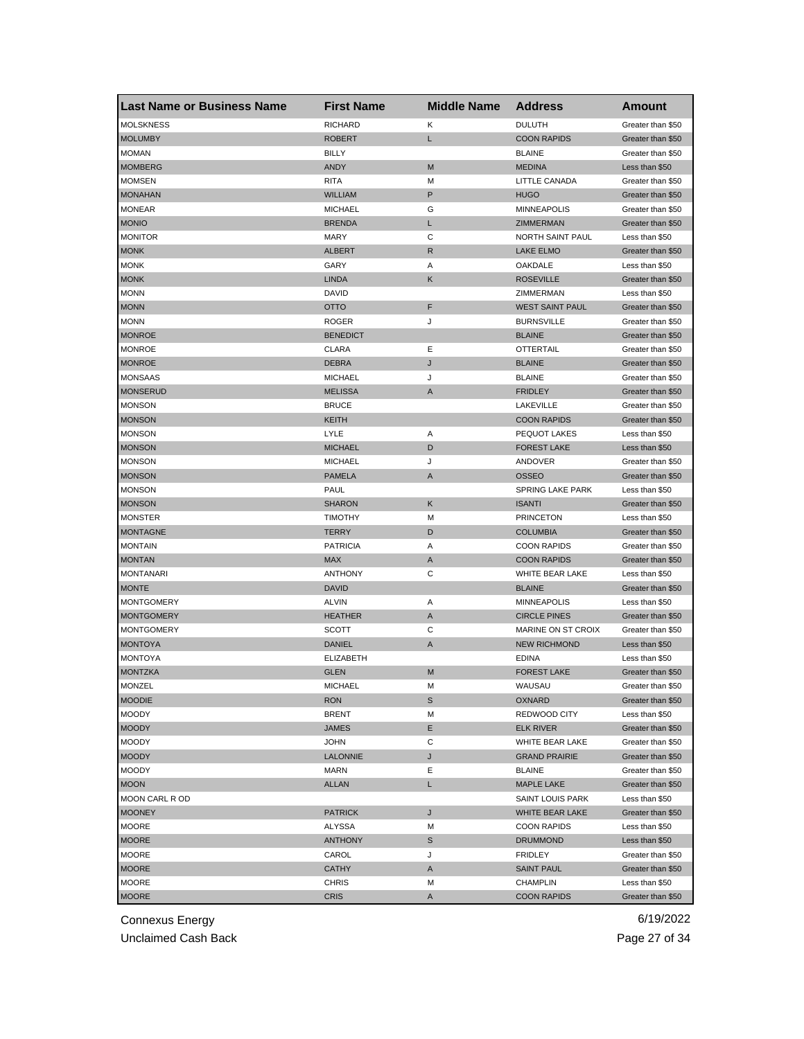| Last Name or Business Name | First Name | Middle Name | Address | Amount |
|---|---|---|---|---|
| MOLSKNESS | RICHARD | K | DULUTH | Greater than $50 |
| MOLUMBY | ROBERT | L | COON RAPIDS | Greater than $50 |
| MOMAN | BILLY | | BLAINE | Greater than $50 |
| MOMBERG | ANDY | M | MEDINA | Less than $50 |
| MOMSEN | RITA | M | LITTLE CANADA | Greater than $50 |
| MONAHAN | WILLIAM | P | HUGO | Greater than $50 |
| MONEAR | MICHAEL | G | MINNEAPOLIS | Greater than $50 |
| MONIO | BRENDA | L | ZIMMERMAN | Greater than $50 |
| MONITOR | MARY | C | NORTH SAINT PAUL | Less than $50 |
| MONK | ALBERT | R | LAKE ELMO | Greater than $50 |
| MONK | GARY | A | OAKDALE | Less than $50 |
| MONK | LINDA | K | ROSEVILLE | Greater than $50 |
| MONN | DAVID | | ZIMMERMAN | Less than $50 |
| MONN | OTTO | F | WEST SAINT PAUL | Greater than $50 |
| MONN | ROGER | J | BURNSVILLE | Greater than $50 |
| MONROE | BENEDICT | | BLAINE | Greater than $50 |
| MONROE | CLARA | E | OTTERTAIL | Greater than $50 |
| MONROE | DEBRA | J | BLAINE | Greater than $50 |
| MONSAAS | MICHAEL | J | BLAINE | Greater than $50 |
| MONSERUD | MELISSA | A | FRIDLEY | Greater than $50 |
| MONSON | BRUCE | | LAKEVILLE | Greater than $50 |
| MONSON | KEITH | | COON RAPIDS | Greater than $50 |
| MONSON | LYLE | A | PEQUOT LAKES | Less than $50 |
| MONSON | MICHAEL | D | FOREST LAKE | Less than $50 |
| MONSON | MICHAEL | J | ANDOVER | Greater than $50 |
| MONSON | PAMELA | A | OSSEO | Greater than $50 |
| MONSON | PAUL | | SPRING LAKE PARK | Less than $50 |
| MONSON | SHARON | K | ISANTI | Greater than $50 |
| MONSTER | TIMOTHY | M | PRINCETON | Less than $50 |
| MONTAGNE | TERRY | D | COLUMBIA | Greater than $50 |
| MONTAIN | PATRICIA | A | COON RAPIDS | Greater than $50 |
| MONTAN | MAX | A | COON RAPIDS | Greater than $50 |
| MONTANARI | ANTHONY | C | WHITE BEAR LAKE | Less than $50 |
| MONTE | DAVID | | BLAINE | Greater than $50 |
| MONTGOMERY | ALVIN | A | MINNEAPOLIS | Less than $50 |
| MONTGOMERY | HEATHER | A | CIRCLE PINES | Greater than $50 |
| MONTGOMERY | SCOTT | C | MARINE ON ST CROIX | Greater than $50 |
| MONTOYA | DANIEL | A | NEW RICHMOND | Less than $50 |
| MONTOYA | ELIZABETH | | EDINA | Less than $50 |
| MONTZKA | GLEN | M | FOREST LAKE | Greater than $50 |
| MONZEL | MICHAEL | M | WAUSAU | Greater than $50 |
| MOODIE | RON | S | OXNARD | Greater than $50 |
| MOODY | BRENT | M | REDWOOD CITY | Less than $50 |
| MOODY | JAMES | E | ELK RIVER | Greater than $50 |
| MOODY | JOHN | C | WHITE BEAR LAKE | Greater than $50 |
| MOODY | LALONNIE | J | GRAND PRAIRIE | Greater than $50 |
| MOODY | MARN | E | BLAINE | Greater than $50 |
| MOON | ALLAN | L | MAPLE LAKE | Greater than $50 |
| MOON CARL R OD | | | SAINT LOUIS PARK | Less than $50 |
| MOONEY | PATRICK | J | WHITE BEAR LAKE | Greater than $50 |
| MOORE | ALYSSA | M | COON RAPIDS | Less than $50 |
| MOORE | ANTHONY | S | DRUMMOND | Less than $50 |
| MOORE | CAROL | J | FRIDLEY | Greater than $50 |
| MOORE | CATHY | A | SAINT PAUL | Greater than $50 |
| MOORE | CHRIS | M | CHAMPLIN | Less than $50 |
| MOORE | CRIS | A | COON RAPIDS | Greater than $50 |

Connexus Energy
Unclaimed Cash Back
6/19/2022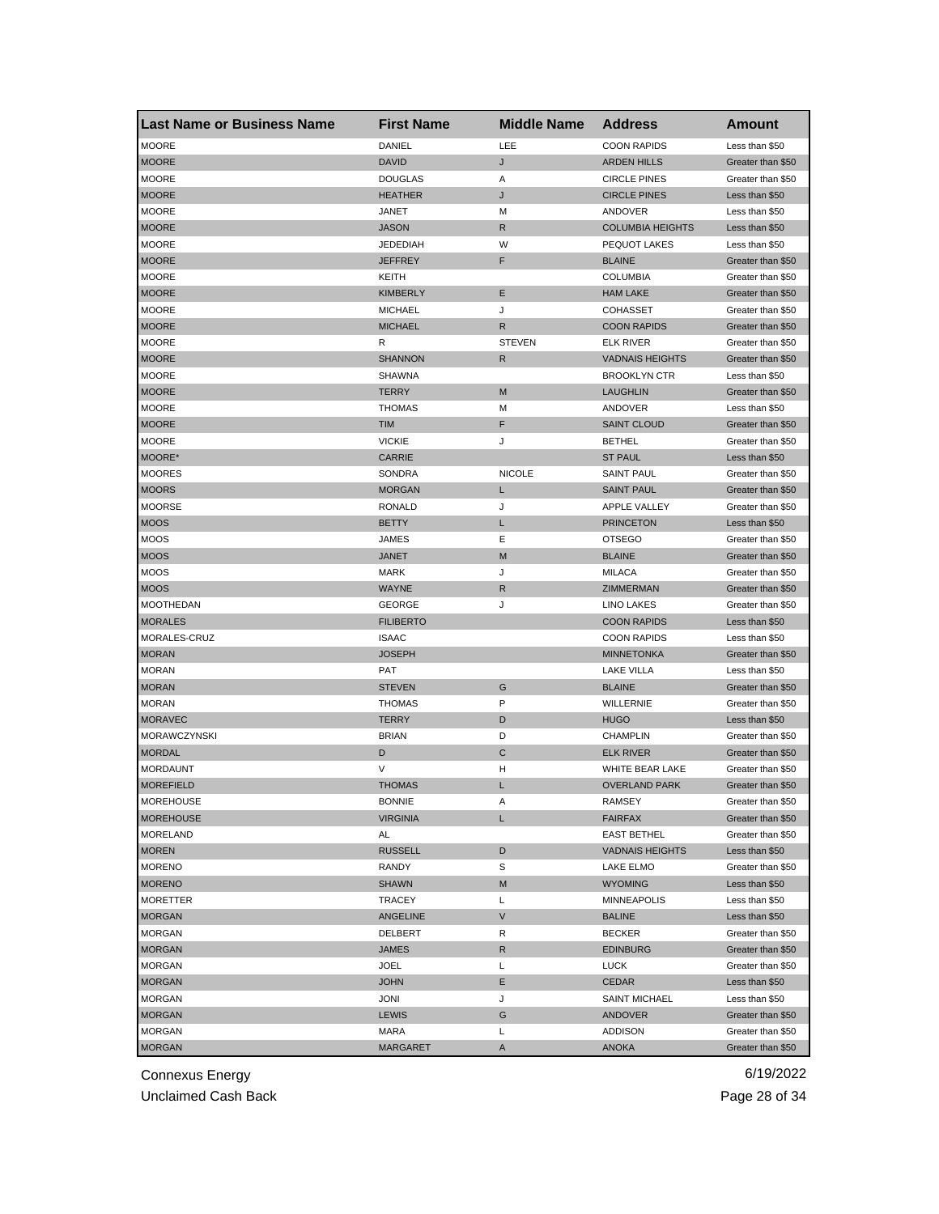| Last Name or Business Name | First Name | Middle Name | Address | Amount |
|---|---|---|---|---|
| MOORE | DANIEL | LEE | COON RAPIDS | Less than $50 |
| MOORE | DAVID | J | ARDEN HILLS | Greater than $50 |
| MOORE | DOUGLAS | A | CIRCLE PINES | Greater than $50 |
| MOORE | HEATHER | J | CIRCLE PINES | Less than $50 |
| MOORE | JANET | M | ANDOVER | Less than $50 |
| MOORE | JASON | R | COLUMBIA HEIGHTS | Less than $50 |
| MOORE | JEDEDIAH | W | PEQUOT LAKES | Less than $50 |
| MOORE | JEFFREY | F | BLAINE | Greater than $50 |
| MOORE | KEITH | | COLUMBIA | Greater than $50 |
| MOORE | KIMBERLY | E | HAM LAKE | Greater than $50 |
| MOORE | MICHAEL | J | COHASSET | Greater than $50 |
| MOORE | MICHAEL | R | COON RAPIDS | Greater than $50 |
| MOORE | R | STEVEN | ELK RIVER | Greater than $50 |
| MOORE | SHANNON | R | VADNAIS HEIGHTS | Greater than $50 |
| MOORE | SHAWNA | | BROOKLYN CTR | Less than $50 |
| MOORE | TERRY | M | LAUGHLIN | Greater than $50 |
| MOORE | THOMAS | M | ANDOVER | Less than $50 |
| MOORE | TIM | F | SAINT CLOUD | Greater than $50 |
| MOORE | VICKIE | J | BETHEL | Greater than $50 |
| MOORE* | CARRIE | | ST PAUL | Less than $50 |
| MOORES | SONDRA | NICOLE | SAINT PAUL | Greater than $50 |
| MOORS | MORGAN | L | SAINT PAUL | Greater than $50 |
| MOORSE | RONALD | J | APPLE VALLEY | Greater than $50 |
| MOOS | BETTY | L | PRINCETON | Less than $50 |
| MOOS | JAMES | E | OTSEGO | Greater than $50 |
| MOOS | JANET | M | BLAINE | Greater than $50 |
| MOOS | MARK | J | MILACA | Greater than $50 |
| MOOS | WAYNE | R | ZIMMERMAN | Greater than $50 |
| MOOTHEDAN | GEORGE | J | LINO LAKES | Greater than $50 |
| MORALES | FILIBERTO | | COON RAPIDS | Less than $50 |
| MORALES-CRUZ | ISAAC | | COON RAPIDS | Less than $50 |
| MORAN | JOSEPH | | MINNETONKA | Greater than $50 |
| MORAN | PAT | | LAKE VILLA | Less than $50 |
| MORAN | STEVEN | G | BLAINE | Greater than $50 |
| MORAN | THOMAS | P | WILLERNIE | Greater than $50 |
| MORAVEC | TERRY | D | HUGO | Less than $50 |
| MORAWCZYNSKI | BRIAN | D | CHAMPLIN | Greater than $50 |
| MORDAL | D | C | ELK RIVER | Greater than $50 |
| MORDAUNT | V | H | WHITE BEAR LAKE | Greater than $50 |
| MOREFIELD | THOMAS | L | OVERLAND PARK | Greater than $50 |
| MOREHOUSE | BONNIE | A | RAMSEY | Greater than $50 |
| MOREHOUSE | VIRGINIA | L | FAIRFAX | Greater than $50 |
| MORELAND | AL | | EAST BETHEL | Greater than $50 |
| MOREN | RUSSELL | D | VADNAIS HEIGHTS | Less than $50 |
| MORENO | RANDY | S | LAKE ELMO | Greater than $50 |
| MORENO | SHAWN | M | WYOMING | Less than $50 |
| MORETTER | TRACEY | L | MINNEAPOLIS | Less than $50 |
| MORGAN | ANGELINE | V | BALINE | Less than $50 |
| MORGAN | DELBERT | R | BECKER | Greater than $50 |
| MORGAN | JAMES | R | EDINBURG | Greater than $50 |
| MORGAN | JOEL | L | LUCK | Greater than $50 |
| MORGAN | JOHN | E | CEDAR | Less than $50 |
| MORGAN | JONI | J | SAINT MICHAEL | Less than $50 |
| MORGAN | LEWIS | G | ANDOVER | Greater than $50 |
| MORGAN | MARA | L | ADDISON | Greater than $50 |
| MORGAN | MARGARET | A | ANOKA | Greater than $50 |

Connexus Energy 6/19/2022

Unclaimed Cash Back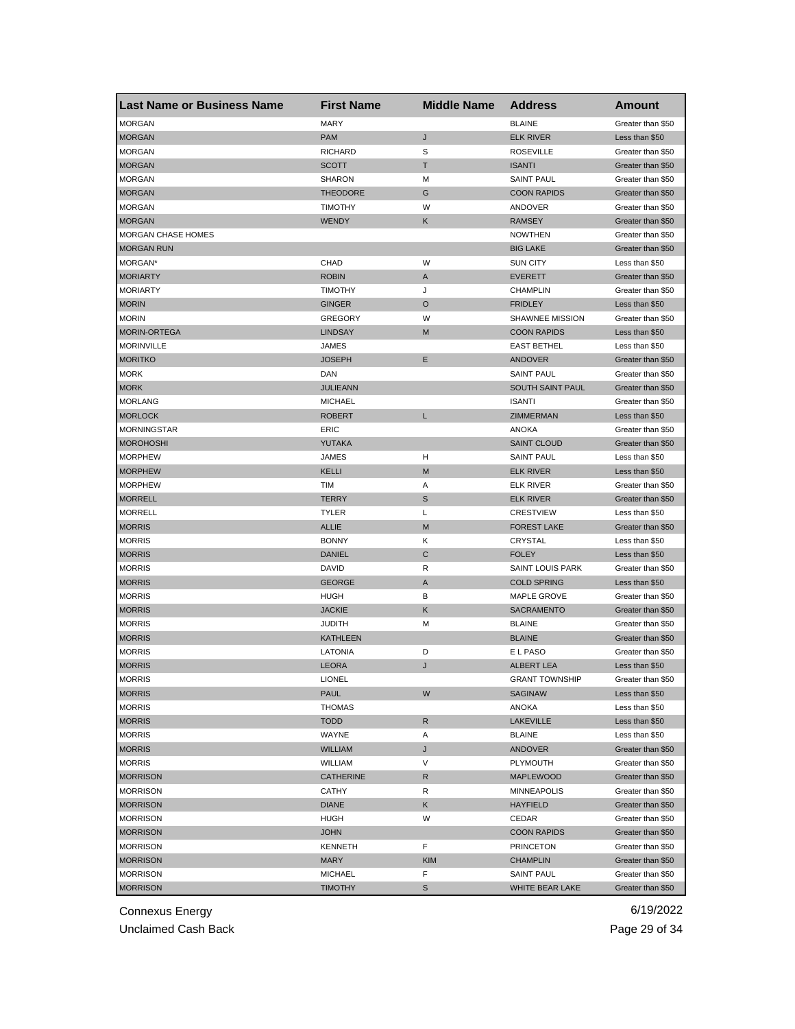| Last Name or Business Name | First Name | Middle Name | Address | Amount |
|---|---|---|---|---|
| MORGAN | MARY | | BLAINE | Greater than $50 |
| MORGAN | PAM | J | ELK RIVER | Less than $50 |
| MORGAN | RICHARD | S | ROSEVILLE | Greater than $50 |
| MORGAN | SCOTT | T | ISANTI | Greater than $50 |
| MORGAN | SHARON | M | SAINT PAUL | Greater than $50 |
| MORGAN | THEODORE | G | COON RAPIDS | Greater than $50 |
| MORGAN | TIMOTHY | W | ANDOVER | Greater than $50 |
| MORGAN | WENDY | K | RAMSEY | Greater than $50 |
| MORGAN CHASE HOMES | | | NOWTHEN | Greater than $50 |
| MORGAN RUN | | | BIG LAKE | Greater than $50 |
| MORGAN* | CHAD | W | SUN CITY | Less than $50 |
| MORIARTY | ROBIN | A | EVERETT | Greater than $50 |
| MORIARTY | TIMOTHY | J | CHAMPLIN | Greater than $50 |
| MORIN | GINGER | O | FRIDLEY | Less than $50 |
| MORIN | GREGORY | W | SHAWNEE MISSION | Greater than $50 |
| MORIN-ORTEGA | LINDSAY | M | COON RAPIDS | Less than $50 |
| MORINVILLE | JAMES | | EAST BETHEL | Less than $50 |
| MORITKO | JOSEPH | E | ANDOVER | Greater than $50 |
| MORK | DAN | | SAINT PAUL | Greater than $50 |
| MORK | JULIEANN | | SOUTH SAINT PAUL | Greater than $50 |
| MORLANG | MICHAEL | | ISANTI | Greater than $50 |
| MORLOCK | ROBERT | L | ZIMMERMAN | Less than $50 |
| MORNINGSTAR | ERIC | | ANOKA | Greater than $50 |
| MOROHOSHI | YUTAKA | | SAINT CLOUD | Greater than $50 |
| MORPHEW | JAMES | H | SAINT PAUL | Less than $50 |
| MORPHEW | KELLI | M | ELK RIVER | Less than $50 |
| MORPHEW | TIM | A | ELK RIVER | Greater than $50 |
| MORRELL | TERRY | S | ELK RIVER | Greater than $50 |
| MORRELL | TYLER | L | CRESTVIEW | Less than $50 |
| MORRIS | ALLIE | M | FOREST LAKE | Greater than $50 |
| MORRIS | BONNY | K | CRYSTAL | Less than $50 |
| MORRIS | DANIEL | C | FOLEY | Less than $50 |
| MORRIS | DAVID | R | SAINT LOUIS PARK | Greater than $50 |
| MORRIS | GEORGE | A | COLD SPRING | Less than $50 |
| MORRIS | HUGH | B | MAPLE GROVE | Greater than $50 |
| MORRIS | JACKIE | K | SACRAMENTO | Greater than $50 |
| MORRIS | JUDITH | M | BLAINE | Greater than $50 |
| MORRIS | KATHLEEN | | BLAINE | Greater than $50 |
| MORRIS | LATONIA | D | E L PASO | Greater than $50 |
| MORRIS | LEORA | J | ALBERT LEA | Less than $50 |
| MORRIS | LIONEL | | GRANT TOWNSHIP | Greater than $50 |
| MORRIS | PAUL | W | SAGINAW | Less than $50 |
| MORRIS | THOMAS | | ANOKA | Less than $50 |
| MORRIS | TODD | R | LAKEVILLE | Less than $50 |
| MORRIS | WAYNE | A | BLAINE | Less than $50 |
| MORRIS | WILLIAM | J | ANDOVER | Greater than $50 |
| MORRIS | WILLIAM | V | PLYMOUTH | Greater than $50 |
| MORRISON | CATHERINE | R | MAPLEWOOD | Greater than $50 |
| MORRISON | CATHY | R | MINNEAPOLIS | Greater than $50 |
| MORRISON | DIANE | K | HAYFIELD | Greater than $50 |
| MORRISON | HUGH | W | CEDAR | Greater than $50 |
| MORRISON | JOHN | | COON RAPIDS | Greater than $50 |
| MORRISON | KENNETH | F | PRINCETON | Greater than $50 |
| MORRISON | MARY | KIM | CHAMPLIN | Greater than $50 |
| MORRISON | MICHAEL | F | SAINT PAUL | Greater than $50 |
| MORRISON | TIMOTHY | S | WHITE BEAR LAKE | Greater than $50 |

Connexus Energy 6/19/2022

Unclaimed Cash Back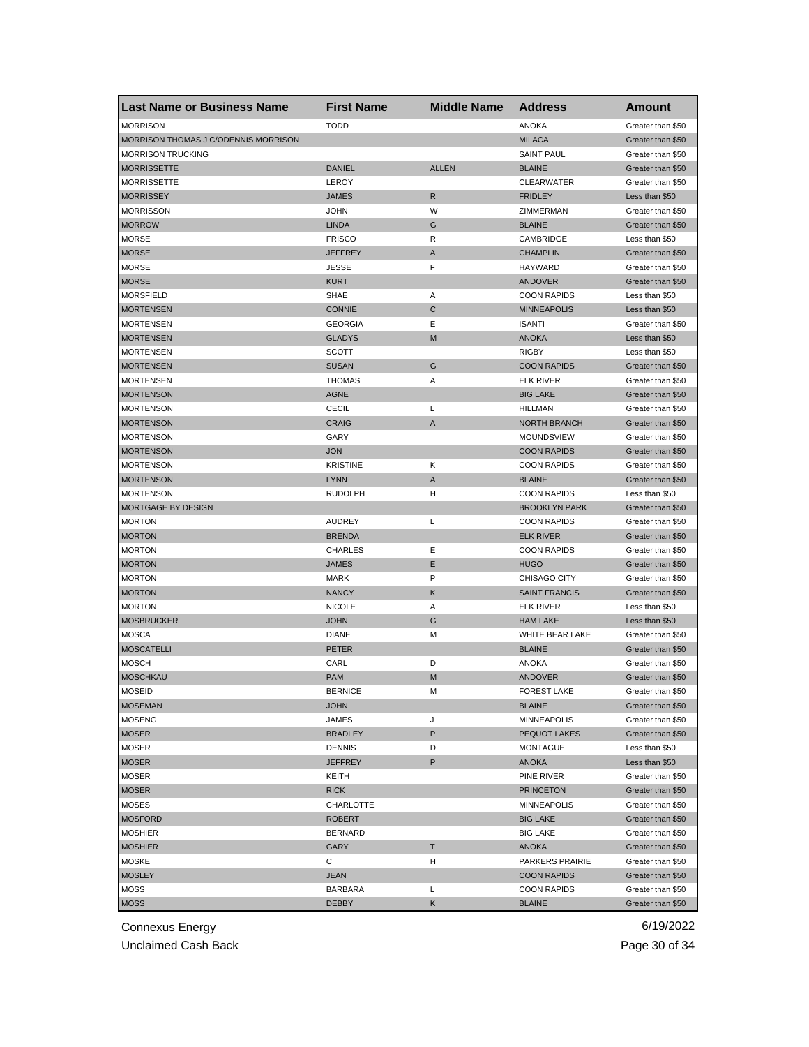| Last Name or Business Name | First Name | Middle Name | Address | Amount |
|---|---|---|---|---|
| MORRISON | TODD | | ANOKA | Greater than $50 |
| MORRISON THOMAS J C/ODENNIS MORRISON | | | MILACA | Greater than $50 |
| MORRISON TRUCKING | | | SAINT PAUL | Greater than $50 |
| MORRISSETTE | DANIEL | ALLEN | BLAINE | Greater than $50 |
| MORRISSETTE | LEROY | | CLEARWATER | Greater than $50 |
| MORRISSEY | JAMES | R | FRIDLEY | Less than $50 |
| MORRISSON | JOHN | W | ZIMMERMAN | Greater than $50 |
| MORROW | LINDA | G | BLAINE | Greater than $50 |
| MORSE | FRISCO | R | CAMBRIDGE | Less than $50 |
| MORSE | JEFFREY | A | CHAMPLIN | Greater than $50 |
| MORSE | JESSE | F | HAYWARD | Greater than $50 |
| MORSE | KURT | | ANDOVER | Greater than $50 |
| MORSFIELD | SHAE | A | COON RAPIDS | Less than $50 |
| MORTENSEN | CONNIE | C | MINNEAPOLIS | Less than $50 |
| MORTENSEN | GEORGIA | E | ISANTI | Greater than $50 |
| MORTENSEN | GLADYS | M | ANOKA | Less than $50 |
| MORTENSEN | SCOTT | | RIGBY | Less than $50 |
| MORTENSEN | SUSAN | G | COON RAPIDS | Greater than $50 |
| MORTENSEN | THOMAS | A | ELK RIVER | Greater than $50 |
| MORTENSON | AGNE | | BIG LAKE | Greater than $50 |
| MORTENSON | CECIL | L | HILLMAN | Greater than $50 |
| MORTENSON | CRAIG | A | NORTH BRANCH | Greater than $50 |
| MORTENSON | GARY | | MOUNDSVIEW | Greater than $50 |
| MORTENSON | JON | | COON RAPIDS | Greater than $50 |
| MORTENSON | KRISTINE | K | COON RAPIDS | Greater than $50 |
| MORTENSON | LYNN | A | BLAINE | Greater than $50 |
| MORTENSON | RUDOLPH | H | COON RAPIDS | Less than $50 |
| MORTGAGE BY DESIGN | | | BROOKLYN PARK | Greater than $50 |
| MORTON | AUDREY | L | COON RAPIDS | Greater than $50 |
| MORTON | BRENDA | | ELK RIVER | Greater than $50 |
| MORTON | CHARLES | E | COON RAPIDS | Greater than $50 |
| MORTON | JAMES | E | HUGO | Greater than $50 |
| MORTON | MARK | P | CHISAGO CITY | Greater than $50 |
| MORTON | NANCY | K | SAINT FRANCIS | Greater than $50 |
| MORTON | NICOLE | A | ELK RIVER | Less than $50 |
| MOSBRUCKER | JOHN | G | HAM LAKE | Less than $50 |
| MOSCA | DIANE | M | WHITE BEAR LAKE | Greater than $50 |
| MOSCATELLI | PETER | | BLAINE | Greater than $50 |
| MOSCH | CARL | D | ANOKA | Greater than $50 |
| MOSCHKAU | PAM | M | ANDOVER | Greater than $50 |
| MOSEID | BERNICE | M | FOREST LAKE | Greater than $50 |
| MOSEMAN | JOHN | | BLAINE | Greater than $50 |
| MOSENG | JAMES | J | MINNEAPOLIS | Greater than $50 |
| MOSER | BRADLEY | P | PEQUOT LAKES | Greater than $50 |
| MOSER | DENNIS | D | MONTAGUE | Less than $50 |
| MOSER | JEFFREY | P | ANOKA | Less than $50 |
| MOSER | KEITH | | PINE RIVER | Greater than $50 |
| MOSER | RICK | | PRINCETON | Greater than $50 |
| MOSES | CHARLOTTE | | MINNEAPOLIS | Greater than $50 |
| MOSFORD | ROBERT | | BIG LAKE | Greater than $50 |
| MOSHIER | BERNARD | | BIG LAKE | Greater than $50 |
| MOSHIER | GARY | T | ANOKA | Greater than $50 |
| MOSKE | C | H | PARKERS PRAIRIE | Greater than $50 |
| MOSLEY | JEAN | | COON RAPIDS | Greater than $50 |
| MOSS | BARBARA | L | COON RAPIDS | Greater than $50 |
| MOSS | DEBBY | K | BLAINE | Greater than $50 |

Connexus Energy  
Unclaimed Cash Back  
6/19/2022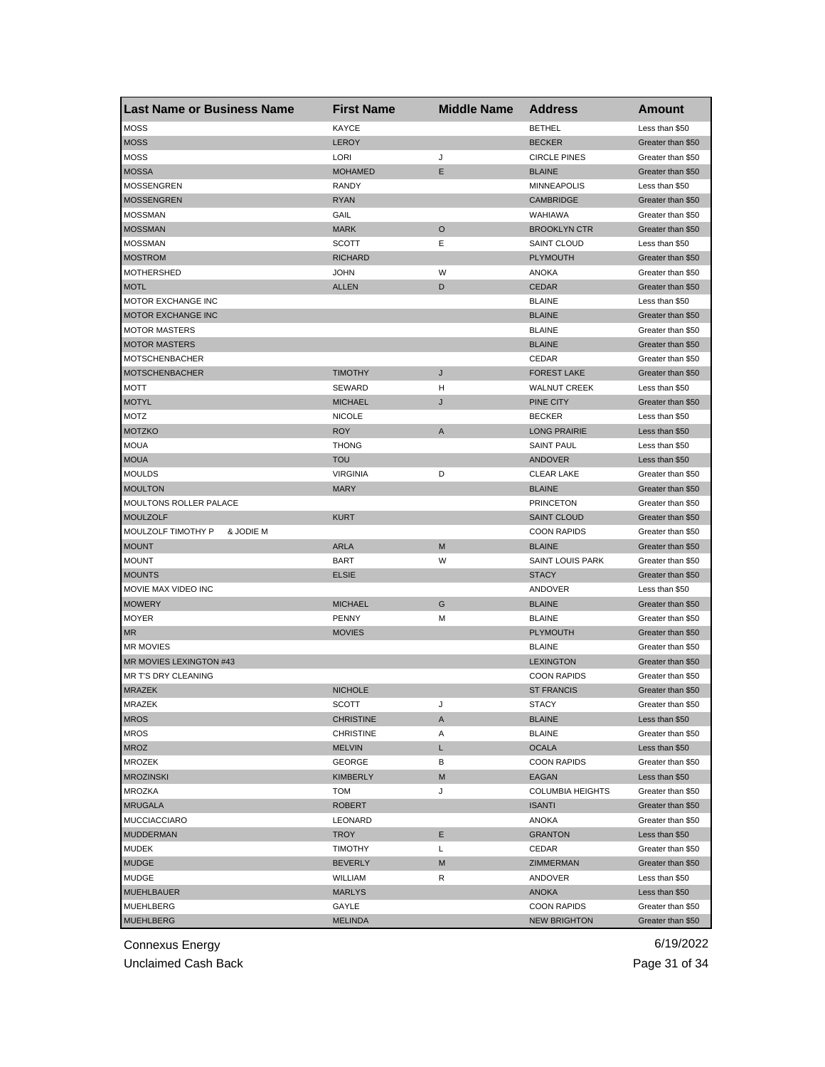| Last Name or Business Name | First Name | Middle Name | Address | Amount |
|---|---|---|---|---|
| MOSS | KAYCE | | BETHEL | Less than $50 |
| MOSS | LEROY | | BECKER | Greater than $50 |
| MOSS | LORI | J | CIRCLE PINES | Greater than $50 |
| MOSSA | MOHAMED | E | BLAINE | Greater than $50 |
| MOSSENGREN | RANDY | | MINNEAPOLIS | Less than $50 |
| MOSSENGREN | RYAN | | CAMBRIDGE | Greater than $50 |
| MOSSMAN | GAIL | | WAHIAWA | Greater than $50 |
| MOSSMAN | MARK | O | BROOKLYN CTR | Greater than $50 |
| MOSSMAN | SCOTT | E | SAINT CLOUD | Less than $50 |
| MOSTROM | RICHARD | | PLYMOUTH | Greater than $50 |
| MOTHERSHED | JOHN | W | ANOKA | Greater than $50 |
| MOTL | ALLEN | D | CEDAR | Greater than $50 |
| MOTOR EXCHANGE INC | | | BLAINE | Less than $50 |
| MOTOR EXCHANGE INC | | | BLAINE | Greater than $50 |
| MOTOR MASTERS | | | BLAINE | Greater than $50 |
| MOTOR MASTERS | | | BLAINE | Greater than $50 |
| MOTSCHENBACHER | | | CEDAR | Greater than $50 |
| MOTSCHENBACHER | TIMOTHY | J | FOREST LAKE | Greater than $50 |
| MOTT | SEWARD | H | WALNUT CREEK | Less than $50 |
| MOTYL | MICHAEL | J | PINE CITY | Greater than $50 |
| MOTZ | NICOLE | | BECKER | Less than $50 |
| MOTZKO | ROY | A | LONG PRAIRIE | Less than $50 |
| MOUA | THONG | | SAINT PAUL | Less than $50 |
| MOUA | TOU | | ANDOVER | Less than $50 |
| MOULDS | VIRGINIA | D | CLEAR LAKE | Greater than $50 |
| MOULTON | MARY | | BLAINE | Greater than $50 |
| MOULTONS ROLLER PALACE | | | PRINCETON | Greater than $50 |
| MOULZOLF | KURT | | SAINT CLOUD | Greater than $50 |
| MOULZOLF TIMOTHY P & JODIE M | | | COON RAPIDS | Greater than $50 |
| MOUNT | ARLA | M | BLAINE | Greater than $50 |
| MOUNT | BART | W | SAINT LOUIS PARK | Greater than $50 |
| MOUNTS | ELSIE | | STACY | Greater than $50 |
| MOVIE MAX VIDEO INC | | | ANDOVER | Less than $50 |
| MOWERY | MICHAEL | G | BLAINE | Greater than $50 |
| MOYER | PENNY | M | BLAINE | Greater than $50 |
| MR | MOVIES | | PLYMOUTH | Greater than $50 |
| MR MOVIES | | | BLAINE | Greater than $50 |
| MR MOVIES LEXINGTON #43 | | | LEXINGTON | Greater than $50 |
| MR T'S DRY CLEANING | | | COON RAPIDS | Greater than $50 |
| MRAZEK | NICHOLE | | ST FRANCIS | Greater than $50 |
| MRAZEK | SCOTT | J | STACY | Greater than $50 |
| MROS | CHRISTINE | A | BLAINE | Less than $50 |
| MROS | CHRISTINE | A | BLAINE | Greater than $50 |
| MROZ | MELVIN | L | OCALA | Less than $50 |
| MROZEK | GEORGE | B | COON RAPIDS | Greater than $50 |
| MROZINSKI | KIMBERLY | M | EAGAN | Less than $50 |
| MROZKA | TOM | J | COLUMBIA HEIGHTS | Greater than $50 |
| MRUGALA | ROBERT | | ISANTI | Greater than $50 |
| MUCCIACCIARO | LEONARD | | ANOKA | Greater than $50 |
| MUDDERMAN | TROY | E | GRANTON | Less than $50 |
| MUDEK | TIMOTHY | L | CEDAR | Greater than $50 |
| MUDGE | BEVERLY | M | ZIMMERMAN | Greater than $50 |
| MUDGE | WILLIAM | R | ANDOVER | Less than $50 |
| MUEHLBAUER | MARLYS | | ANOKA | Less than $50 |
| MUEHLBERG | GAYLE | | COON RAPIDS | Greater than $50 |
| MUEHLBERG | MELINDA | | NEW BRIGHTON | Greater than $50 |

Connexus Energy 6/19/2022

Unclaimed Cash Back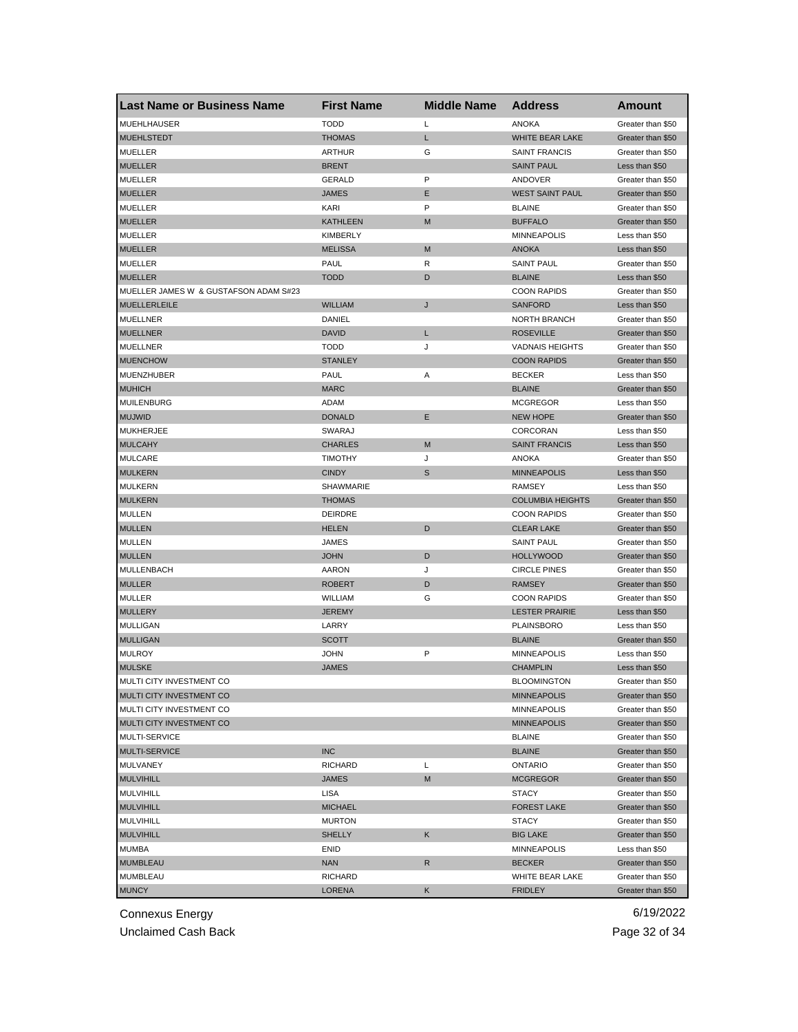| Last Name or Business Name | First Name | Middle Name | Address | Amount |
| --- | --- | --- | --- | --- |
| MUEHLHAUSER | TODD | L | ANOKA | Greater than $50 |
| MUEHLSTEDT | THOMAS | L | WHITE BEAR LAKE | Greater than $50 |
| MUELLER | ARTHUR | G | SAINT FRANCIS | Greater than $50 |
| MUELLER | BRENT | | SAINT PAUL | Less than $50 |
| MUELLER | GERALD | P | ANDOVER | Greater than $50 |
| MUELLER | JAMES | E | WEST SAINT PAUL | Greater than $50 |
| MUELLER | KARI | P | BLAINE | Greater than $50 |
| MUELLER | KATHLEEN | M | BUFFALO | Greater than $50 |
| MUELLER | KIMBERLY | | MINNEAPOLIS | Less than $50 |
| MUELLER | MELISSA | M | ANOKA | Less than $50 |
| MUELLER | PAUL | R | SAINT PAUL | Greater than $50 |
| MUELLER | TODD | D | BLAINE | Less than $50 |
| MUELLER JAMES W & GUSTAFSON ADAM S#23 | | | COON RAPIDS | Greater than $50 |
| MUELLERLEILE | WILLIAM | J | SANFORD | Less than $50 |
| MUELLNER | DANIEL | | NORTH BRANCH | Greater than $50 |
| MUELLNER | DAVID | L | ROSEVILLE | Greater than $50 |
| MUELLNER | TODD | J | VADNAIS HEIGHTS | Greater than $50 |
| MUENCHOW | STANLEY | | COON RAPIDS | Greater than $50 |
| MUENZHUBER | PAUL | A | BECKER | Less than $50 |
| MUHICH | MARC | | BLAINE | Greater than $50 |
| MUILENBURG | ADAM | | MCGREGOR | Less than $50 |
| MUJWID | DONALD | E | NEW HOPE | Greater than $50 |
| MUKHERJEE | SWARAJ | | CORCORAN | Less than $50 |
| MULCAHY | CHARLES | M | SAINT FRANCIS | Less than $50 |
| MULCARE | TIMOTHY | J | ANOKA | Greater than $50 |
| MULKERN | CINDY | S | MINNEAPOLIS | Less than $50 |
| MULKERN | SHAWMARIE | | RAMSEY | Less than $50 |
| MULKERN | THOMAS | | COLUMBIA HEIGHTS | Greater than $50 |
| MULLEN | DEIRDRE | | COON RAPIDS | Greater than $50 |
| MULLEN | HELEN | D | CLEAR LAKE | Greater than $50 |
| MULLEN | JAMES | | SAINT PAUL | Greater than $50 |
| MULLEN | JOHN | D | HOLLYWOOD | Greater than $50 |
| MULLENBACH | AARON | J | CIRCLE PINES | Greater than $50 |
| MULLER | ROBERT | D | RAMSEY | Greater than $50 |
| MULLER | WILLIAM | G | COON RAPIDS | Greater than $50 |
| MULLERY | JEREMY | | LESTER PRAIRIE | Less than $50 |
| MULLIGAN | LARRY | | PLAINSBORO | Less than $50 |
| MULLIGAN | SCOTT | | BLAINE | Greater than $50 |
| MULROY | JOHN | P | MINNEAPOLIS | Less than $50 |
| MULSKE | JAMES | | CHAMPLIN | Less than $50 |
| MULTI CITY INVESTMENT CO | | | BLOOMINGTON | Greater than $50 |
| MULTI CITY INVESTMENT CO | | | MINNEAPOLIS | Greater than $50 |
| MULTI CITY INVESTMENT CO | | | MINNEAPOLIS | Greater than $50 |
| MULTI CITY INVESTMENT CO | | | MINNEAPOLIS | Greater than $50 |
| MULTI-SERVICE | | | BLAINE | Greater than $50 |
| MULTI-SERVICE | INC | | BLAINE | Greater than $50 |
| MULVANEY | RICHARD | L | ONTARIO | Greater than $50 |
| MULVIHILL | JAMES | M | MCGREGOR | Greater than $50 |
| MULVIHILL | LISA | | STACY | Greater than $50 |
| MULVIHILL | MICHAEL | | FOREST LAKE | Greater than $50 |
| MULVIHILL | MURTON | | STACY | Greater than $50 |
| MULVIHILL | SHELLY | K | BIG LAKE | Greater than $50 |
| MUMBA | ENID | | MINNEAPOLIS | Less than $50 |
| MUMBLEAU | NAN | R | BECKER | Greater than $50 |
| MUMBLEAU | RICHARD | | WHITE BEAR LAKE | Greater than $50 |
| MUNCY | LORENA | K | FRIDLEY | Greater than $50 |

Connexus Energy 6/19/2022

Unclaimed Cash Back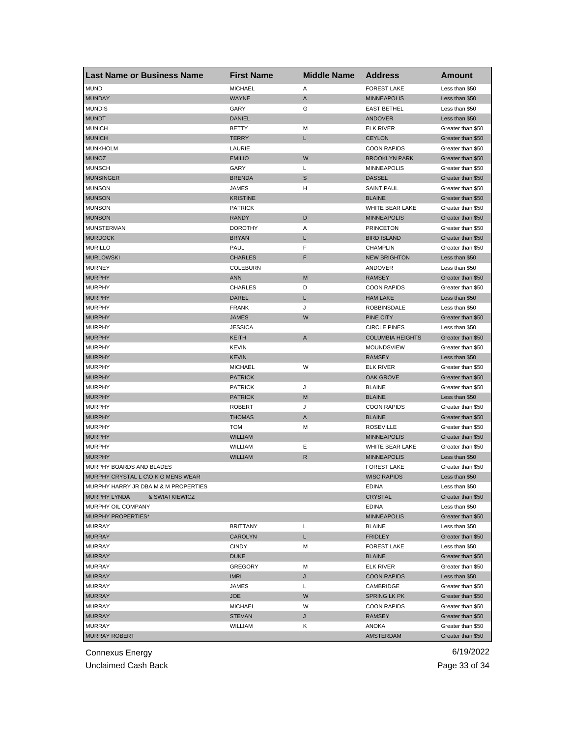| Last Name or Business Name | First Name | Middle Name | Address | Amount |
|---|---|---|---|---|
| MUND | MICHAEL | A | FOREST LAKE | Less than $50 |
| MUNDAY | WAYNE | A | MINNEAPOLIS | Less than $50 |
| MUNDIS | GARY | G | EAST BETHEL | Less than $50 |
| MUNDT | DANIEL | | ANDOVER | Less than $50 |
| MUNICH | BETTY | M | ELK RIVER | Greater than $50 |
| MUNICH | TERRY | L | CEYLON | Greater than $50 |
| MUNKHOLM | LAURIE | | COON RAPIDS | Greater than $50 |
| MUNOZ | EMILIO | W | BROOKLYN PARK | Greater than $50 |
| MUNSCH | GARY | L | MINNEAPOLIS | Greater than $50 |
| MUNSINGER | BRENDA | S | DASSEL | Greater than $50 |
| MUNSON | JAMES | H | SAINT PAUL | Greater than $50 |
| MUNSON | KRISTINE | | BLAINE | Greater than $50 |
| MUNSON | PATRICK | | WHITE BEAR LAKE | Greater than $50 |
| MUNSON | RANDY | D | MINNEAPOLIS | Greater than $50 |
| MUNSTERMAN | DOROTHY | A | PRINCETON | Greater than $50 |
| MURDOCK | BRYAN | L | BIRD ISLAND | Greater than $50 |
| MURILLO | PAUL | F | CHAMPLIN | Greater than $50 |
| MURLOWSKI | CHARLES | F | NEW BRIGHTON | Less than $50 |
| MURNEY | COLEBURN | | ANDOVER | Less than $50 |
| MURPHY | ANN | M | RAMSEY | Greater than $50 |
| MURPHY | CHARLES | D | COON RAPIDS | Greater than $50 |
| MURPHY | DAREL | L | HAM LAKE | Less than $50 |
| MURPHY | FRANK | J | ROBBINSDALE | Less than $50 |
| MURPHY | JAMES | W | PINE CITY | Greater than $50 |
| MURPHY | JESSICA | | CIRCLE PINES | Less than $50 |
| MURPHY | KEITH | A | COLUMBIA HEIGHTS | Greater than $50 |
| MURPHY | KEVIN | | MOUNDSVIEW | Greater than $50 |
| MURPHY | KEVIN | | RAMSEY | Less than $50 |
| MURPHY | MICHAEL | W | ELK RIVER | Greater than $50 |
| MURPHY | PATRICK | | OAK GROVE | Greater than $50 |
| MURPHY | PATRICK | J | BLAINE | Greater than $50 |
| MURPHY | PATRICK | M | BLAINE | Less than $50 |
| MURPHY | ROBERT | J | COON RAPIDS | Greater than $50 |
| MURPHY | THOMAS | A | BLAINE | Greater than $50 |
| MURPHY | TOM | M | ROSEVILLE | Greater than $50 |
| MURPHY | WILLIAM | | MINNEAPOLIS | Greater than $50 |
| MURPHY | WILLIAM | E | WHITE BEAR LAKE | Greater than $50 |
| MURPHY | WILLIAM | R | MINNEAPOLIS | Less than $50 |
| MURPHY BOARDS AND BLADES | | | FOREST LAKE | Greater than $50 |
| MURPHY CRYSTAL L C\O K G MENS WEAR | | | WISC RAPIDS | Less than $50 |
| MURPHY HARRY JR DBA M & M PROPERTIES | | | EDINA | Less than $50 |
| MURPHY LYNDA & SWIATKIEWICZ | | | CRYSTAL | Greater than $50 |
| MURPHY OIL COMPANY | | | EDINA | Less than $50 |
| MURPHY PROPERTIES* | | | MINNEAPOLIS | Greater than $50 |
| MURRAY | BRITTANY | L | BLAINE | Less than $50 |
| MURRAY | CAROLYN | L | FRIDLEY | Greater than $50 |
| MURRAY | CINDY | M | FOREST LAKE | Less than $50 |
| MURRAY | DUKE | | BLAINE | Greater than $50 |
| MURRAY | GREGORY | M | ELK RIVER | Greater than $50 |
| MURRAY | IMRI | J | COON RAPIDS | Less than $50 |
| MURRAY | JAMES | L | CAMBRIDGE | Greater than $50 |
| MURRAY | JOE | W | SPRING LK PK | Greater than $50 |
| MURRAY | MICHAEL | W | COON RAPIDS | Greater than $50 |
| MURRAY | STEVAN | J | RAMSEY | Greater than $50 |
| MURRAY | WILLIAM | K | ANOKA | Greater than $50 |
| MURRAY ROBERT | | | AMSTERDAM | Greater than $50 |

Connexus Energy
Unclaimed Cash Back

6/19/2022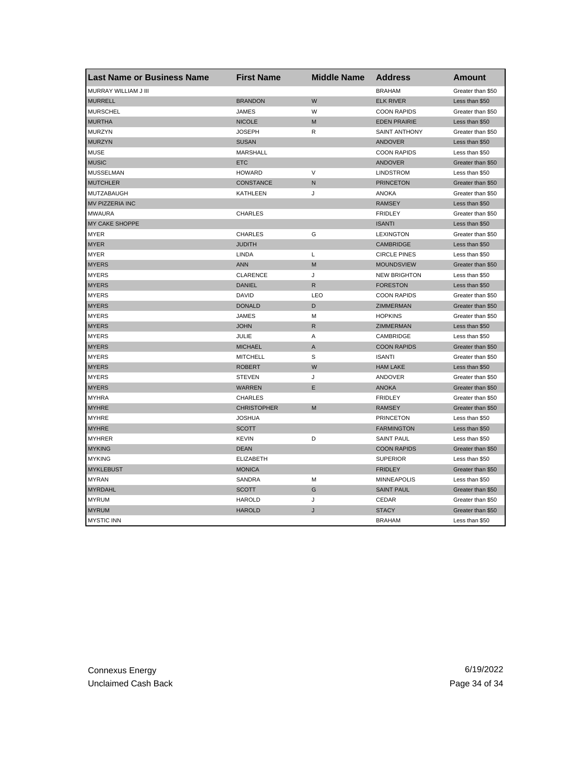| Last Name or Business Name | First Name | Middle Name | Address | Amount |
| --- | --- | --- | --- | --- |
| MURRAY WILLIAM J III | | | BRAHAM | Greater than $50 |
| MURRELL | BRANDON | W | ELK RIVER | Less than $50 |
| MURSCHEL | JAMES | W | COON RAPIDS | Greater than $50 |
| MURTHA | NICOLE | M | EDEN PRAIRIE | Less than $50 |
| MURZYN | JOSEPH | R | SAINT ANTHONY | Greater than $50 |
| MURZYN | SUSAN | | ANDOVER | Less than $50 |
| MUSE | MARSHALL | | COON RAPIDS | Less than $50 |
| MUSIC | ETC | | ANDOVER | Greater than $50 |
| MUSSELMAN | HOWARD | V | LINDSTROM | Less than $50 |
| MUTCHLER | CONSTANCE | N | PRINCETON | Greater than $50 |
| MUTZABAUGH | KATHLEEN | J | ANOKA | Greater than $50 |
| MV PIZZERIA INC | | | RAMSEY | Less than $50 |
| MWAURA | CHARLES | | FRIDLEY | Greater than $50 |
| MY CAKE SHOPPE | | | ISANTI | Less than $50 |
| MYER | CHARLES | G | LEXINGTON | Greater than $50 |
| MYER | JUDITH | | CAMBRIDGE | Less than $50 |
| MYER | LINDA | L | CIRCLE PINES | Less than $50 |
| MYERS | ANN | M | MOUNDSVIEW | Greater than $50 |
| MYERS | CLARENCE | J | NEW BRIGHTON | Less than $50 |
| MYERS | DANIEL | R | FORESTON | Less than $50 |
| MYERS | DAVID | LEO | COON RAPIDS | Greater than $50 |
| MYERS | DONALD | D | ZIMMERMAN | Greater than $50 |
| MYERS | JAMES | M | HOPKINS | Greater than $50 |
| MYERS | JOHN | R | ZIMMERMAN | Less than $50 |
| MYERS | JULIE | A | CAMBRIDGE | Less than $50 |
| MYERS | MICHAEL | A | COON RAPIDS | Greater than $50 |
| MYERS | MITCHELL | S | ISANTI | Greater than $50 |
| MYERS | ROBERT | W | HAM LAKE | Less than $50 |
| MYERS | STEVEN | J | ANDOVER | Greater than $50 |
| MYERS | WARREN | E | ANOKA | Greater than $50 |
| MYHRA | CHARLES | | FRIDLEY | Greater than $50 |
| MYHRE | CHRISTOPHER | M | RAMSEY | Greater than $50 |
| MYHRE | JOSHUA | | PRINCETON | Less than $50 |
| MYHRE | SCOTT | | FARMINGTON | Less than $50 |
| MYHRER | KEVIN | D | SAINT PAUL | Less than $50 |
| MYKING | DEAN | | COON RAPIDS | Greater than $50 |
| MYKING | ELIZABETH | | SUPERIOR | Less than $50 |
| MYKLEBUST | MONICA | | FRIDLEY | Greater than $50 |
| MYRAN | SANDRA | M | MINNEAPOLIS | Less than $50 |
| MYRDAHL | SCOTT | G | SAINT PAUL | Greater than $50 |
| MYRUM | HAROLD | J | CEDAR | Greater than $50 |
| MYRUM | HAROLD | J | STACY | Greater than $50 |
| MYSTIC INN | | | BRAHAM | Less than $50 |

Connexus Energy
Unclaimed Cash Back

6/19/2022